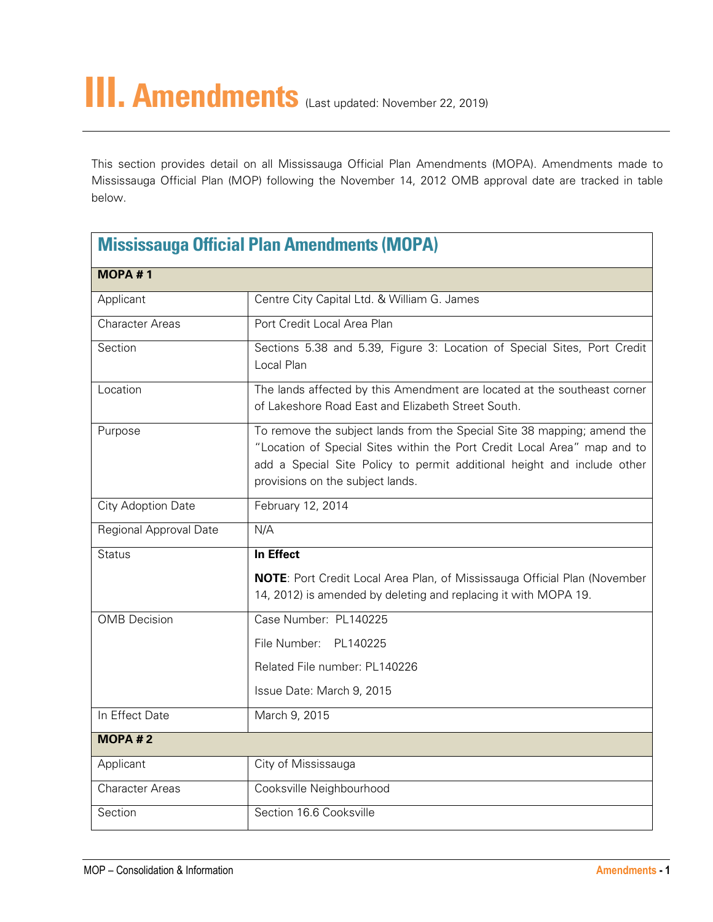# III. Amendments (Last updated: November 22, 2019)

This section provides detail on all Mississauga Official Plan Amendments (MOPA). Amendments made to Mississauga Official Plan (MOP) following the November 14, 2012 OMB approval date are tracked in table below.

| Mississauga Official Plan Amendments (MOPA) | |
|---|---|
| **MOPA # 1** | |
| Applicant | Centre City Capital Ltd. & William G. James |
| Character Areas | Port Credit Local Area Plan |
| Section | Sections 5.38 and 5.39, Figure 3: Location of Special Sites, Port Credit Local Plan |
| Location | The lands affected by this Amendment are located at the southeast corner of Lakeshore Road East and Elizabeth Street South. |
| Purpose | To remove the subject lands from the Special Site 38 mapping; amend the "Location of Special Sites within the Port Credit Local Area" map and to add a Special Site Policy to permit additional height and include other provisions on the subject lands. |
| City Adoption Date | February 12, 2014 |
| Regional Approval Date | N/A |
| Status | **In Effect**<br><br>**NOTE**: Port Credit Local Area Plan, of Mississauga Official Plan (November 14, 2012) is amended by deleting and replacing it with MOPA 19. |
| OMB Decision | Case Number: PL140225<br><br>File Number: PL140225<br><br>Related File number: PL140226<br><br>Issue Date: March 9, 2015 |
| In Effect Date | March 9, 2015 |
| **MOPA # 2** | |
| Applicant | City of Mississauga |
| Character Areas | Cooksville Neighbourhood |
| Section | Section 16.6 Cooksville |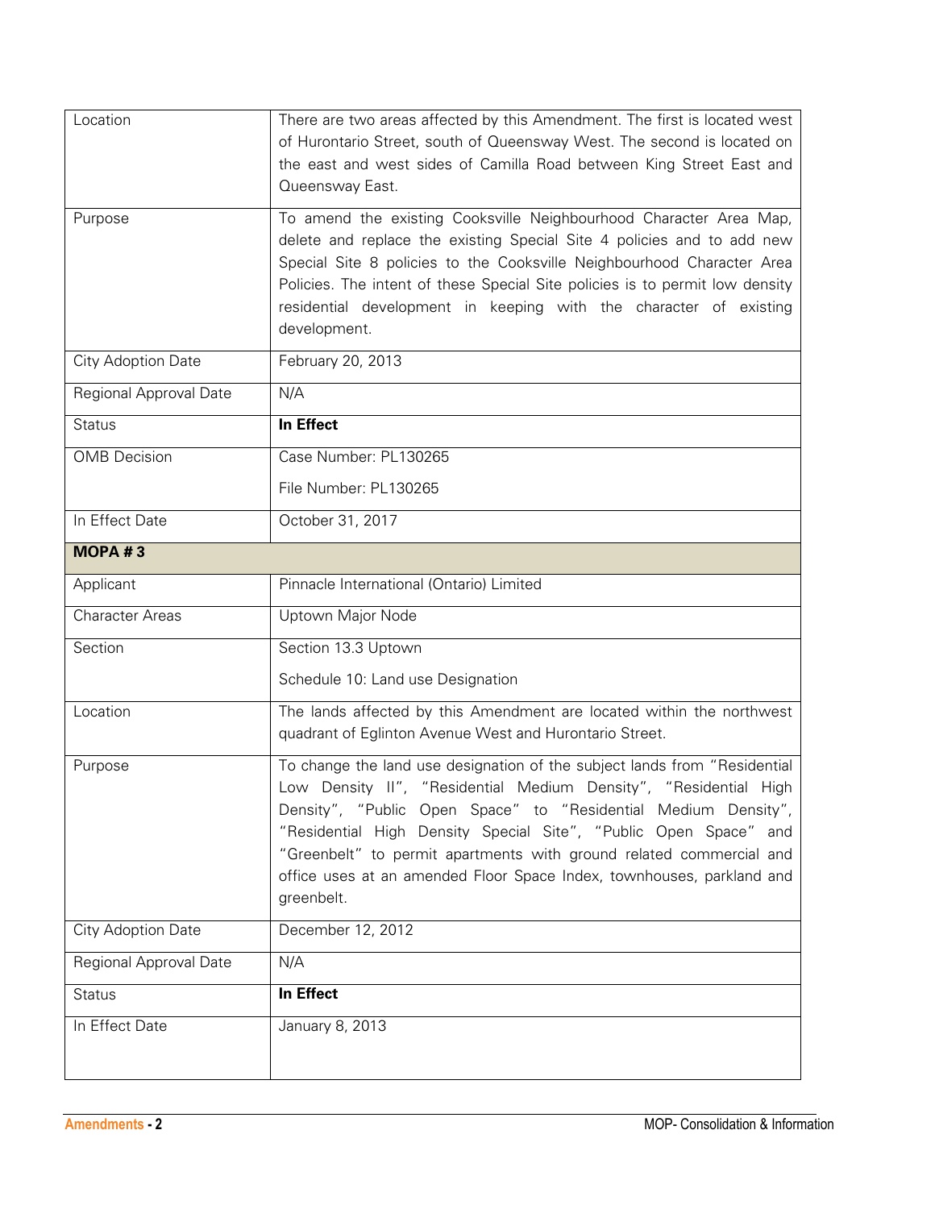| | |
|---|---|
| Location | There are two areas affected by this Amendment. The first is located west of Hurontario Street, south of Queensway West. The second is located on the east and west sides of Camilla Road between King Street East and Queensway East. |
| Purpose | To amend the existing Cooksville Neighbourhood Character Area Map, delete and replace the existing Special Site 4 policies and to add new Special Site 8 policies to the Cooksville Neighbourhood Character Area Policies. The intent of these Special Site policies is to permit low density residential development in keeping with the character of existing development. |
| City Adoption Date | February 20, 2013 |
| Regional Approval Date | N/A |
| Status | **In Effect** |
| OMB Decision | Case Number: PL130265<br><br>File Number: PL130265 |
| In Effect Date | October 31, 2017 |
| **MOPA # 3** | |
| Applicant | Pinnacle International (Ontario) Limited |
| Character Areas | Uptown Major Node |
| Section | Section 13.3 Uptown<br><br>Schedule 10: Land use Designation |
| Location | The lands affected by this Amendment are located within the northwest quadrant of Eglinton Avenue West and Hurontario Street. |
| Purpose | To change the land use designation of the subject lands from "Residential Low Density II", "Residential Medium Density", "Residential High Density", "Public Open Space" to "Residential Medium Density", "Residential High Density Special Site", "Public Open Space" and "Greenbelt" to permit apartments with ground related commercial and office uses at an amended Floor Space Index, townhouses, parkland and greenbelt. |
| City Adoption Date | December 12, 2012 |
| Regional Approval Date | N/A |
| Status | **In Effect** |
| In Effect Date | January 8, 2013 |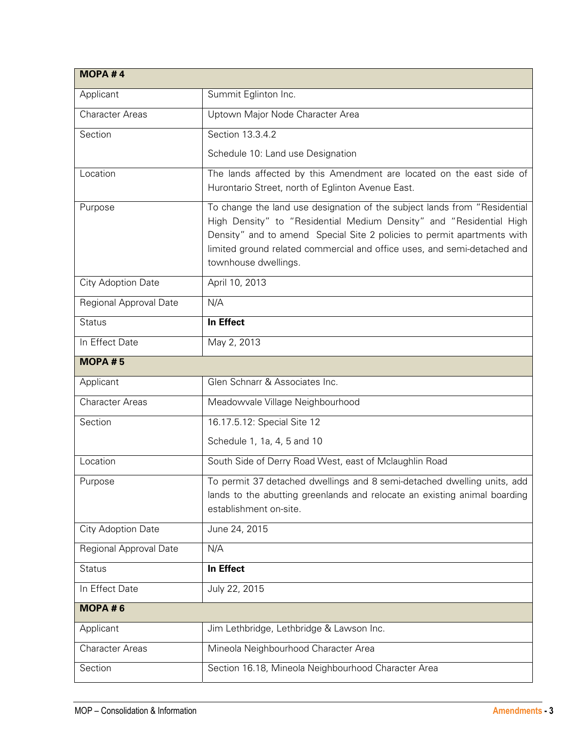| MOPA # 4 | |
|---|---|
| Applicant | Summit Eglinton Inc. |
| Character Areas | Uptown Major Node Character Area |
| Section | Section 13.3.4.2<br>Schedule 10: Land use Designation |
| Location | The lands affected by this Amendment are located on the east side of Hurontario Street, north of Eglinton Avenue East. |
| Purpose | To change the land use designation of the subject lands from "Residential High Density" to "Residential Medium Density" and "Residential High Density" and to amend Special Site 2 policies to permit apartments with limited ground related commercial and office uses, and semi-detached and townhouse dwellings. |
| City Adoption Date | April 10, 2013 |
| Regional Approval Date | N/A |
| Status | **In Effect** |
| In Effect Date | May 2, 2013 |
| **MOPA # 5** | |
| Applicant | Glen Schnarr & Associates Inc. |
| Character Areas | Meadowvale Village Neighbourhood |
| Section | 16.17.5.12: Special Site 12<br>Schedule 1, 1a, 4, 5 and 10 |
| Location | South Side of Derry Road West, east of Mclaughlin Road |
| Purpose | To permit 37 detached dwellings and 8 semi-detached dwelling units, add lands to the abutting greenlands and relocate an existing animal boarding establishment on-site. |
| City Adoption Date | June 24, 2015 |
| Regional Approval Date | N/A |
| Status | **In Effect** |
| In Effect Date | July 22, 2015 |
| **MOPA # 6** | |
| Applicant | Jim Lethbridge, Lethbridge & Lawson Inc. |
| Character Areas | Mineola Neighbourhood Character Area |
| Section | Section 16.18, Mineola Neighbourhood Character Area |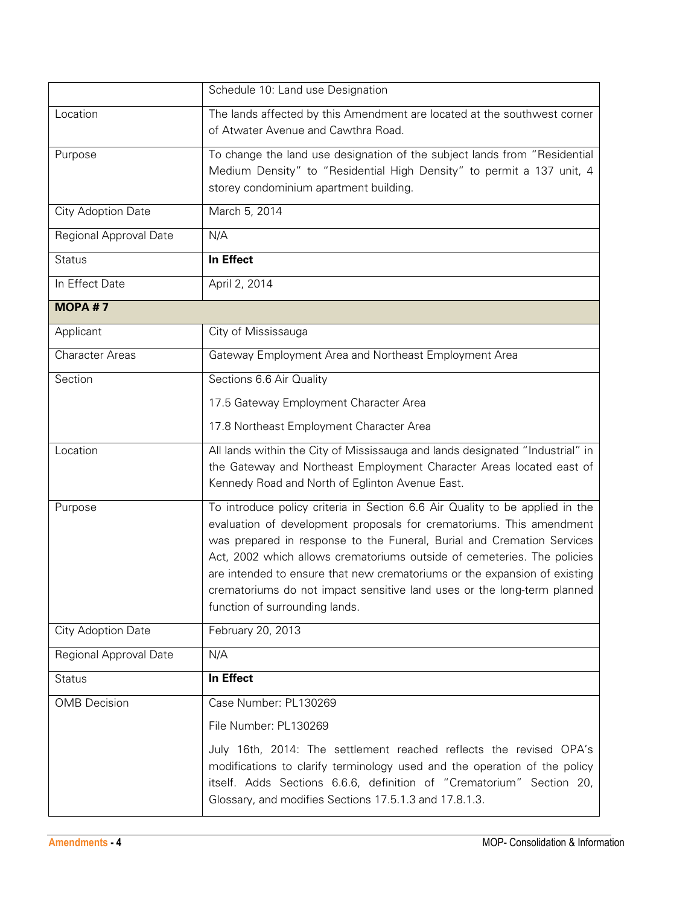| | |
|---|---|
| | Schedule 10: Land use Designation |
| Location | The lands affected by this Amendment are located at the southwest corner of Atwater Avenue and Cawthra Road. |
| Purpose | To change the land use designation of the subject lands from "Residential Medium Density" to "Residential High Density" to permit a 137 unit, 4 storey condominium apartment building. |
| City Adoption Date | March 5, 2014 |
| Regional Approval Date | N/A |
| Status | **In Effect** |
| In Effect Date | April 2, 2014 |
| **MOPA # 7** | |
| Applicant | City of Mississauga |
| Character Areas | Gateway Employment Area and Northeast Employment Area |
| Section | Sections 6.6 Air Quality<br><br>17.5 Gateway Employment Character Area<br><br>17.8 Northeast Employment Character Area |
| Location | All lands within the City of Mississauga and lands designated "Industrial" in the Gateway and Northeast Employment Character Areas located east of Kennedy Road and North of Eglinton Avenue East. |
| Purpose | To introduce policy criteria in Section 6.6 Air Quality to be applied in the evaluation of development proposals for crematoriums. This amendment was prepared in response to the Funeral, Burial and Cremation Services Act, 2002 which allows crematoriums outside of cemeteries. The policies are intended to ensure that new crematoriums or the expansion of existing crematoriums do not impact sensitive land uses or the long-term planned function of surrounding lands. |
| City Adoption Date | February 20, 2013 |
| Regional Approval Date | N/A |
| Status | **In Effect** |
| OMB Decision | Case Number: PL130269<br><br>File Number: PL130269<br><br>July 16th, 2014: The settlement reached reflects the revised OPA's modifications to clarify terminology used and the operation of the policy itself. Adds Sections 6.6.6, definition of "Crematorium" Section 20, Glossary, and modifies Sections 17.5.1.3 and 17.8.1.3. |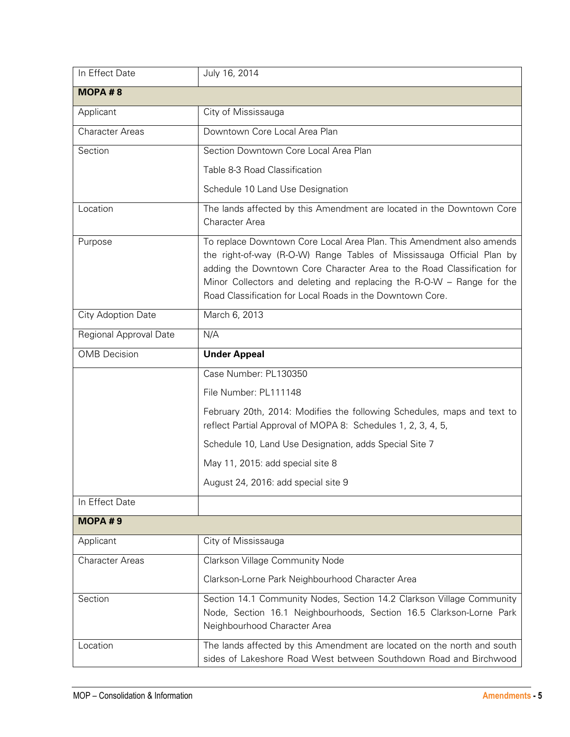| | |
|---|---|
| In Effect Date | July 16, 2014 |
| **MOPA # 8** | |
| Applicant | City of Mississauga |
| Character Areas | Downtown Core Local Area Plan |
| Section | Section Downtown Core Local Area Plan<br><br>Table 8-3 Road Classification<br><br>Schedule 10 Land Use Designation |
| Location | The lands affected by this Amendment are located in the Downtown Core Character Area |
| Purpose | To replace Downtown Core Local Area Plan. This Amendment also amends the right-of-way (R-O-W) Range Tables of Mississauga Official Plan by adding the Downtown Core Character Area to the Road Classification for Minor Collectors and deleting and replacing the R-O-W – Range for the Road Classification for Local Roads in the Downtown Core. |
| City Adoption Date | March 6, 2013 |
| Regional Approval Date | N/A |
| OMB Decision | **Under Appeal** |
| | Case Number: PL130350<br><br>File Number: PL111148<br><br>February 20th, 2014: Modifies the following Schedules, maps and text to reflect Partial Approval of MOPA 8: Schedules 1, 2, 3, 4, 5,<br><br>Schedule 10, Land Use Designation, adds Special Site 7<br><br>May 11, 2015: add special site 8<br><br>August 24, 2016: add special site 9 |
| In Effect Date | |
| **MOPA # 9** | |
| Applicant | City of Mississauga |
| Character Areas | Clarkson Village Community Node<br><br>Clarkson-Lorne Park Neighbourhood Character Area |
| Section | Section 14.1 Community Nodes, Section 14.2 Clarkson Village Community Node, Section 16.1 Neighbourhoods, Section 16.5 Clarkson-Lorne Park Neighbourhood Character Area |
| Location | The lands affected by this Amendment are located on the north and south sides of Lakeshore Road West between Southdown Road and Birchwood |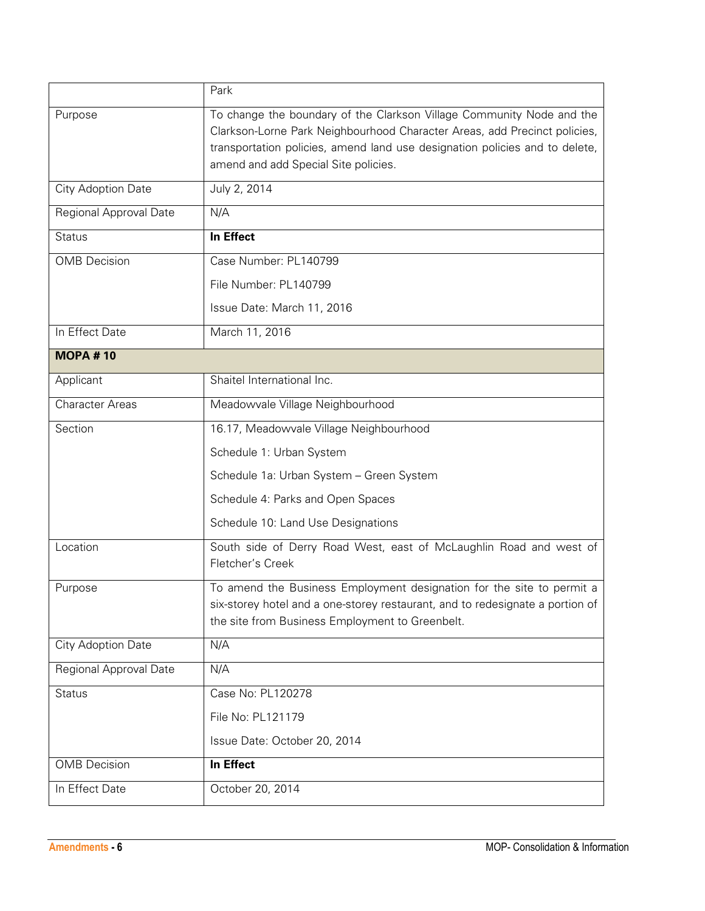| | Park |
|---|---|
| Purpose | To change the boundary of the Clarkson Village Community Node and the Clarkson-Lorne Park Neighbourhood Character Areas, add Precinct policies, transportation policies, amend land use designation policies and to delete, amend and add Special Site policies. |
| City Adoption Date | July 2, 2014 |
| Regional Approval Date | N/A |
| Status | **In Effect** |
| OMB Decision | Case Number: PL140799<br>File Number: PL140799<br>Issue Date: March 11, 2016 |
| In Effect Date | March 11, 2016 |
| **MOPA # 10** | |
| Applicant | Shaitel International Inc. |
| Character Areas | Meadowvale Village Neighbourhood |
| Section | 16.17, Meadowvale Village Neighbourhood<br>Schedule 1: Urban System<br>Schedule 1a: Urban System – Green System<br>Schedule 4: Parks and Open Spaces<br>Schedule 10: Land Use Designations |
| Location | South side of Derry Road West, east of McLaughlin Road and west of Fletcher's Creek |
| Purpose | To amend the Business Employment designation for the site to permit a six-storey hotel and a one-storey restaurant, and to redesignate a portion of the site from Business Employment to Greenbelt. |
| City Adoption Date | N/A |
| Regional Approval Date | N/A |
| Status | Case No: PL120278<br>File No: PL121179<br>Issue Date: October 20, 2014 |
| OMB Decision | **In Effect** |
| In Effect Date | October 20, 2014 |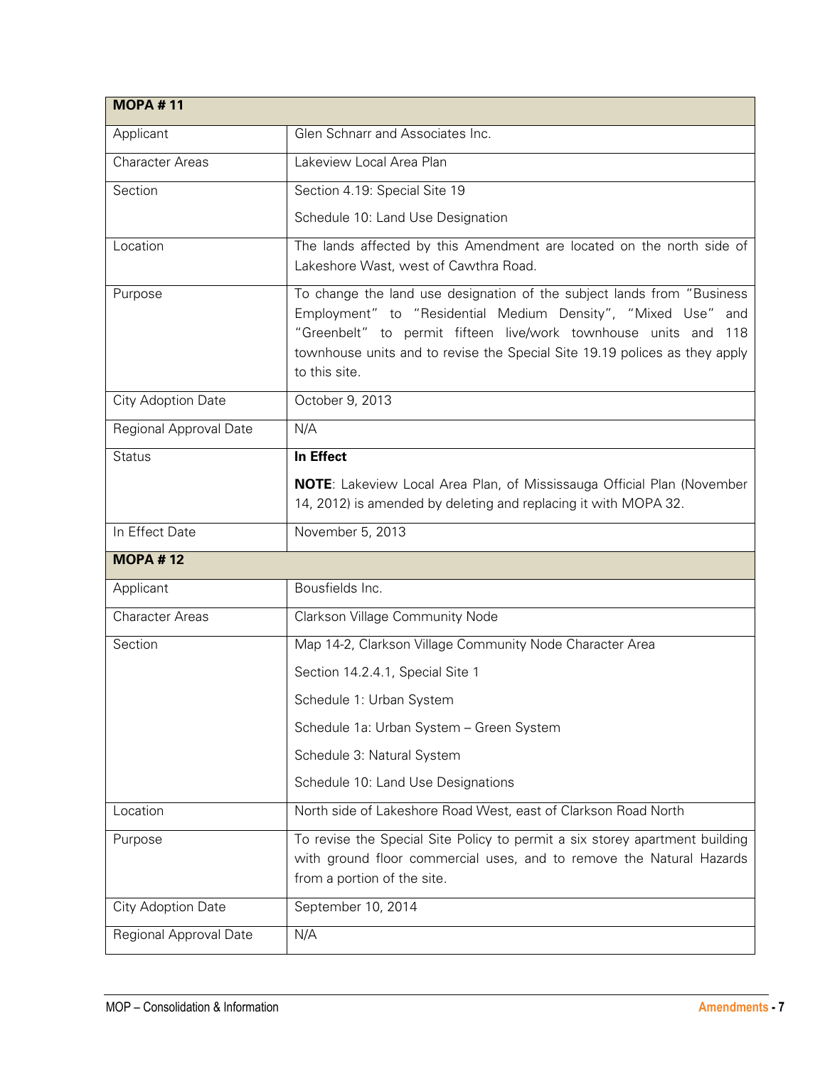| **MOPA # 11** | |
|---|---|
| Applicant | Glen Schnarr and Associates Inc. |
| Character Areas | Lakeview Local Area Plan |
| Section | Section 4.19: Special Site 19<br><br>Schedule 10: Land Use Designation |
| Location | The lands affected by this Amendment are located on the north side of Lakeshore Wast, west of Cawthra Road. |
| Purpose | To change the land use designation of the subject lands from "Business Employment" to "Residential Medium Density", "Mixed Use" and "Greenbelt" to permit fifteen live/work townhouse units and 118 townhouse units and to revise the Special Site 19.19 polices as they apply to this site. |
| City Adoption Date | October 9, 2013 |
| Regional Approval Date | N/A |
| Status | **In Effect**<br><br>**NOTE**: Lakeview Local Area Plan, of Mississauga Official Plan (November 14, 2012) is amended by deleting and replacing it with MOPA 32. |
| In Effect Date | November 5, 2013 |

| **MOPA # 12** | |
|---|---|
| Applicant | Bousfields Inc. |
| Character Areas | Clarkson Village Community Node |
| Section | Map 14-2, Clarkson Village Community Node Character Area<br><br>Section 14.2.4.1, Special Site 1<br><br>Schedule 1: Urban System<br><br>Schedule 1a: Urban System – Green System<br><br>Schedule 3: Natural System<br><br>Schedule 10: Land Use Designations |
| Location | North side of Lakeshore Road West, east of Clarkson Road North |
| Purpose | To revise the Special Site Policy to permit a six storey apartment building with ground floor commercial uses, and to remove the Natural Hazards from a portion of the site. |
| City Adoption Date | September 10, 2014 |
| Regional Approval Date | N/A |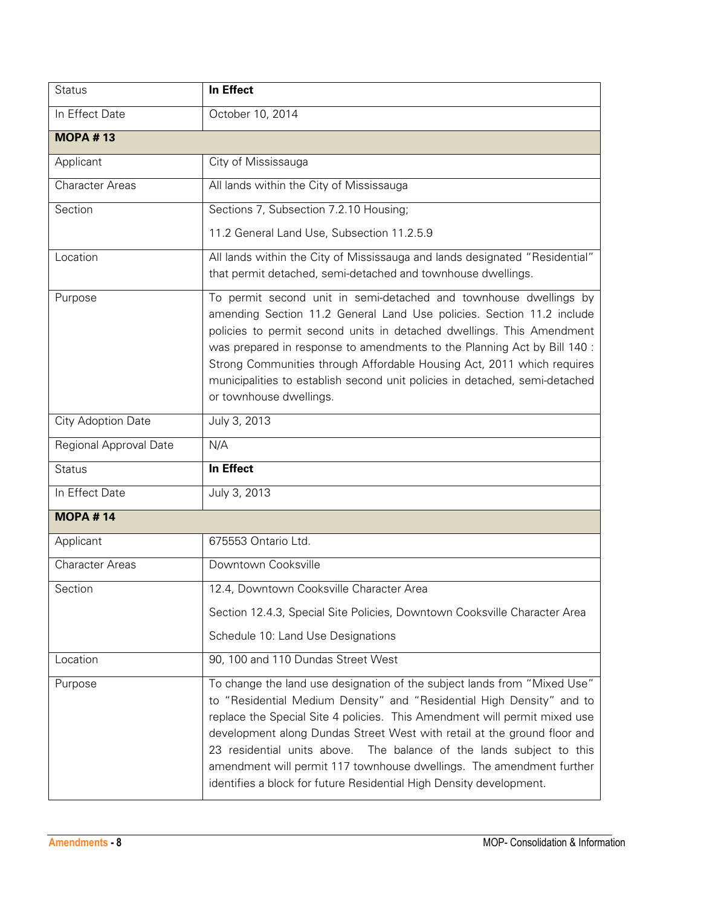| | |
|---|---|
| Status | **In Effect** |
| In Effect Date | October 10, 2014 |
| **MOPA # 13** | |
| Applicant | City of Mississauga |
| Character Areas | All lands within the City of Mississauga |
| Section | Sections 7, Subsection 7.2.10 Housing;<br><br>11.2 General Land Use, Subsection 11.2.5.9 |
| Location | All lands within the City of Mississauga and lands designated "Residential" that permit detached, semi-detached and townhouse dwellings. |
| Purpose | To permit second unit in semi-detached and townhouse dwellings by amending Section 11.2 General Land Use policies. Section 11.2 include policies to permit second units in detached dwellings. This Amendment was prepared in response to amendments to the Planning Act by Bill 140 : Strong Communities through Affordable Housing Act, 2011 which requires municipalities to establish second unit policies in detached, semi-detached or townhouse dwellings. |
| City Adoption Date | July 3, 2013 |
| Regional Approval Date | N/A |
| Status | **In Effect** |
| In Effect Date | July 3, 2013 |
| **MOPA # 14** | |
| Applicant | 675553 Ontario Ltd. |
| Character Areas | Downtown Cooksville |
| Section | 12.4, Downtown Cooksville Character Area<br><br>Section 12.4.3, Special Site Policies, Downtown Cooksville Character Area<br><br>Schedule 10: Land Use Designations |
| Location | 90, 100 and 110 Dundas Street West |
| Purpose | To change the land use designation of the subject lands from "Mixed Use" to "Residential Medium Density" and "Residential High Density" and to replace the Special Site 4 policies. This Amendment will permit mixed use development along Dundas Street West with retail at the ground floor and 23 residential units above. The balance of the lands subject to this amendment will permit 117 townhouse dwellings. The amendment further identifies a block for future Residential High Density development. |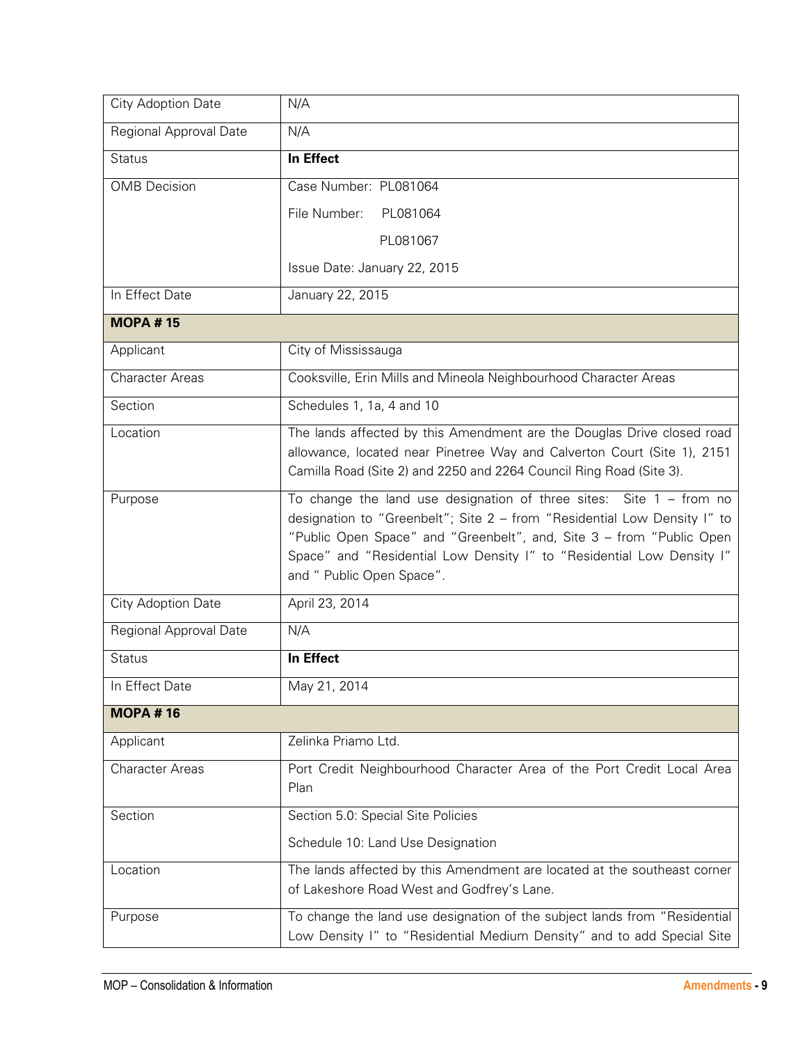| | |
|---|---|
| City Adoption Date | N/A |
| Regional Approval Date | N/A |
| Status | **In Effect** |
| OMB Decision | Case Number: PL081064<br>File Number: PL081064<br>PL081067<br>Issue Date: January 22, 2015 |
| In Effect Date | January 22, 2015 |
| **MOPA # 15** | |
| Applicant | City of Mississauga |
| Character Areas | Cooksville, Erin Mills and Mineola Neighbourhood Character Areas |
| Section | Schedules 1, 1a, 4 and 10 |
| Location | The lands affected by this Amendment are the Douglas Drive closed road allowance, located near Pinetree Way and Calverton Court (Site 1), 2151 Camilla Road (Site 2) and 2250 and 2264 Council Ring Road (Site 3). |
| Purpose | To change the land use designation of three sites: Site 1 – from no designation to "Greenbelt"; Site 2 – from "Residential Low Density I" to "Public Open Space" and "Greenbelt", and, Site 3 – from "Public Open Space" and "Residential Low Density I" to "Residential Low Density I" and " Public Open Space". |
| City Adoption Date | April 23, 2014 |
| Regional Approval Date | N/A |
| Status | **In Effect** |
| In Effect Date | May 21, 2014 |
| **MOPA # 16** | |
| Applicant | Zelinka Priamo Ltd. |
| Character Areas | Port Credit Neighbourhood Character Area of the Port Credit Local Area Plan |
| Section | Section 5.0: Special Site Policies<br>Schedule 10: Land Use Designation |
| Location | The lands affected by this Amendment are located at the southeast corner of Lakeshore Road West and Godfrey's Lane. |
| Purpose | To change the land use designation of the subject lands from "Residential Low Density I" to "Residential Medium Density" and to add Special Site |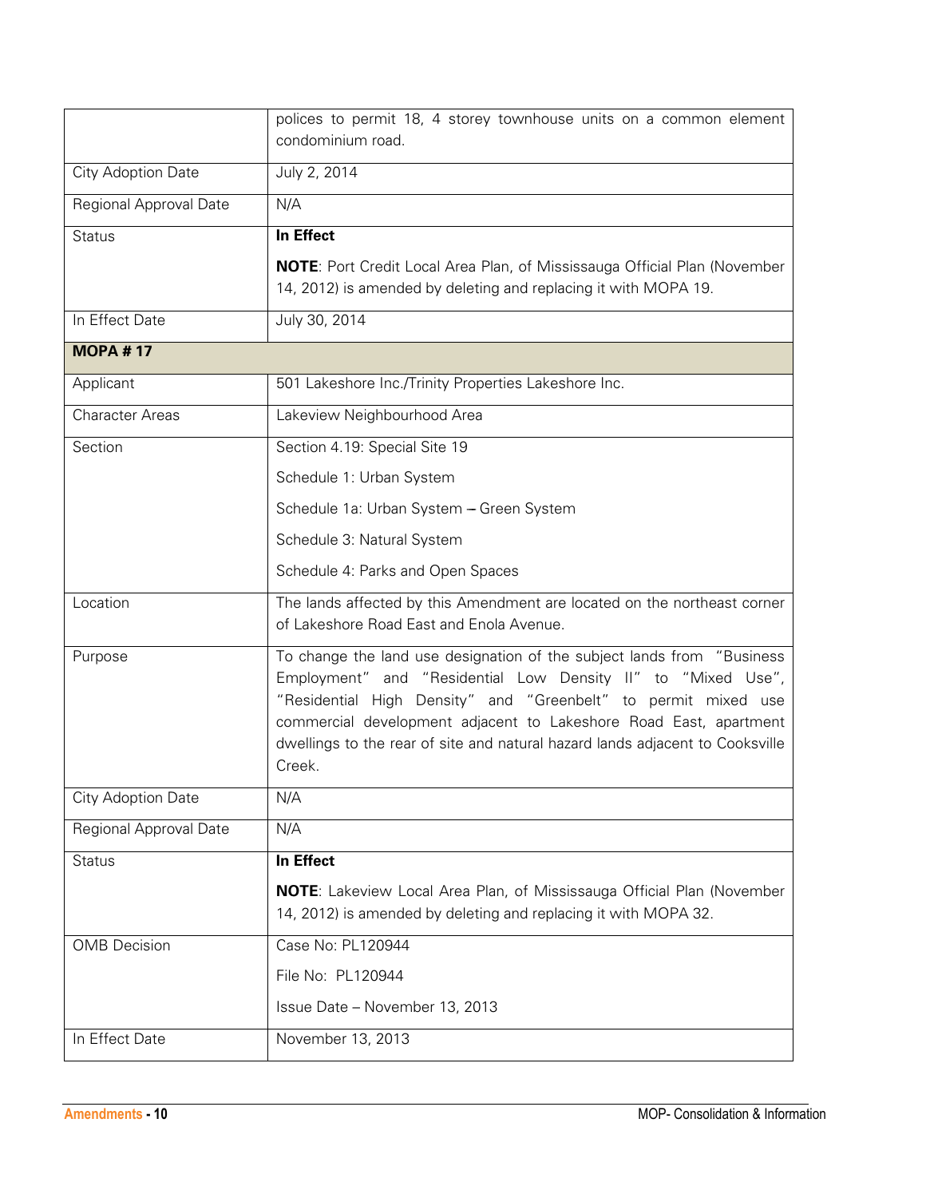| | |
|---|---|
| | polices to permit 18, 4 storey townhouse units on a common element condominium road. |
| City Adoption Date | July 2, 2014 |
| Regional Approval Date | N/A |
| Status | **In Effect**<br><br>**NOTE**: Port Credit Local Area Plan, of Mississauga Official Plan (November 14, 2012) is amended by deleting and replacing it with MOPA 19. |
| In Effect Date | July 30, 2014 |
| **MOPA # 17** | |
| Applicant | 501 Lakeshore Inc./Trinity Properties Lakeshore Inc. |
| Character Areas | Lakeview Neighbourhood Area |
| Section | Section 4.19: Special Site 19<br><br>Schedule 1: Urban System<br><br>Schedule 1a: Urban System – Green System<br><br>Schedule 3: Natural System<br><br>Schedule 4: Parks and Open Spaces |
| Location | The lands affected by this Amendment are located on the northeast corner of Lakeshore Road East and Enola Avenue. |
| Purpose | To change the land use designation of the subject lands from "Business Employment" and "Residential Low Density II" to "Mixed Use", "Residential High Density" and "Greenbelt" to permit mixed use commercial development adjacent to Lakeshore Road East, apartment dwellings to the rear of site and natural hazard lands adjacent to Cooksville Creek. |
| City Adoption Date | N/A |
| Regional Approval Date | N/A |
| Status | **In Effect**<br><br>**NOTE**: Lakeview Local Area Plan, of Mississauga Official Plan (November 14, 2012) is amended by deleting and replacing it with MOPA 32. |
| OMB Decision | Case No: PL120944<br><br>File No: PL120944<br><br>Issue Date – November 13, 2013 |
| In Effect Date | November 13, 2013 |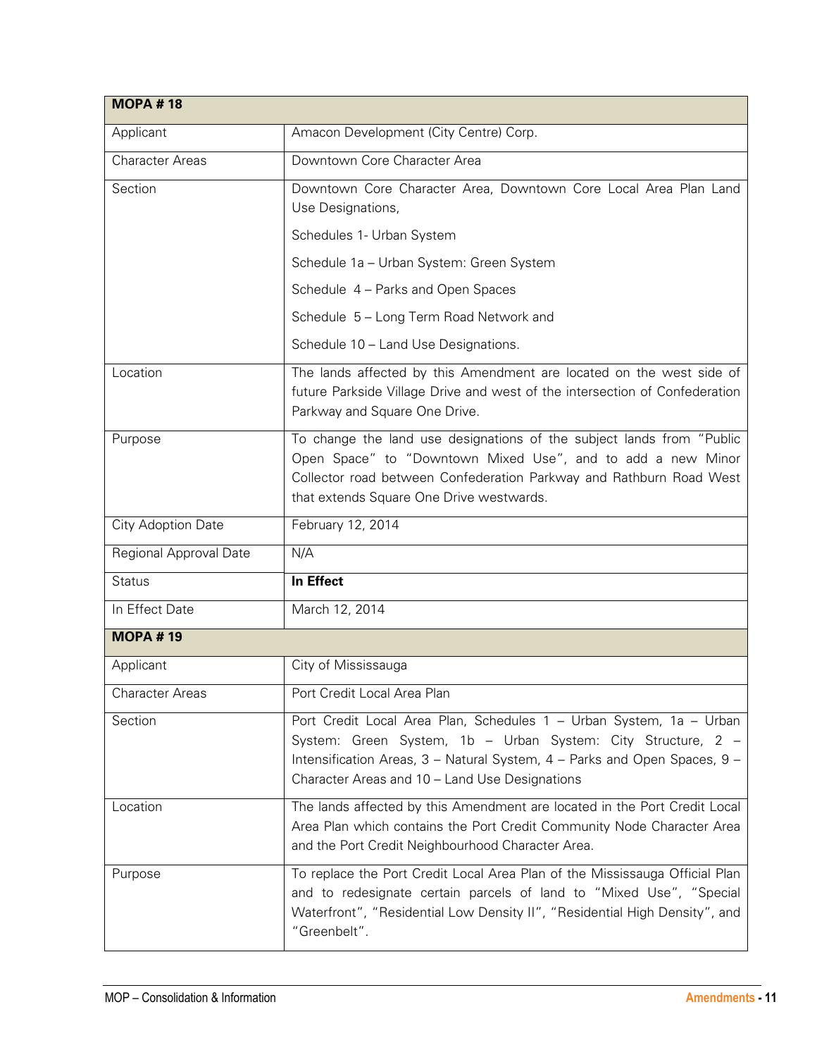| **MOPA # 18** | |
|---|---|
| Applicant | Amacon Development (City Centre) Corp. |
| Character Areas | Downtown Core Character Area |
| Section | Downtown Core Character Area, Downtown Core Local Area Plan Land Use Designations,<br><br>Schedules 1- Urban System<br><br>Schedule 1a – Urban System: Green System<br><br>Schedule 4 – Parks and Open Spaces<br><br>Schedule 5 – Long Term Road Network and<br><br>Schedule 10 – Land Use Designations. |
| Location | The lands affected by this Amendment are located on the west side of future Parkside Village Drive and west of the intersection of Confederation Parkway and Square One Drive. |
| Purpose | To change the land use designations of the subject lands from "Public Open Space" to "Downtown Mixed Use", and to add a new Minor Collector road between Confederation Parkway and Rathburn Road West that extends Square One Drive westwards. |
| City Adoption Date | February 12, 2014 |
| Regional Approval Date | N/A |
| Status | **In Effect** |
| In Effect Date | March 12, 2014 |
| **MOPA # 19** | |
| Applicant | City of Mississauga |
| Character Areas | Port Credit Local Area Plan |
| Section | Port Credit Local Area Plan, Schedules 1 – Urban System, 1a – Urban System: Green System, 1b – Urban System: City Structure, 2 – Intensification Areas, 3 – Natural System, 4 – Parks and Open Spaces, 9 – Character Areas and 10 – Land Use Designations |
| Location | The lands affected by this Amendment are located in the Port Credit Local Area Plan which contains the Port Credit Community Node Character Area and the Port Credit Neighbourhood Character Area. |
| Purpose | To replace the Port Credit Local Area Plan of the Mississauga Official Plan and to redesignate certain parcels of land to "Mixed Use", "Special Waterfront", "Residential Low Density II", "Residential High Density", and "Greenbelt". |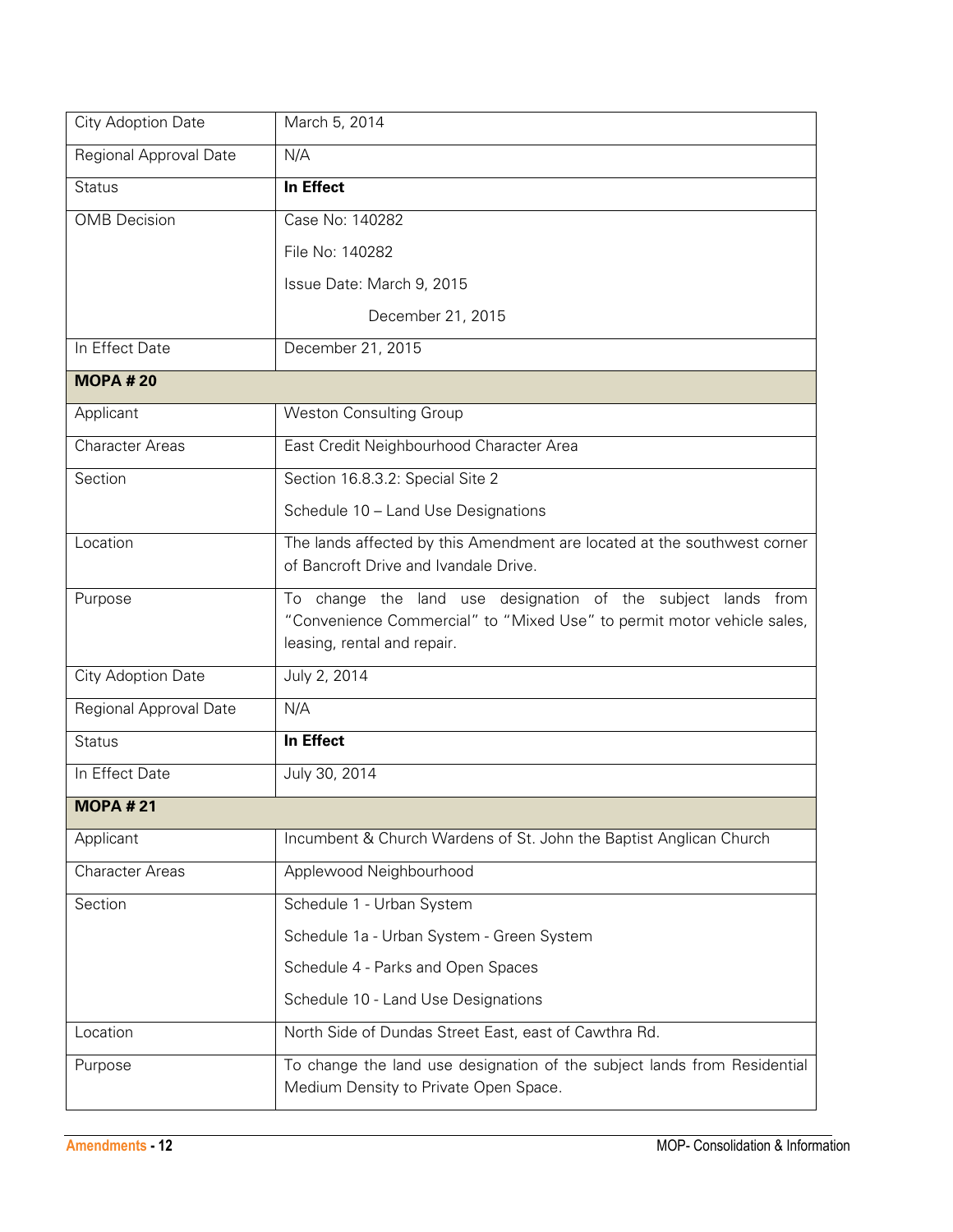| | |
|---|---|
| City Adoption Date | March 5, 2014 |
| Regional Approval Date | N/A |
| Status | **In Effect** |
| OMB Decision | Case No: 140282<br>File No: 140282<br>Issue Date: March 9, 2015<br>December 21, 2015 |
| In Effect Date | December 21, 2015 |
| **MOPA # 20** | |
| Applicant | Weston Consulting Group |
| Character Areas | East Credit Neighbourhood Character Area |
| Section | Section 16.8.3.2: Special Site 2<br>Schedule 10 – Land Use Designations |
| Location | The lands affected by this Amendment are located at the southwest corner of Bancroft Drive and Ivandale Drive. |
| Purpose | To change the land use designation of the subject lands from "Convenience Commercial" to "Mixed Use" to permit motor vehicle sales, leasing, rental and repair. |
| City Adoption Date | July 2, 2014 |
| Regional Approval Date | N/A |
| Status | **In Effect** |
| In Effect Date | July 30, 2014 |
| **MOPA # 21** | |
| Applicant | Incumbent & Church Wardens of St. John the Baptist Anglican Church |
| Character Areas | Applewood Neighbourhood |
| Section | Schedule 1 - Urban System<br>Schedule 1a - Urban System - Green System<br>Schedule 4 - Parks and Open Spaces<br>Schedule 10 - Land Use Designations |
| Location | North Side of Dundas Street East, east of Cawthra Rd. |
| Purpose | To change the land use designation of the subject lands from Residential Medium Density to Private Open Space. |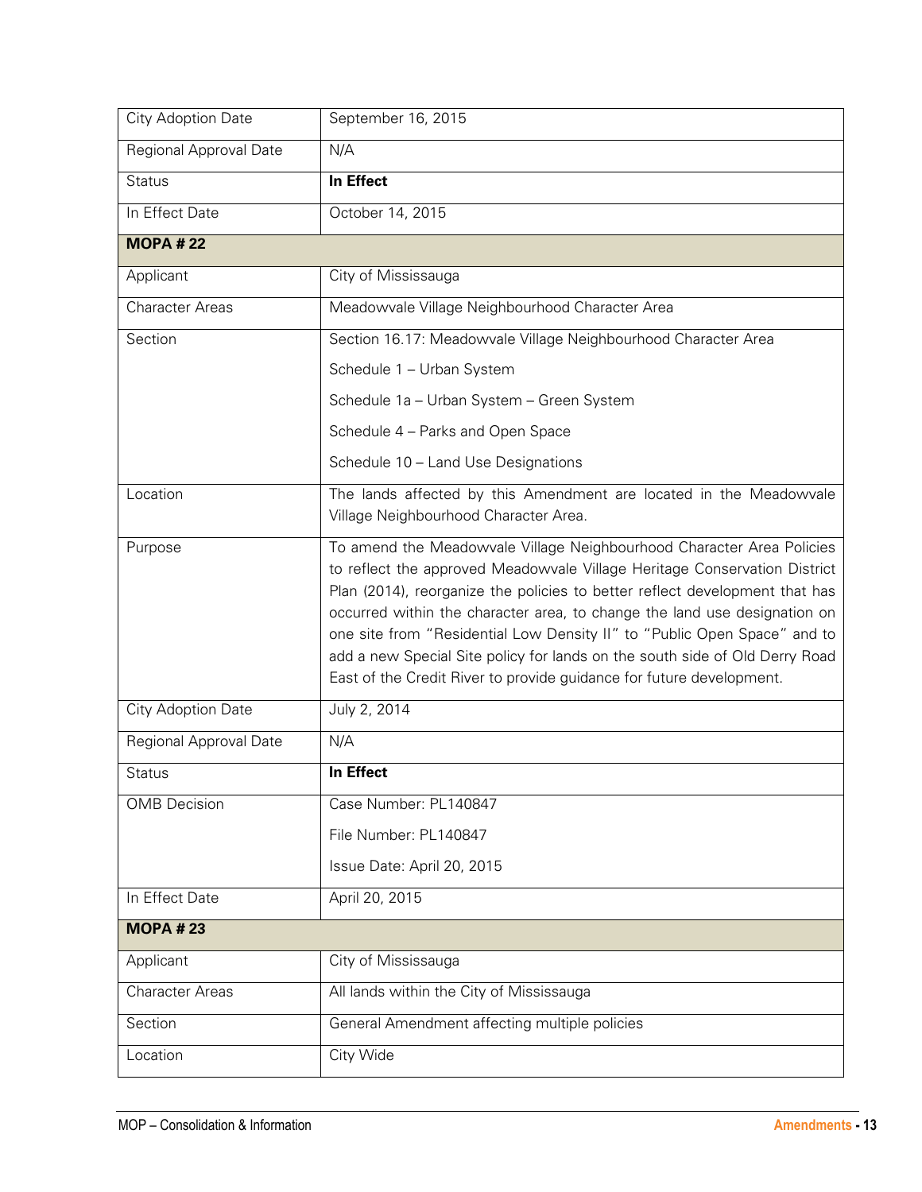| City Adoption Date | September 16, 2015 |
|---|---|
| Regional Approval Date | N/A |
| Status | **In Effect** |
| In Effect Date | October 14, 2015 |
| **MOPA # 22** | |
| Applicant | City of Mississauga |
| Character Areas | Meadowvale Village Neighbourhood Character Area |
| Section | Section 16.17: Meadowvale Village Neighbourhood Character Area<br>Schedule 1 – Urban System<br>Schedule 1a – Urban System – Green System<br>Schedule 4 – Parks and Open Space<br>Schedule 10 – Land Use Designations |
| Location | The lands affected by this Amendment are located in the Meadowvale Village Neighbourhood Character Area. |
| Purpose | To amend the Meadowvale Village Neighbourhood Character Area Policies to reflect the approved Meadowvale Village Heritage Conservation District Plan (2014), reorganize the policies to better reflect development that has occurred within the character area, to change the land use designation on one site from "Residential Low Density II" to "Public Open Space" and to add a new Special Site policy for lands on the south side of Old Derry Road East of the Credit River to provide guidance for future development. |
| City Adoption Date | July 2, 2014 |
| Regional Approval Date | N/A |
| Status | **In Effect** |
| OMB Decision | Case Number: PL140847<br>File Number: PL140847<br>Issue Date: April 20, 2015 |
| In Effect Date | April 20, 2015 |
| **MOPA # 23** | |
| Applicant | City of Mississauga |
| Character Areas | All lands within the City of Mississauga |
| Section | General Amendment affecting multiple policies |
| Location | City Wide |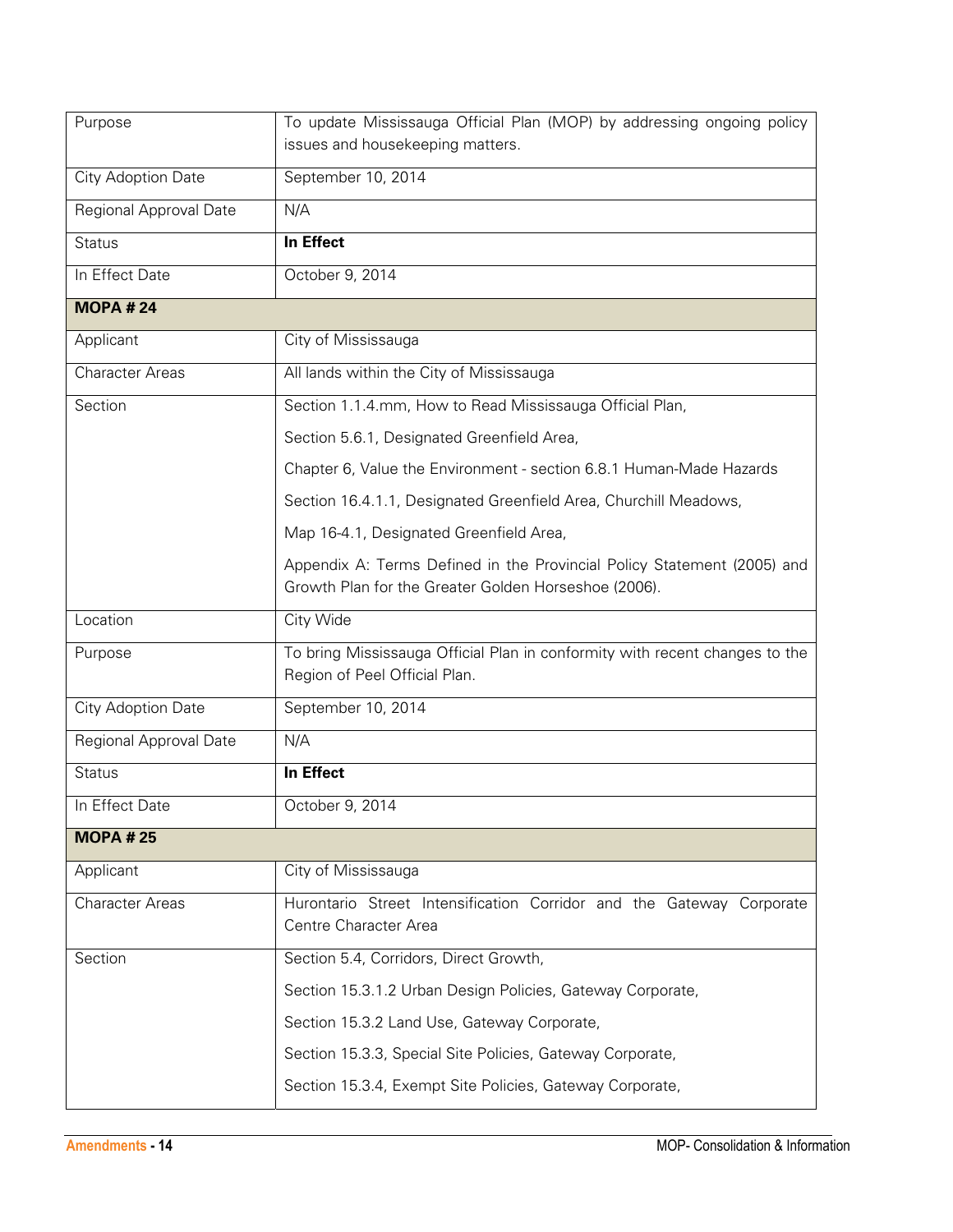| | |
|---|---|
| Purpose | To update Mississauga Official Plan (MOP) by addressing ongoing policy issues and housekeeping matters. |
| City Adoption Date | September 10, 2014 |
| Regional Approval Date | N/A |
| Status | **In Effect** |
| In Effect Date | October 9, 2014 |
| **MOPA # 24** | |
| Applicant | City of Mississauga |
| Character Areas | All lands within the City of Mississauga |
| Section | Section 1.1.4.mm, How to Read Mississauga Official Plan,<br><br>Section 5.6.1, Designated Greenfield Area,<br><br>Chapter 6, Value the Environment - section 6.8.1 Human-Made Hazards<br><br>Section 16.4.1.1, Designated Greenfield Area, Churchill Meadows,<br><br>Map 16-4.1, Designated Greenfield Area,<br><br>Appendix A: Terms Defined in the Provincial Policy Statement (2005) and Growth Plan for the Greater Golden Horseshoe (2006). |
| Location | City Wide |
| Purpose | To bring Mississauga Official Plan in conformity with recent changes to the Region of Peel Official Plan. |
| City Adoption Date | September 10, 2014 |
| Regional Approval Date | N/A |
| Status | **In Effect** |
| In Effect Date | October 9, 2014 |
| **MOPA # 25** | |
| Applicant | City of Mississauga |
| Character Areas | Hurontario Street Intensification Corridor and the Gateway Corporate Centre Character Area |
| Section | Section 5.4, Corridors, Direct Growth,<br><br>Section 15.3.1.2 Urban Design Policies, Gateway Corporate,<br><br>Section 15.3.2 Land Use, Gateway Corporate,<br><br>Section 15.3.3, Special Site Policies, Gateway Corporate,<br><br>Section 15.3.4, Exempt Site Policies, Gateway Corporate, |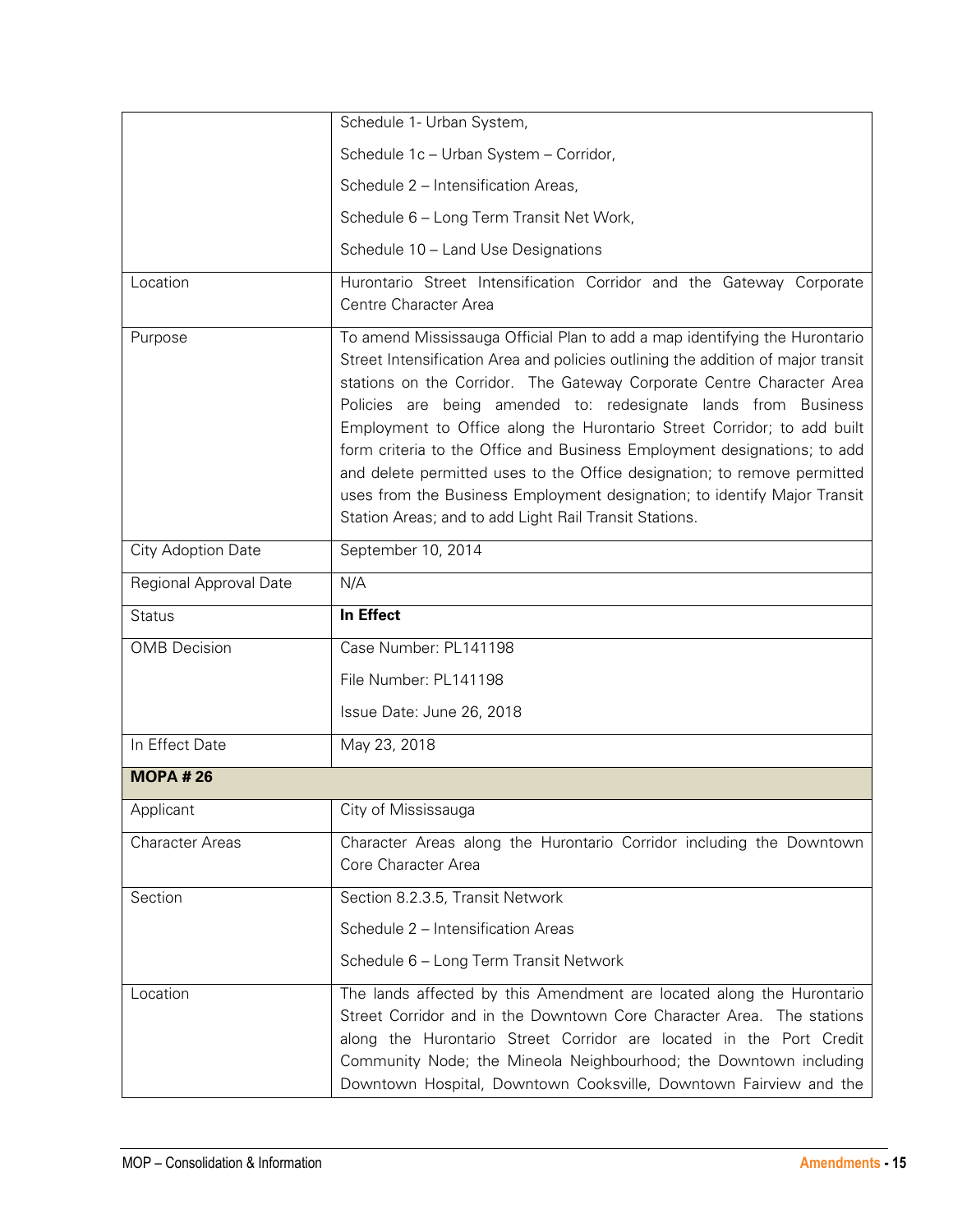| | |
|---|---|
| | Schedule 1- Urban System,<br>Schedule 1c – Urban System – Corridor,<br>Schedule 2 – Intensification Areas,<br>Schedule 6 – Long Term Transit Net Work,<br>Schedule 10 – Land Use Designations |
| Location | Hurontario Street Intensification Corridor and the Gateway Corporate Centre Character Area |
| Purpose | To amend Mississauga Official Plan to add a map identifying the Hurontario Street Intensification Area and policies outlining the addition of major transit stations on the Corridor. The Gateway Corporate Centre Character Area Policies are being amended to: redesignate lands from Business Employment to Office along the Hurontario Street Corridor; to add built form criteria to the Office and Business Employment designations; to add and delete permitted uses to the Office designation; to remove permitted uses from the Business Employment designation; to identify Major Transit Station Areas; and to add Light Rail Transit Stations. |
| City Adoption Date | September 10, 2014 |
| Regional Approval Date | N/A |
| Status | **In Effect** |
| OMB Decision | Case Number: PL141198<br>File Number: PL141198<br>Issue Date: June 26, 2018 |
| In Effect Date | May 23, 2018 |
| **MOPA # 26** | |
| Applicant | City of Mississauga |
| Character Areas | Character Areas along the Hurontario Corridor including the Downtown Core Character Area |
| Section | Section 8.2.3.5, Transit Network<br>Schedule 2 – Intensification Areas<br>Schedule 6 – Long Term Transit Network |
| Location | The lands affected by this Amendment are located along the Hurontario Street Corridor and in the Downtown Core Character Area. The stations along the Hurontario Street Corridor are located in the Port Credit Community Node; the Mineola Neighbourhood; the Downtown including Downtown Hospital, Downtown Cooksville, Downtown Fairview and the |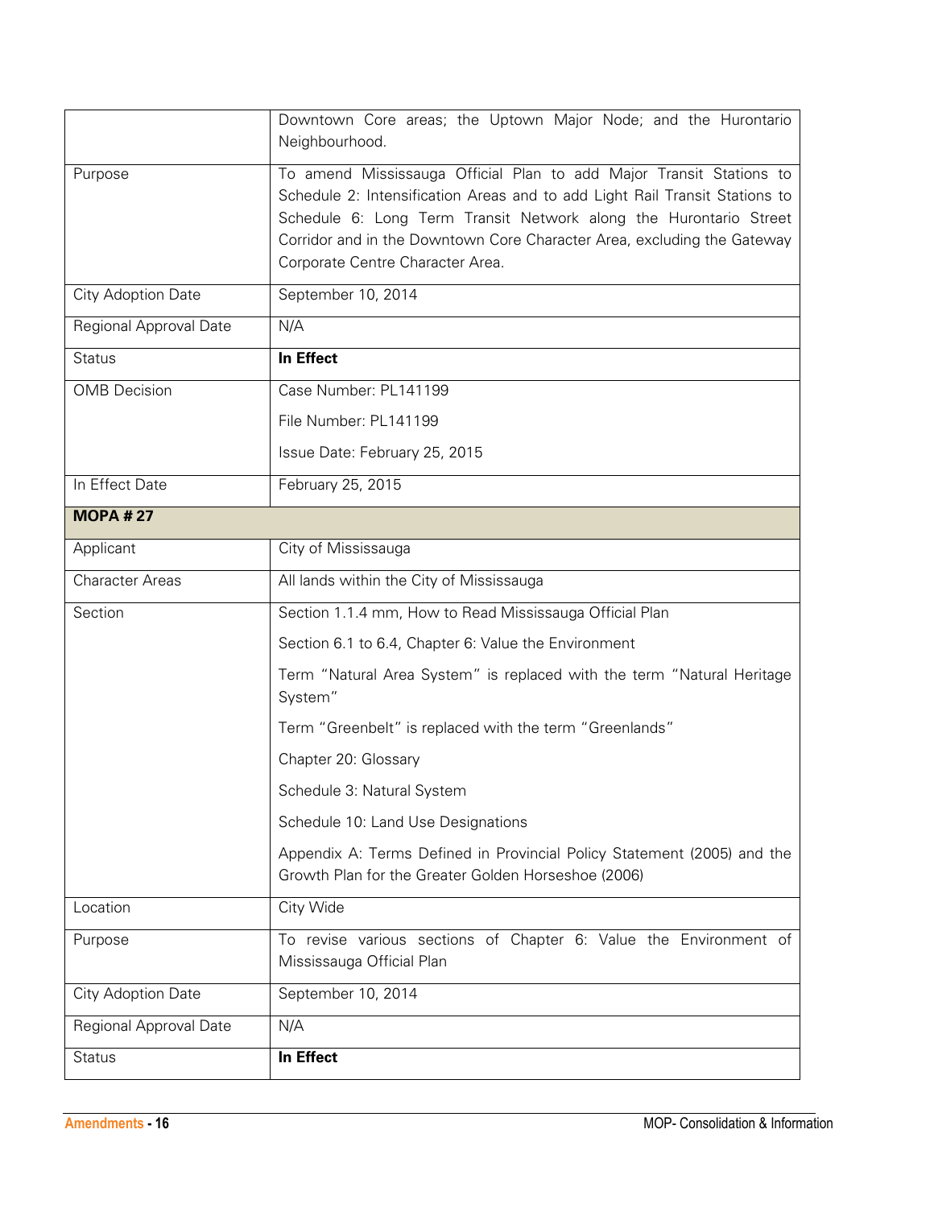| | |
|---|---|
| | Downtown Core areas; the Uptown Major Node; and the Hurontario Neighbourhood. |
| Purpose | To amend Mississauga Official Plan to add Major Transit Stations to Schedule 2: Intensification Areas and to add Light Rail Transit Stations to Schedule 6: Long Term Transit Network along the Hurontario Street Corridor and in the Downtown Core Character Area, excluding the Gateway Corporate Centre Character Area. |
| City Adoption Date | September 10, 2014 |
| Regional Approval Date | N/A |
| Status | **In Effect** |
| OMB Decision | Case Number: PL141199<br>File Number: PL141199<br>Issue Date: February 25, 2015 |
| In Effect Date | February 25, 2015 |
| **MOPA # 27** | |
| Applicant | City of Mississauga |
| Character Areas | All lands within the City of Mississauga |
| Section | Section 1.1.4 mm, How to Read Mississauga Official Plan<br>Section 6.1 to 6.4, Chapter 6: Value the Environment<br>Term "Natural Area System" is replaced with the term "Natural Heritage System"<br>Term "Greenbelt" is replaced with the term "Greenlands"<br>Chapter 20: Glossary<br>Schedule 3: Natural System<br>Schedule 10: Land Use Designations<br>Appendix A: Terms Defined in Provincial Policy Statement (2005) and the Growth Plan for the Greater Golden Horseshoe (2006) |
| Location | City Wide |
| Purpose | To revise various sections of Chapter 6: Value the Environment of Mississauga Official Plan |
| City Adoption Date | September 10, 2014 |
| Regional Approval Date | N/A |
| Status | **In Effect** |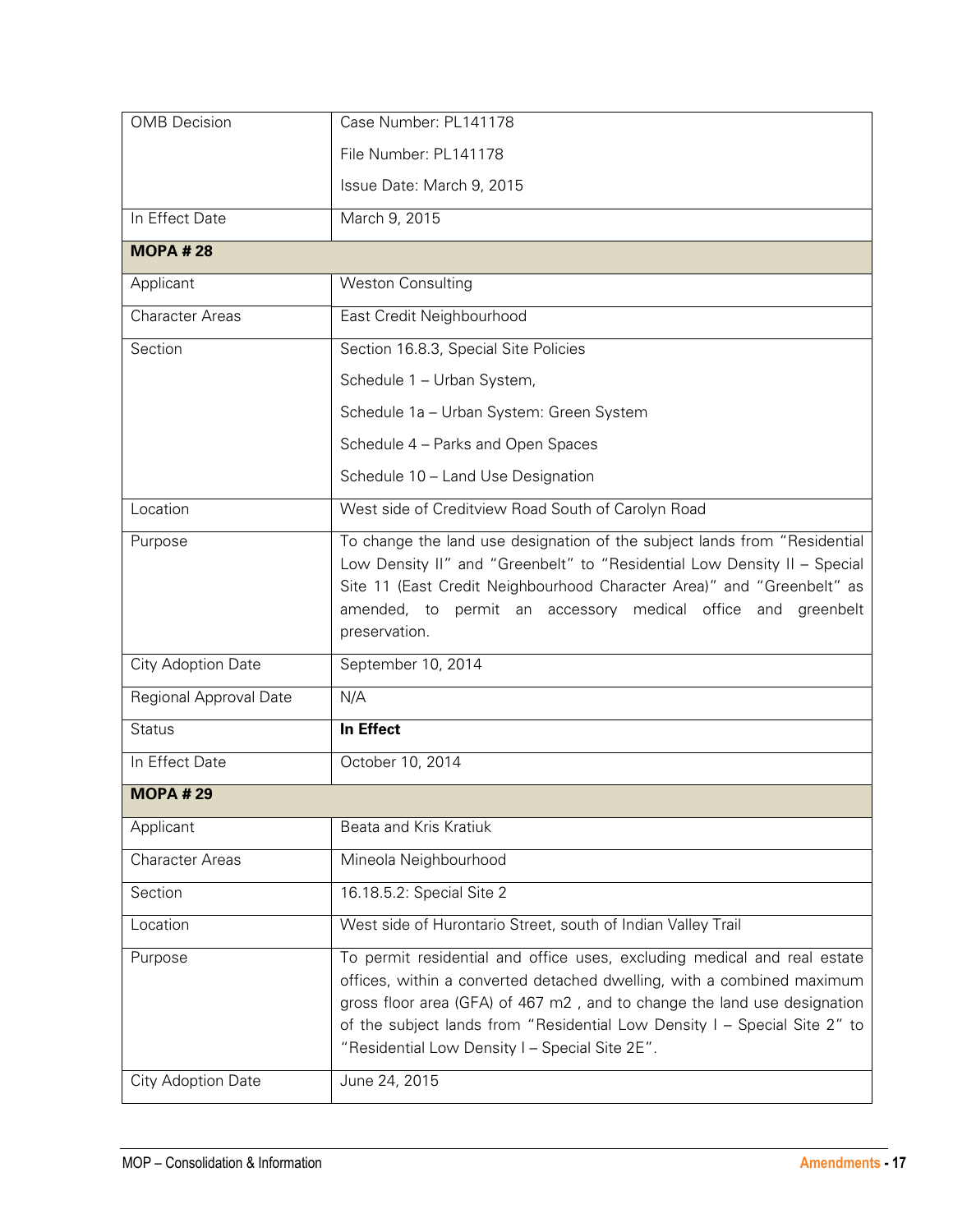| | |
|---|---|
| OMB Decision | Case Number: PL141178<br>File Number: PL141178<br>Issue Date: March 9, 2015 |
| In Effect Date | March 9, 2015 |
| **MOPA # 28** | |
| Applicant | Weston Consulting |
| Character Areas | East Credit Neighbourhood |
| Section | Section 16.8.3, Special Site Policies<br>Schedule 1 – Urban System,<br>Schedule 1a – Urban System: Green System<br>Schedule 4 – Parks and Open Spaces<br>Schedule 10 – Land Use Designation |
| Location | West side of Creditview Road South of Carolyn Road |
| Purpose | To change the land use designation of the subject lands from "Residential Low Density II" and "Greenbelt" to "Residential Low Density II – Special Site 11 (East Credit Neighbourhood Character Area)" and "Greenbelt" as amended, to permit an accessory medical office and greenbelt preservation. |
| City Adoption Date | September 10, 2014 |
| Regional Approval Date | N/A |
| Status | **In Effect** |
| In Effect Date | October 10, 2014 |
| **MOPA # 29** | |
| Applicant | Beata and Kris Kratiuk |
| Character Areas | Mineola Neighbourhood |
| Section | 16.18.5.2: Special Site 2 |
| Location | West side of Hurontario Street, south of Indian Valley Trail |
| Purpose | To permit residential and office uses, excluding medical and real estate offices, within a converted detached dwelling, with a combined maximum gross floor area (GFA) of 467 m2 , and to change the land use designation of the subject lands from "Residential Low Density I – Special Site 2" to "Residential Low Density I – Special Site 2E". |
| City Adoption Date | June 24, 2015 |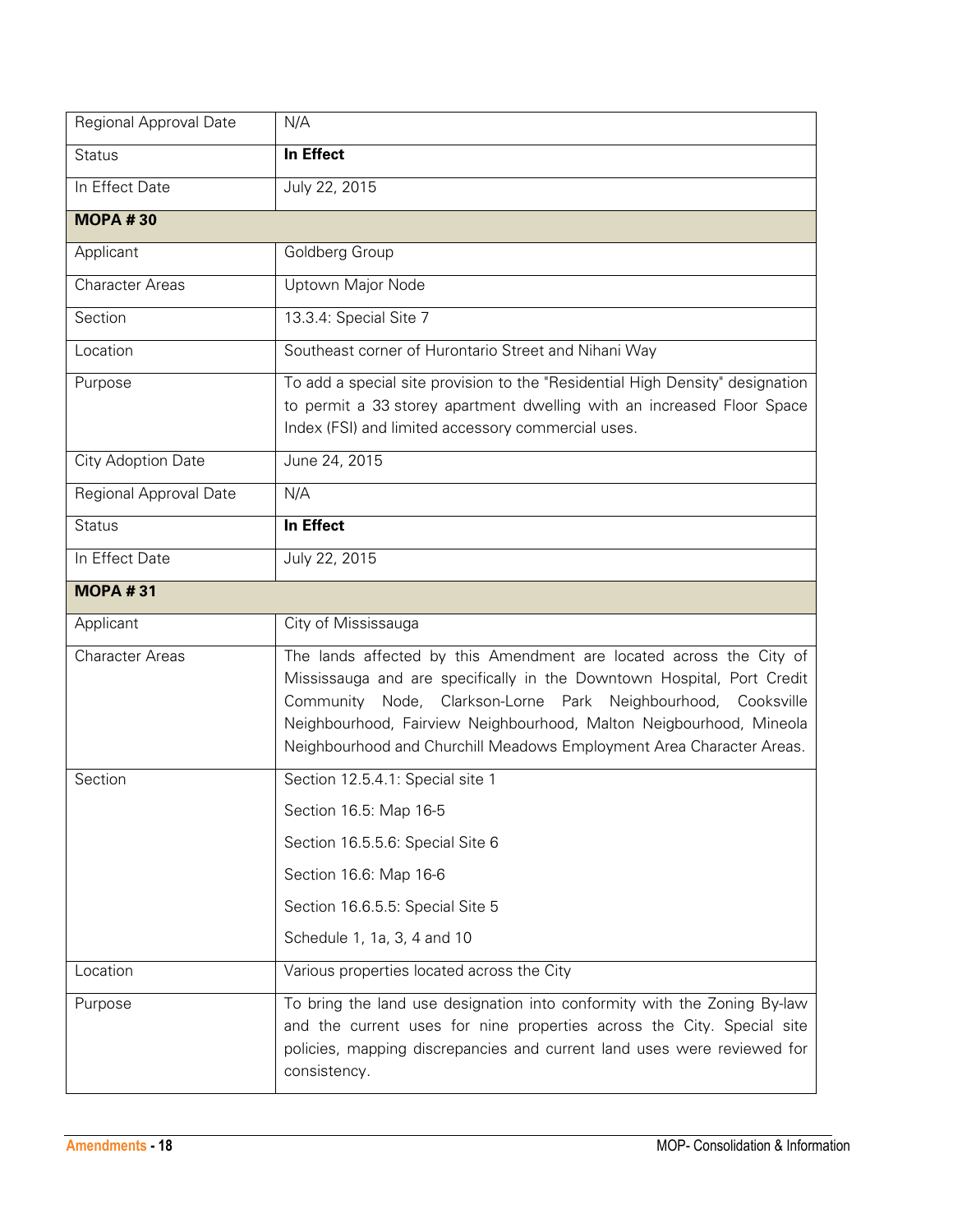| Regional Approval Date | N/A |
| --- | --- |
| Status | **In Effect** |
| In Effect Date | July 22, 2015 |
| **MOPA # 30** | |
| Applicant | Goldberg Group |
| Character Areas | Uptown Major Node |
| Section | 13.3.4: Special Site 7 |
| Location | Southeast corner of Hurontario Street and Nihani Way |
| Purpose | To add a special site provision to the "Residential High Density" designation to permit a 33 storey apartment dwelling with an increased Floor Space Index (FSI) and limited accessory commercial uses. |
| City Adoption Date | June 24, 2015 |
| Regional Approval Date | N/A |
| Status | **In Effect** |
| In Effect Date | July 22, 2015 |
| **MOPA # 31** | |
| Applicant | City of Mississauga |
| Character Areas | The lands affected by this Amendment are located across the City of Mississauga and are specifically in the Downtown Hospital, Port Credit Community Node, Clarkson-Lorne Park Neighbourhood, Cooksville Neighbourhood, Fairview Neighbourhood, Malton Neigbourhood, Mineola Neighbourhood and Churchill Meadows Employment Area Character Areas. |
| Section | Section 12.5.4.1: Special site 1<br><br>Section 16.5: Map 16-5<br><br>Section 16.5.5.6: Special Site 6<br><br>Section 16.6: Map 16-6<br><br>Section 16.6.5.5: Special Site 5<br><br>Schedule 1, 1a, 3, 4 and 10 |
| Location | Various properties located across the City |
| Purpose | To bring the land use designation into conformity with the Zoning By-law and the current uses for nine properties across the City. Special site policies, mapping discrepancies and current land uses were reviewed for consistency. |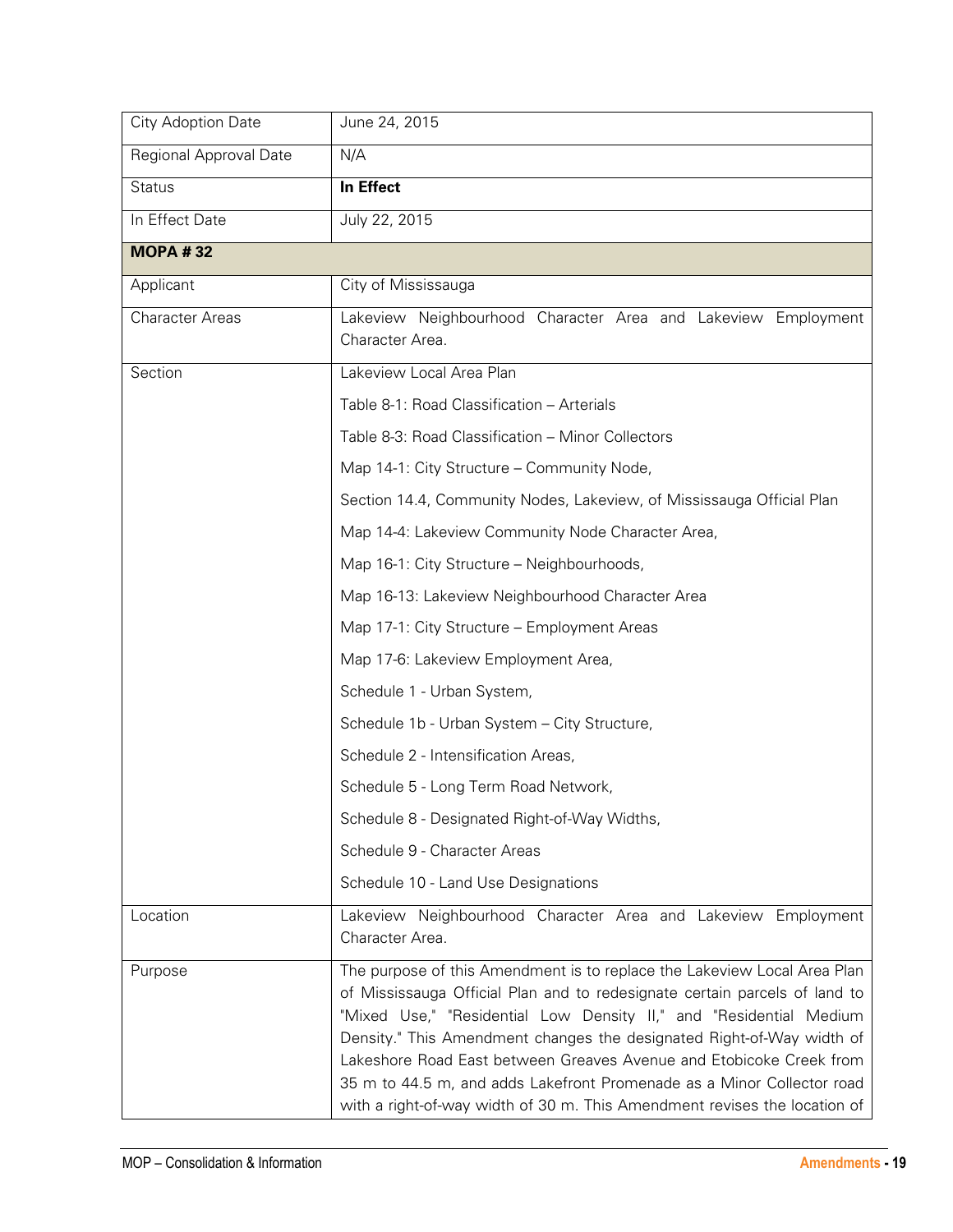| City Adoption Date | June 24, 2015 |
|---|---|
| Regional Approval Date | N/A |
| Status | **In Effect** |
| In Effect Date | July 22, 2015 |
| **MOPA # 32** | |
| Applicant | City of Mississauga |
| Character Areas | Lakeview Neighbourhood Character Area and Lakeview Employment Character Area. |
| Section | Lakeview Local Area Plan<br>Table 8-1: Road Classification – Arterials<br>Table 8-3: Road Classification – Minor Collectors<br>Map 14-1: City Structure – Community Node,<br>Section 14.4, Community Nodes, Lakeview, of Mississauga Official Plan<br>Map 14-4: Lakeview Community Node Character Area,<br>Map 16-1: City Structure – Neighbourhoods,<br>Map 16-13: Lakeview Neighbourhood Character Area<br>Map 17-1: City Structure – Employment Areas<br>Map 17-6: Lakeview Employment Area,<br>Schedule 1 - Urban System,<br>Schedule 1b - Urban System – City Structure,<br>Schedule 2 - Intensification Areas,<br>Schedule 5 - Long Term Road Network,<br>Schedule 8 - Designated Right-of-Way Widths,<br>Schedule 9 - Character Areas<br>Schedule 10 - Land Use Designations |
| Location | Lakeview Neighbourhood Character Area and Lakeview Employment Character Area. |
| Purpose | The purpose of this Amendment is to replace the Lakeview Local Area Plan of Mississauga Official Plan and to redesignate certain parcels of land to "Mixed Use," "Residential Low Density II," and "Residential Medium Density." This Amendment changes the designated Right-of-Way width of Lakeshore Road East between Greaves Avenue and Etobicoke Creek from 35 m to 44.5 m, and adds Lakefront Promenade as a Minor Collector road with a right-of-way width of 30 m. This Amendment revises the location of |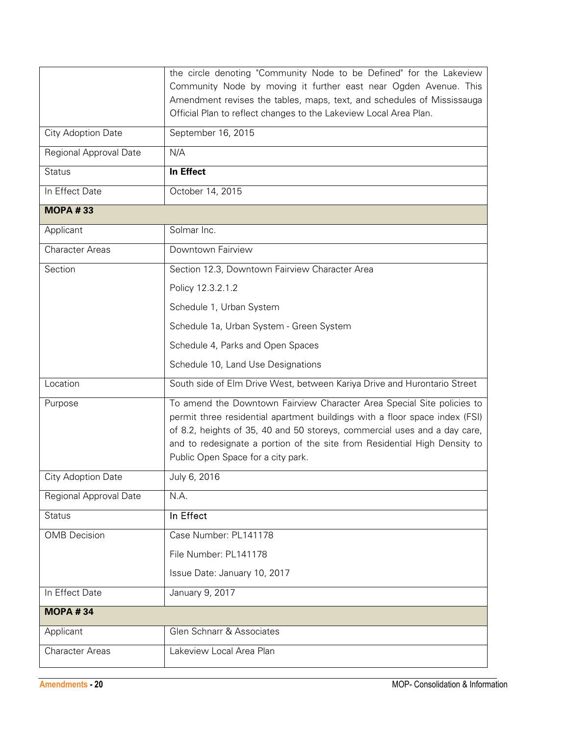| | |
|---|---|
| | the circle denoting "Community Node to be Defined" for the Lakeview Community Node by moving it further east near Ogden Avenue. This Amendment revises the tables, maps, text, and schedules of Mississauga Official Plan to reflect changes to the Lakeview Local Area Plan. |
| City Adoption Date | September 16, 2015 |
| Regional Approval Date | N/A |
| Status | **In Effect** |
| In Effect Date | October 14, 2015 |
| **MOPA # 33** | |
| Applicant | Solmar Inc. |
| Character Areas | Downtown Fairview |
| Section | Section 12.3, Downtown Fairview Character Area<br>Policy 12.3.2.1.2<br>Schedule 1, Urban System<br>Schedule 1a, Urban System - Green System<br>Schedule 4, Parks and Open Spaces<br>Schedule 10, Land Use Designations |
| Location | South side of Elm Drive West, between Kariya Drive and Hurontario Street |
| Purpose | To amend the Downtown Fairview Character Area Special Site policies to permit three residential apartment buildings with a floor space index (FSI) of 8.2, heights of 35, 40 and 50 storeys, commercial uses and a day care, and to redesignate a portion of the site from Residential High Density to Public Open Space for a city park. |
| City Adoption Date | July 6, 2016 |
| Regional Approval Date | N.A. |
| Status | In Effect |
| OMB Decision | Case Number: PL141178<br>File Number: PL141178<br>Issue Date: January 10, 2017 |
| In Effect Date | January 9, 2017 |
| **MOPA # 34** | |
| Applicant | Glen Schnarr & Associates |
| Character Areas | Lakeview Local Area Plan |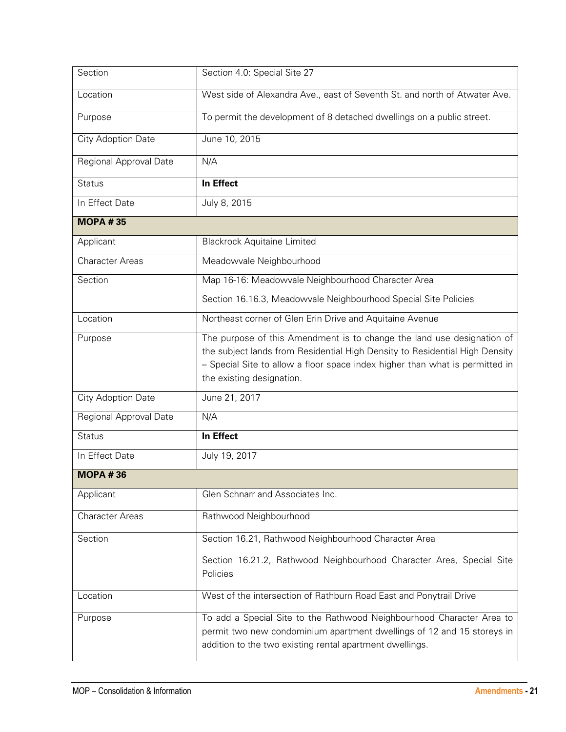| | |
|---|---|
| Section | Section 4.0: Special Site 27 |
| Location | West side of Alexandra Ave., east of Seventh St. and north of Atwater Ave. |
| Purpose | To permit the development of 8 detached dwellings on a public street. |
| City Adoption Date | June 10, 2015 |
| Regional Approval Date | N/A |
| Status | **In Effect** |
| In Effect Date | July 8, 2015 |
| **MOPA # 35** | |
| Applicant | Blackrock Aquitaine Limited |
| Character Areas | Meadowvale Neighbourhood |
| Section | Map 16-16: Meadowvale Neighbourhood Character Area<br><br>Section 16.16.3, Meadowvale Neighbourhood Special Site Policies |
| Location | Northeast corner of Glen Erin Drive and Aquitaine Avenue |
| Purpose | The purpose of this Amendment is to change the land use designation of the subject lands from Residential High Density to Residential High Density – Special Site to allow a floor space index higher than what is permitted in the existing designation. |
| City Adoption Date | June 21, 2017 |
| Regional Approval Date | N/A |
| Status | **In Effect** |
| In Effect Date | July 19, 2017 |
| **MOPA # 36** | |
| Applicant | Glen Schnarr and Associates Inc. |
| Character Areas | Rathwood Neighbourhood |
| Section | Section 16.21, Rathwood Neighbourhood Character Area<br><br>Section 16.21.2, Rathwood Neighbourhood Character Area, Special Site Policies |
| Location | West of the intersection of Rathburn Road East and Ponytrail Drive |
| Purpose | To add a Special Site to the Rathwood Neighbourhood Character Area to permit two new condominium apartment dwellings of 12 and 15 storeys in addition to the two existing rental apartment dwellings. |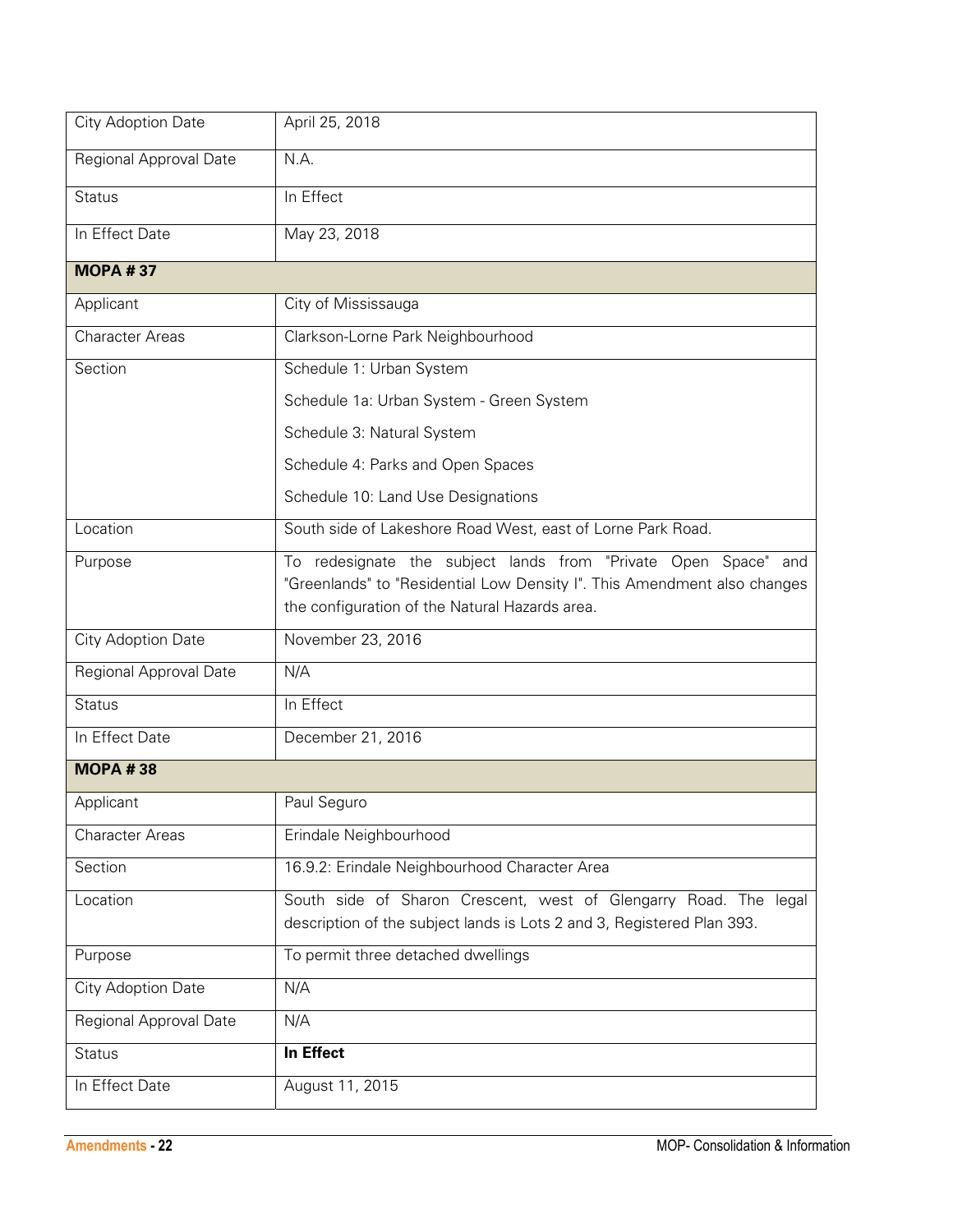| | |
|---|---|
| City Adoption Date | April 25, 2018 |
| Regional Approval Date | N.A. |
| Status | In Effect |
| In Effect Date | May 23, 2018 |

| **MOPA # 37** | |
|---|---|
| Applicant | City of Mississauga |
| Character Areas | Clarkson-Lorne Park Neighbourhood |
| Section | Schedule 1: Urban System<br>Schedule 1a: Urban System - Green System<br>Schedule 3: Natural System<br>Schedule 4: Parks and Open Spaces<br>Schedule 10: Land Use Designations |
| Location | South side of Lakeshore Road West, east of Lorne Park Road. |
| Purpose | To redesignate the subject lands from "Private Open Space" and "Greenlands" to "Residential Low Density I". This Amendment also changes the configuration of the Natural Hazards area. |
| City Adoption Date | November 23, 2016 |
| Regional Approval Date | N/A |
| Status | In Effect |
| In Effect Date | December 21, 2016 |

| **MOPA # 38** | |
|---|---|
| Applicant | Paul Seguro |
| Character Areas | Erindale Neighbourhood |
| Section | 16.9.2: Erindale Neighbourhood Character Area |
| Location | South side of Sharon Crescent, west of Glengarry Road. The legal description of the subject lands is Lots 2 and 3, Registered Plan 393. |
| Purpose | To permit three detached dwellings |
| City Adoption Date | N/A |
| Regional Approval Date | N/A |
| Status | **In Effect** |
| In Effect Date | August 11, 2015 |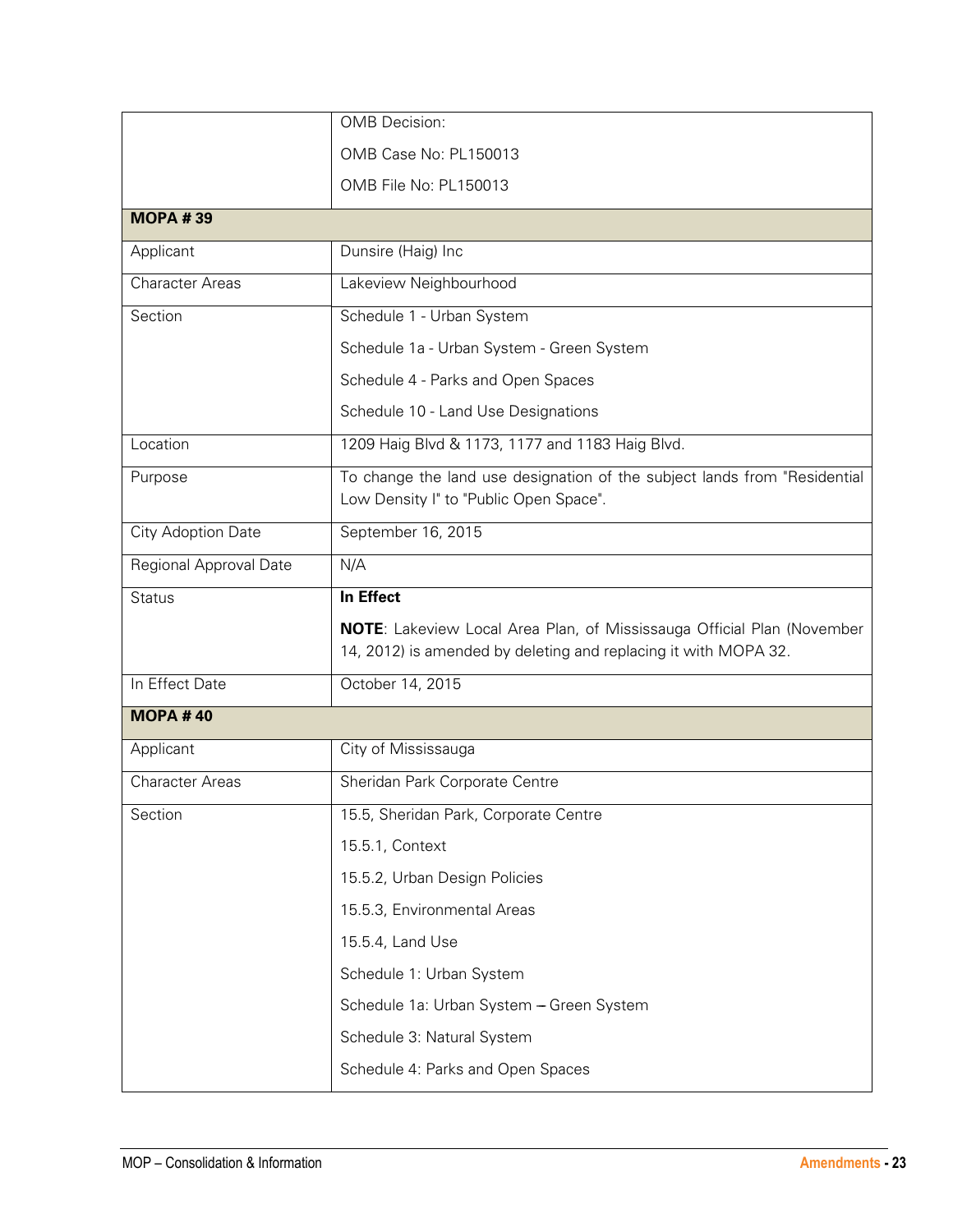| | |
|---|---|
| | OMB Decision:<br>OMB Case No: PL150013<br>OMB File No: PL150013 |
| **MOPA # 39** | |
| Applicant | Dunsire (Haig) Inc |
| Character Areas | Lakeview Neighbourhood |
| Section | Schedule 1 - Urban System<br>Schedule 1a - Urban System - Green System<br>Schedule 4 - Parks and Open Spaces<br>Schedule 10 - Land Use Designations |
| Location | 1209 Haig Blvd & 1173, 1177 and 1183 Haig Blvd. |
| Purpose | To change the land use designation of the subject lands from "Residential Low Density I" to "Public Open Space". |
| City Adoption Date | September 16, 2015 |
| Regional Approval Date | N/A |
| Status | **In Effect**<br>**NOTE**: Lakeview Local Area Plan, of Mississauga Official Plan (November 14, 2012) is amended by deleting and replacing it with MOPA 32. |
| In Effect Date | October 14, 2015 |
| **MOPA # 40** | |
| Applicant | City of Mississauga |
| Character Areas | Sheridan Park Corporate Centre |
| Section | 15.5, Sheridan Park, Corporate Centre<br>15.5.1, Context<br>15.5.2, Urban Design Policies<br>15.5.3, Environmental Areas<br>15.5.4, Land Use<br>Schedule 1: Urban System<br>Schedule 1a: Urban System – Green System<br>Schedule 3: Natural System<br>Schedule 4: Parks and Open Spaces |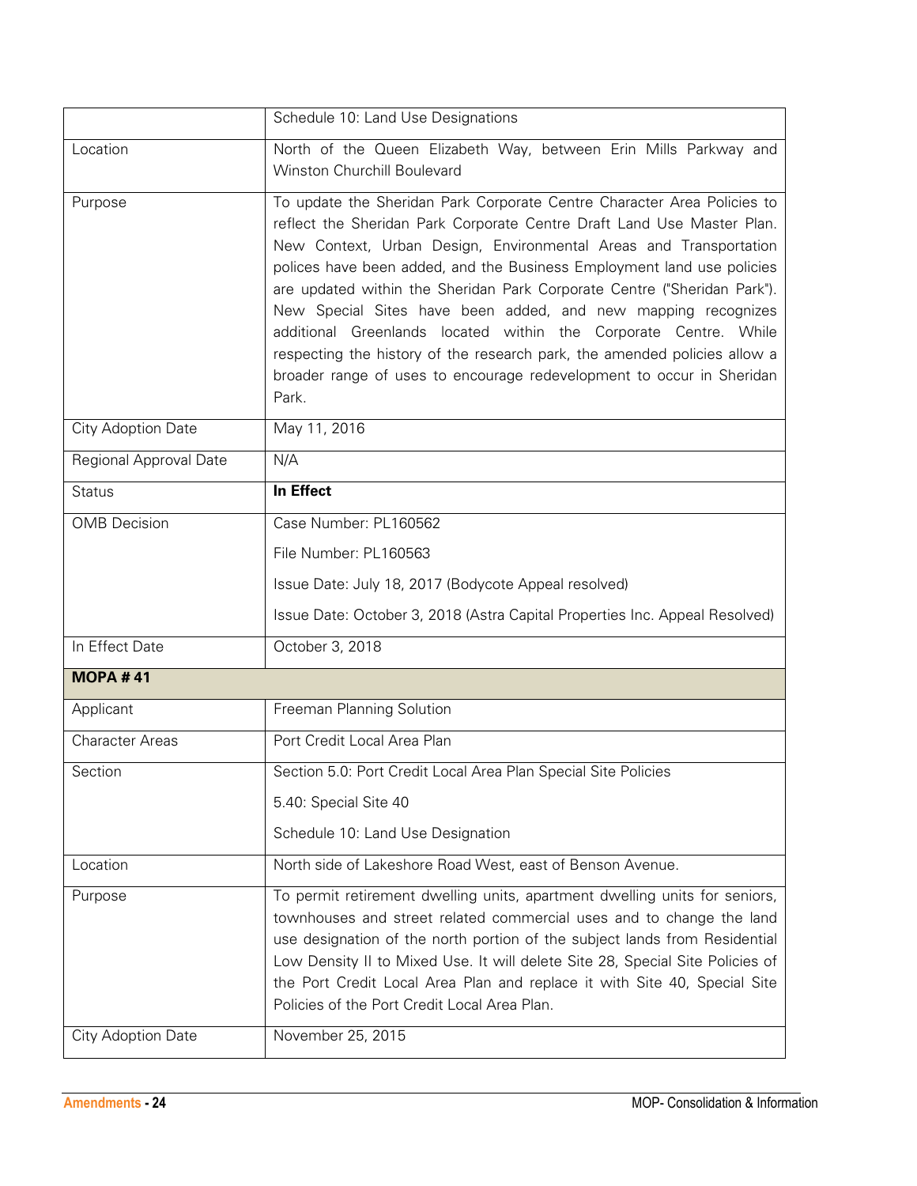| | |
|---|---|
| | Schedule 10: Land Use Designations |
| Location | North of the Queen Elizabeth Way, between Erin Mills Parkway and Winston Churchill Boulevard |
| Purpose | To update the Sheridan Park Corporate Centre Character Area Policies to reflect the Sheridan Park Corporate Centre Draft Land Use Master Plan. New Context, Urban Design, Environmental Areas and Transportation polices have been added, and the Business Employment land use policies are updated within the Sheridan Park Corporate Centre ("Sheridan Park"). New Special Sites have been added, and new mapping recognizes additional Greenlands located within the Corporate Centre. While respecting the history of the research park, the amended policies allow a broader range of uses to encourage redevelopment to occur in Sheridan Park. |
| City Adoption Date | May 11, 2016 |
| Regional Approval Date | N/A |
| Status | **In Effect** |
| OMB Decision | Case Number: PL160562<br>File Number: PL160563<br>Issue Date: July 18, 2017 (Bodycote Appeal resolved)<br>Issue Date: October 3, 2018 (Astra Capital Properties Inc. Appeal Resolved) |
| In Effect Date | October 3, 2018 |
| **MOPA # 41** | |
| Applicant | Freeman Planning Solution |
| Character Areas | Port Credit Local Area Plan |
| Section | Section 5.0: Port Credit Local Area Plan Special Site Policies<br>5.40: Special Site 40<br>Schedule 10: Land Use Designation |
| Location | North side of Lakeshore Road West, east of Benson Avenue. |
| Purpose | To permit retirement dwelling units, apartment dwelling units for seniors, townhouses and street related commercial uses and to change the land use designation of the north portion of the subject lands from Residential Low Density II to Mixed Use. It will delete Site 28, Special Site Policies of the Port Credit Local Area Plan and replace it with Site 40, Special Site Policies of the Port Credit Local Area Plan. |
| City Adoption Date | November 25, 2015 |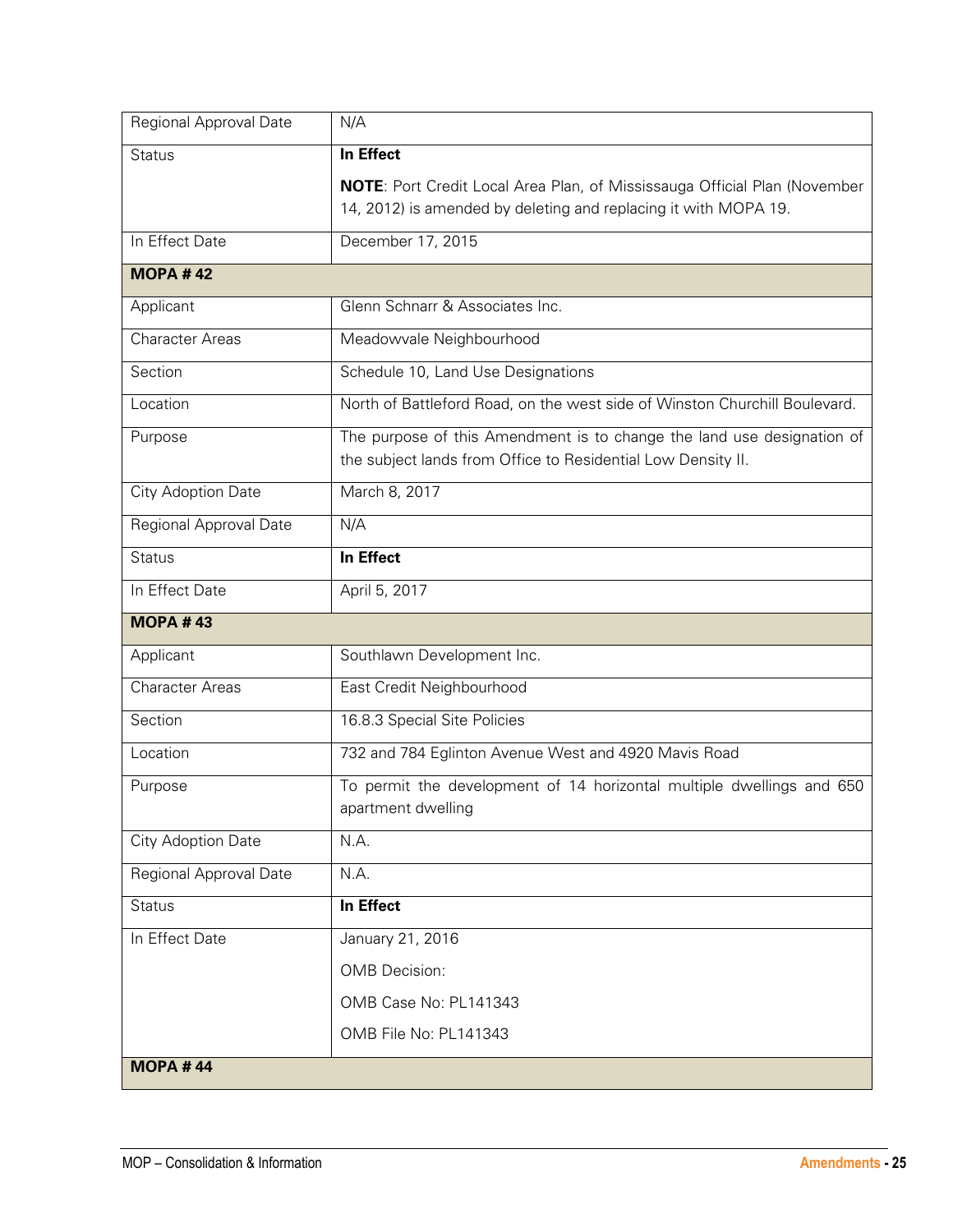| | |
|---|---|
| Regional Approval Date | N/A |
| Status | **In Effect**<br><br>**NOTE**: Port Credit Local Area Plan, of Mississauga Official Plan (November 14, 2012) is amended by deleting and replacing it with MOPA 19. |
| In Effect Date | December 17, 2015 |
| **MOPA # 42** | |
| Applicant | Glenn Schnarr & Associates Inc. |
| Character Areas | Meadowvale Neighbourhood |
| Section | Schedule 10, Land Use Designations |
| Location | North of Battleford Road, on the west side of Winston Churchill Boulevard. |
| Purpose | The purpose of this Amendment is to change the land use designation of the subject lands from Office to Residential Low Density II. |
| City Adoption Date | March 8, 2017 |
| Regional Approval Date | N/A |
| Status | **In Effect** |
| In Effect Date | April 5, 2017 |
| **MOPA # 43** | |
| Applicant | Southlawn Development Inc. |
| Character Areas | East Credit Neighbourhood |
| Section | 16.8.3 Special Site Policies |
| Location | 732 and 784 Eglinton Avenue West and 4920 Mavis Road |
| Purpose | To permit the development of 14 horizontal multiple dwellings and 650 apartment dwelling |
| City Adoption Date | N.A. |
| Regional Approval Date | N.A. |
| Status | **In Effect** |
| In Effect Date | January 21, 2016<br><br>OMB Decision:<br><br>OMB Case No: PL141343<br><br>OMB File No: PL141343 |
| **MOPA # 44** | |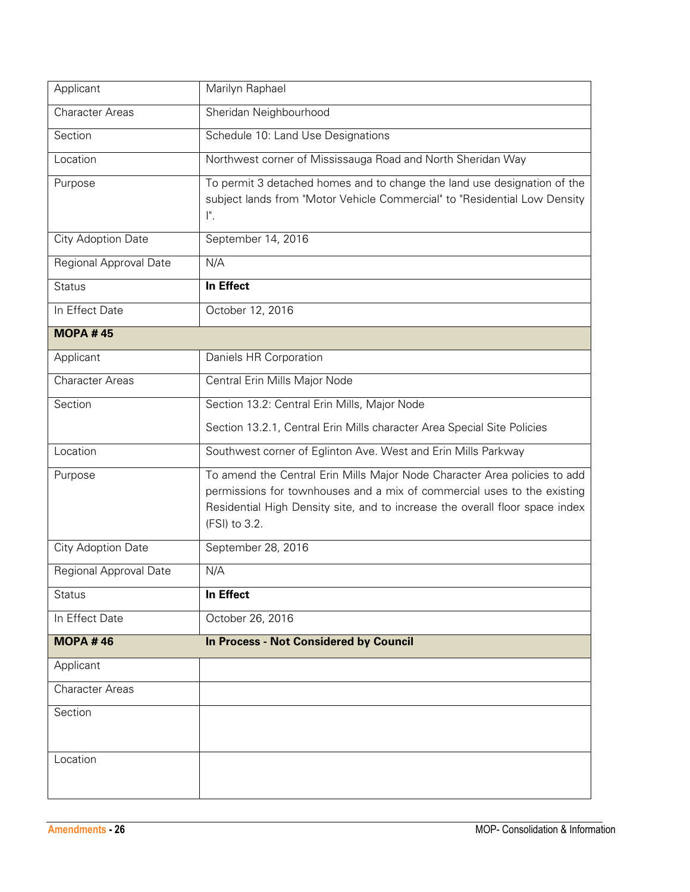| | |
|---|---|
| Applicant | Marilyn Raphael |
| Character Areas | Sheridan Neighbourhood |
| Section | Schedule 10: Land Use Designations |
| Location | Northwest corner of Mississauga Road and North Sheridan Way |
| Purpose | To permit 3 detached homes and to change the land use designation of the subject lands from "Motor Vehicle Commercial" to "Residential Low Density I". |
| City Adoption Date | September 14, 2016 |
| Regional Approval Date | N/A |
| Status | **In Effect** |
| In Effect Date | October 12, 2016 |
| **MOPA # 45** | |
| Applicant | Daniels HR Corporation |
| Character Areas | Central Erin Mills Major Node |
| Section | Section 13.2: Central Erin Mills, Major Node<br>Section 13.2.1, Central Erin Mills character Area Special Site Policies |
| Location | Southwest corner of Eglinton Ave. West and Erin Mills Parkway |
| Purpose | To amend the Central Erin Mills Major Node Character Area policies to add permissions for townhouses and a mix of commercial uses to the existing Residential High Density site, and to increase the overall floor space index (FSI) to 3.2. |
| City Adoption Date | September 28, 2016 |
| Regional Approval Date | N/A |
| Status | **In Effect** |
| In Effect Date | October 26, 2016 |
| **MOPA # 46** | **In Process - Not Considered by Council** |
| Applicant | |
| Character Areas | |
| Section | |
| Location | |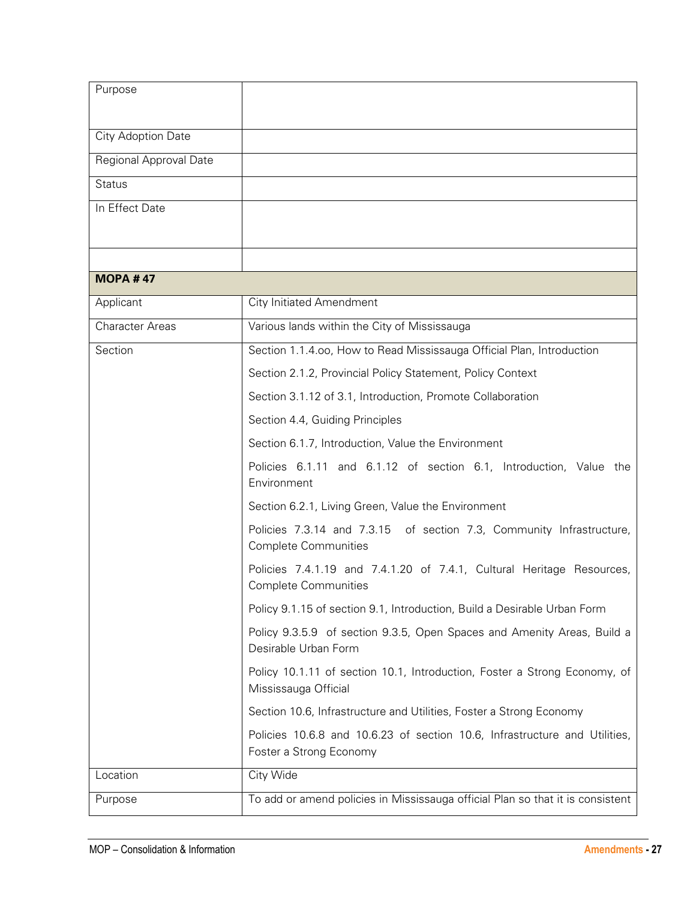| | |
|---|---|
| Purpose | |
| City Adoption Date | |
| Regional Approval Date | |
| Status | |
| In Effect Date | |
| | |
| **MOPA # 47** | |
| Applicant | City Initiated Amendment |
| Character Areas | Various lands within the City of Mississauga |
| Section | Section 1.1.4.oo, How to Read Mississauga Official Plan, Introduction<br>Section 2.1.2, Provincial Policy Statement, Policy Context<br>Section 3.1.12 of 3.1, Introduction, Promote Collaboration<br>Section 4.4, Guiding Principles<br>Section 6.1.7, Introduction, Value the Environment<br>Policies 6.1.11 and 6.1.12 of section 6.1, Introduction, Value the Environment<br>Section 6.2.1, Living Green, Value the Environment<br>Policies 7.3.14 and 7.3.15 of section 7.3, Community Infrastructure, Complete Communities<br>Policies 7.4.1.19 and 7.4.1.20 of 7.4.1, Cultural Heritage Resources, Complete Communities<br>Policy 9.1.15 of section 9.1, Introduction, Build a Desirable Urban Form<br>Policy 9.3.5.9 of section 9.3.5, Open Spaces and Amenity Areas, Build a Desirable Urban Form<br>Policy 10.1.11 of section 10.1, Introduction, Foster a Strong Economy, of Mississauga Official<br>Section 10.6, Infrastructure and Utilities, Foster a Strong Economy<br>Policies 10.6.8 and 10.6.23 of section 10.6, Infrastructure and Utilities, Foster a Strong Economy |
| Location | City Wide |
| Purpose | To add or amend policies in Mississauga official Plan so that it is consistent |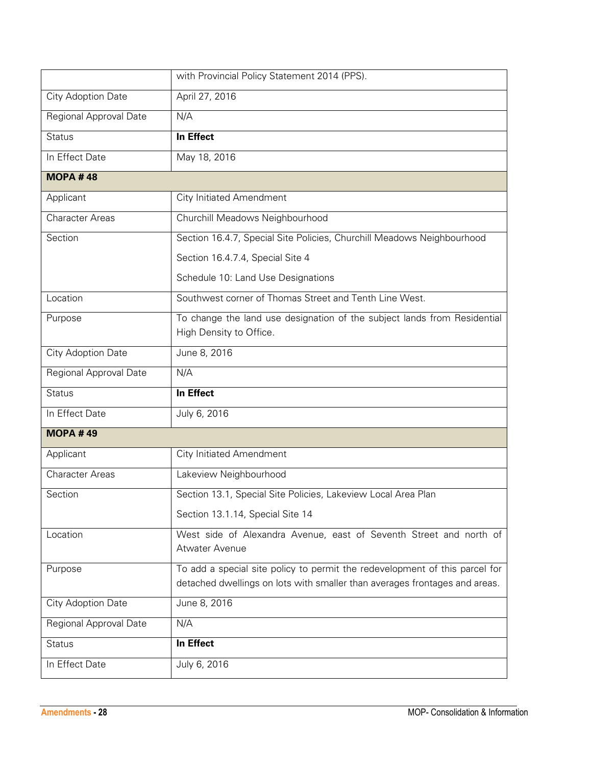|  | with Provincial Policy Statement 2014 (PPS). |
|---|---|
| City Adoption Date | April 27, 2016 |
| Regional Approval Date | N/A |
| Status | **In Effect** |
| In Effect Date | May 18, 2016 |
| **MOPA # 48** | |
| Applicant | City Initiated Amendment |
| Character Areas | Churchill Meadows Neighbourhood |
| Section | Section 16.4.7, Special Site Policies, Churchill Meadows Neighbourhood<br>Section 16.4.7.4, Special Site 4<br>Schedule 10: Land Use Designations |
| Location | Southwest corner of Thomas Street and Tenth Line West. |
| Purpose | To change the land use designation of the subject lands from Residential High Density to Office. |
| City Adoption Date | June 8, 2016 |
| Regional Approval Date | N/A |
| Status | **In Effect** |
| In Effect Date | July 6, 2016 |
| **MOPA # 49** | |
| Applicant | City Initiated Amendment |
| Character Areas | Lakeview Neighbourhood |
| Section | Section 13.1, Special Site Policies, Lakeview Local Area Plan<br>Section 13.1.14, Special Site 14 |
| Location | West side of Alexandra Avenue, east of Seventh Street and north of Atwater Avenue |
| Purpose | To add a special site policy to permit the redevelopment of this parcel for detached dwellings on lots with smaller than averages frontages and areas. |
| City Adoption Date | June 8, 2016 |
| Regional Approval Date | N/A |
| Status | **In Effect** |
| In Effect Date | July 6, 2016 |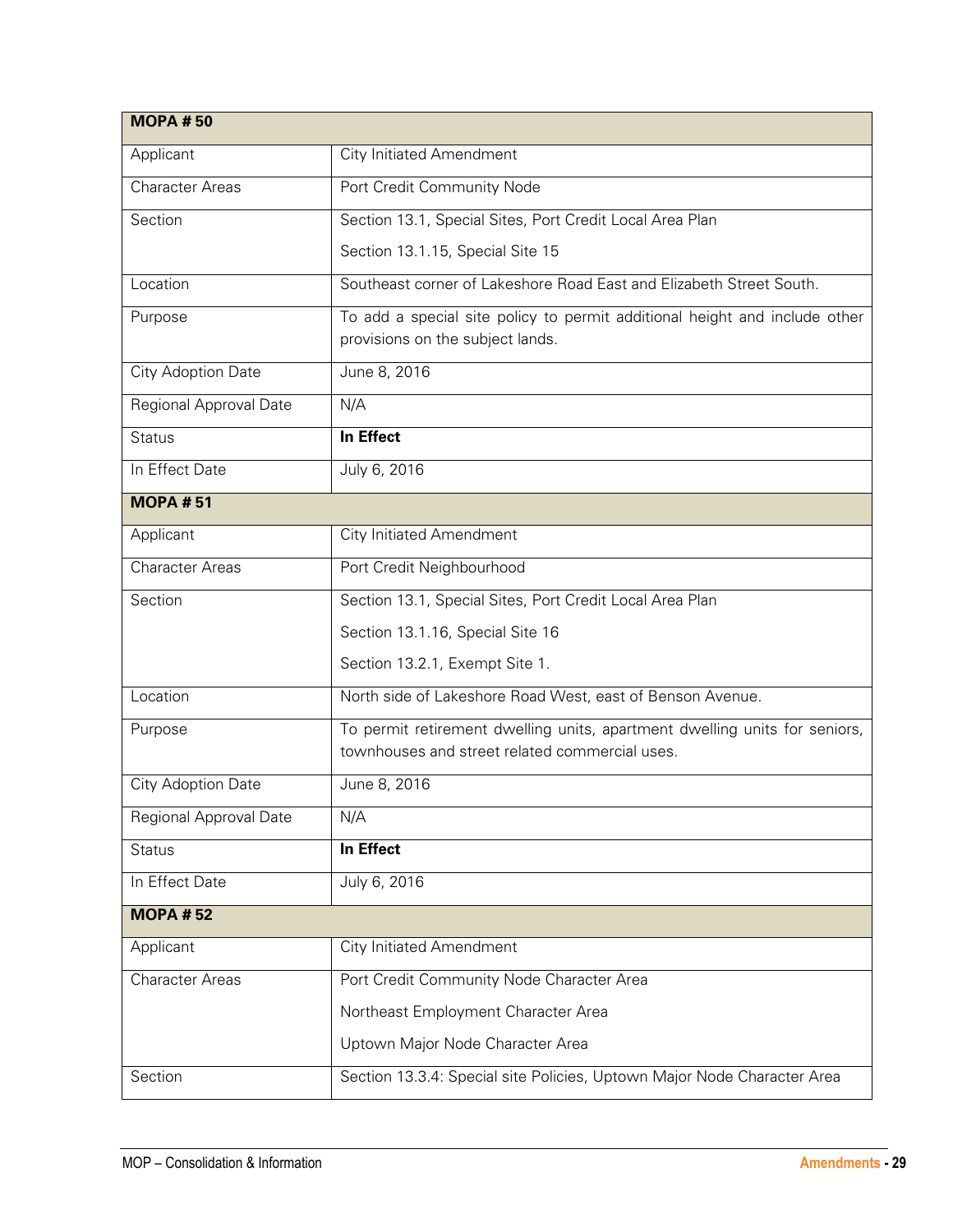| **MOPA # 50** | |
|---|---|
| Applicant | City Initiated Amendment |
| Character Areas | Port Credit Community Node |
| Section | Section 13.1, Special Sites, Port Credit Local Area Plan<br><br>Section 13.1.15, Special Site 15 |
| Location | Southeast corner of Lakeshore Road East and Elizabeth Street South. |
| Purpose | To add a special site policy to permit additional height and include other provisions on the subject lands. |
| City Adoption Date | June 8, 2016 |
| Regional Approval Date | N/A |
| Status | **In Effect** |
| In Effect Date | July 6, 2016 |

| **MOPA # 51** | |
|---|---|
| Applicant | City Initiated Amendment |
| Character Areas | Port Credit Neighbourhood |
| Section | Section 13.1, Special Sites, Port Credit Local Area Plan<br><br>Section 13.1.16, Special Site 16<br><br>Section 13.2.1, Exempt Site 1. |
| Location | North side of Lakeshore Road West, east of Benson Avenue. |
| Purpose | To permit retirement dwelling units, apartment dwelling units for seniors, townhouses and street related commercial uses. |
| City Adoption Date | June 8, 2016 |
| Regional Approval Date | N/A |
| Status | **In Effect** |
| In Effect Date | July 6, 2016 |

| **MOPA # 52** | |
|---|---|
| Applicant | City Initiated Amendment |
| Character Areas | Port Credit Community Node Character Area<br><br>Northeast Employment Character Area<br><br>Uptown Major Node Character Area |
| Section | Section 13.3.4: Special site Policies, Uptown Major Node Character Area |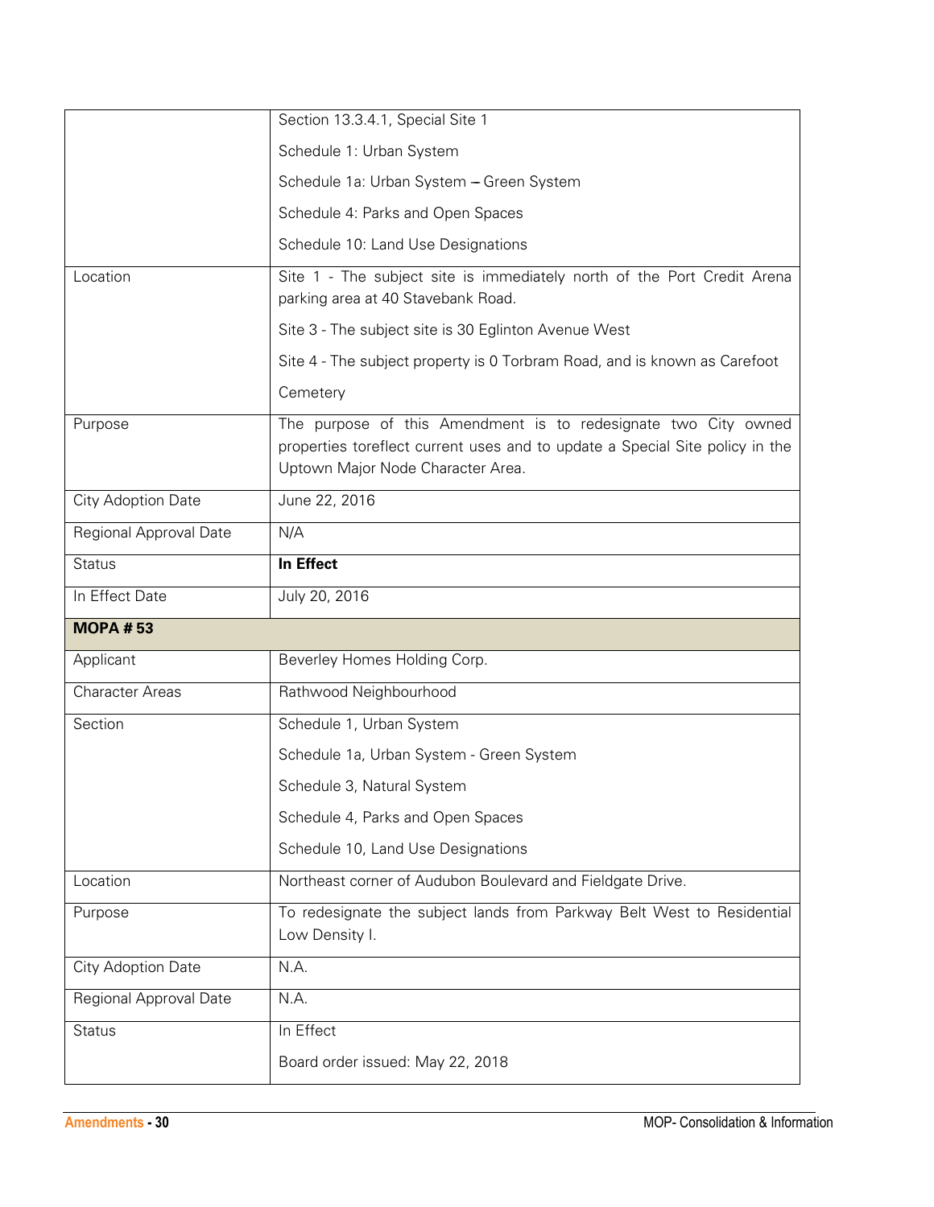| | |
|---|---|
| | Section 13.3.4.1, Special Site 1<br>Schedule 1: Urban System<br>Schedule 1a: Urban System – Green System<br>Schedule 4: Parks and Open Spaces<br>Schedule 10: Land Use Designations |
| Location | Site 1 - The subject site is immediately north of the Port Credit Arena parking area at 40 Stavebank Road.<br>Site 3 - The subject site is 30 Eglinton Avenue West<br>Site 4 - The subject property is 0 Torbram Road, and is known as Carefoot Cemetery |
| Purpose | The purpose of this Amendment is to redesignate two City owned properties toreflect current uses and to update a Special Site policy in the Uptown Major Node Character Area. |
| City Adoption Date | June 22, 2016 |
| Regional Approval Date | N/A |
| Status | **In Effect** |
| In Effect Date | July 20, 2016 |
| **MOPA # 53** | |
| Applicant | Beverley Homes Holding Corp. |
| Character Areas | Rathwood Neighbourhood |
| Section | Schedule 1, Urban System<br>Schedule 1a, Urban System - Green System<br>Schedule 3, Natural System<br>Schedule 4, Parks and Open Spaces<br>Schedule 10, Land Use Designations |
| Location | Northeast corner of Audubon Boulevard and Fieldgate Drive. |
| Purpose | To redesignate the subject lands from Parkway Belt West to Residential Low Density I. |
| City Adoption Date | N.A. |
| Regional Approval Date | N.A. |
| Status | In Effect<br>Board order issued: May 22, 2018 |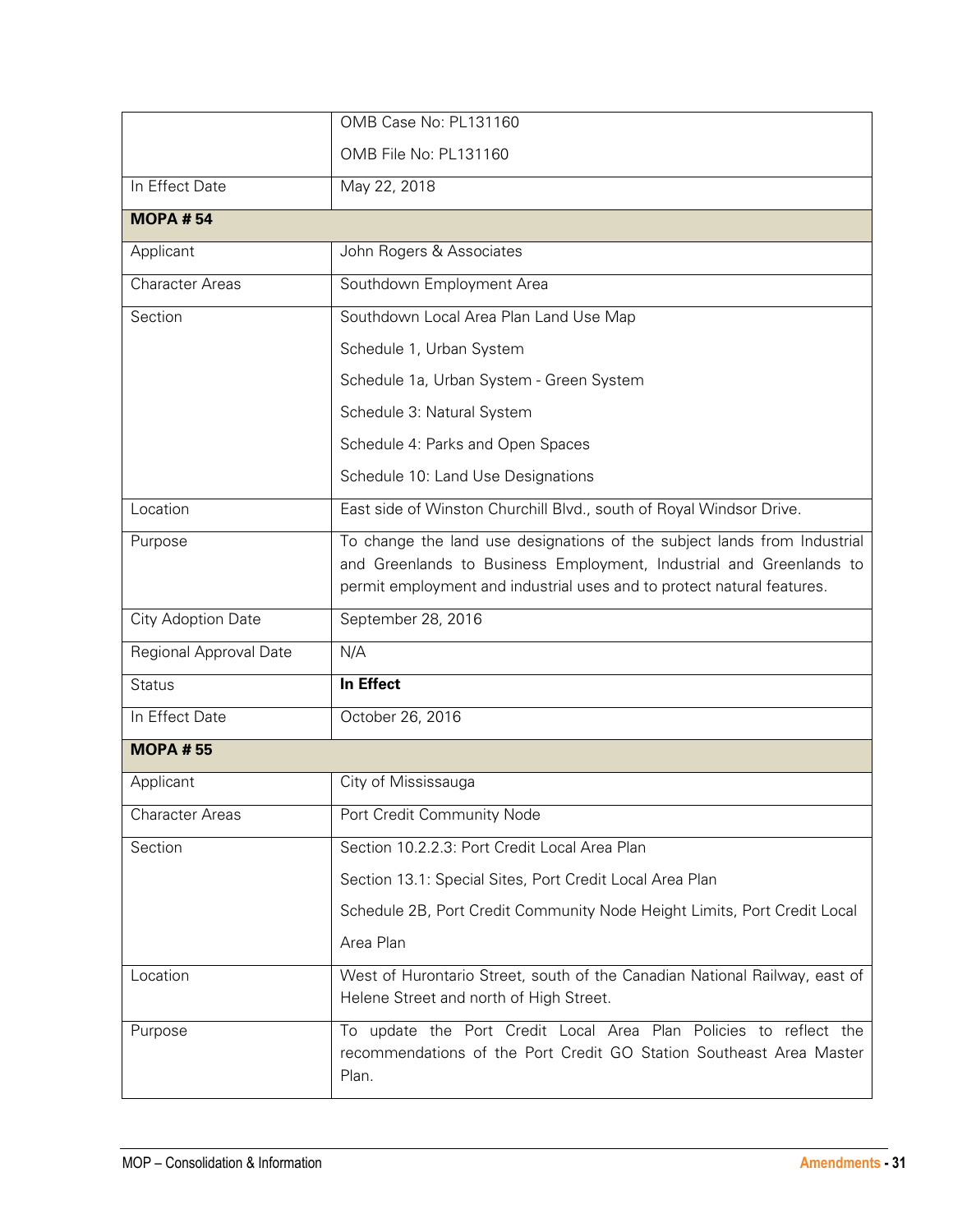| | |
|---|---|
| | OMB Case No: PL131160<br>OMB File No: PL131160 |
| In Effect Date | May 22, 2018 |
| **MOPA # 54** | |
| Applicant | John Rogers & Associates |
| Character Areas | Southdown Employment Area |
| Section | Southdown Local Area Plan Land Use Map<br>Schedule 1, Urban System<br>Schedule 1a, Urban System - Green System<br>Schedule 3: Natural System<br>Schedule 4: Parks and Open Spaces<br>Schedule 10: Land Use Designations |
| Location | East side of Winston Churchill Blvd., south of Royal Windsor Drive. |
| Purpose | To change the land use designations of the subject lands from Industrial and Greenlands to Business Employment, Industrial and Greenlands to permit employment and industrial uses and to protect natural features. |
| City Adoption Date | September 28, 2016 |
| Regional Approval Date | N/A |
| Status | **In Effect** |
| In Effect Date | October 26, 2016 |
| **MOPA # 55** | |
| Applicant | City of Mississauga |
| Character Areas | Port Credit Community Node |
| Section | Section 10.2.2.3: Port Credit Local Area Plan<br>Section 13.1: Special Sites, Port Credit Local Area Plan<br>Schedule 2B, Port Credit Community Node Height Limits, Port Credit Local Area Plan |
| Location | West of Hurontario Street, south of the Canadian National Railway, east of Helene Street and north of High Street. |
| Purpose | To update the Port Credit Local Area Plan Policies to reflect the recommendations of the Port Credit GO Station Southeast Area Master Plan. |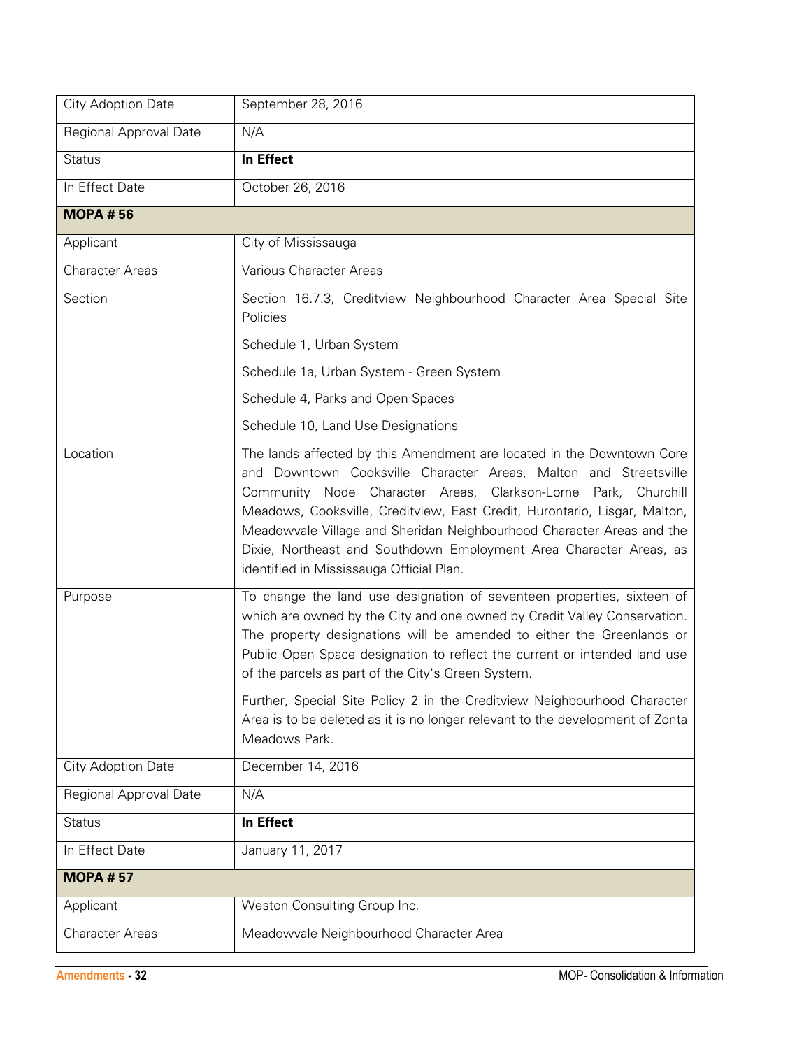| | |
|---|---|
| City Adoption Date | September 28, 2016 |
| Regional Approval Date | N/A |
| Status | **In Effect** |
| In Effect Date | October 26, 2016 |
| **MOPA # 56** | |
| Applicant | City of Mississauga |
| Character Areas | Various Character Areas |
| Section | Section 16.7.3, Creditview Neighbourhood Character Area Special Site Policies<br><br>Schedule 1, Urban System<br><br>Schedule 1a, Urban System - Green System<br><br>Schedule 4, Parks and Open Spaces<br><br>Schedule 10, Land Use Designations |
| Location | The lands affected by this Amendment are located in the Downtown Core and Downtown Cooksville Character Areas, Malton and Streetsville Community Node Character Areas, Clarkson-Lorne Park, Churchill Meadows, Cooksville, Creditview, East Credit, Hurontario, Lisgar, Malton, Meadowvale Village and Sheridan Neighbourhood Character Areas and the Dixie, Northeast and Southdown Employment Area Character Areas, as identified in Mississauga Official Plan. |
| Purpose | To change the land use designation of seventeen properties, sixteen of which are owned by the City and one owned by Credit Valley Conservation. The property designations will be amended to either the Greenlands or Public Open Space designation to reflect the current or intended land use of the parcels as part of the City's Green System.<br><br>Further, Special Site Policy 2 in the Creditview Neighbourhood Character Area is to be deleted as it is no longer relevant to the development of Zonta Meadows Park. |
| City Adoption Date | December 14, 2016 |
| Regional Approval Date | N/A |
| Status | **In Effect** |
| In Effect Date | January 11, 2017 |
| **MOPA # 57** | |
| Applicant | Weston Consulting Group Inc. |
| Character Areas | Meadowvale Neighbourhood Character Area |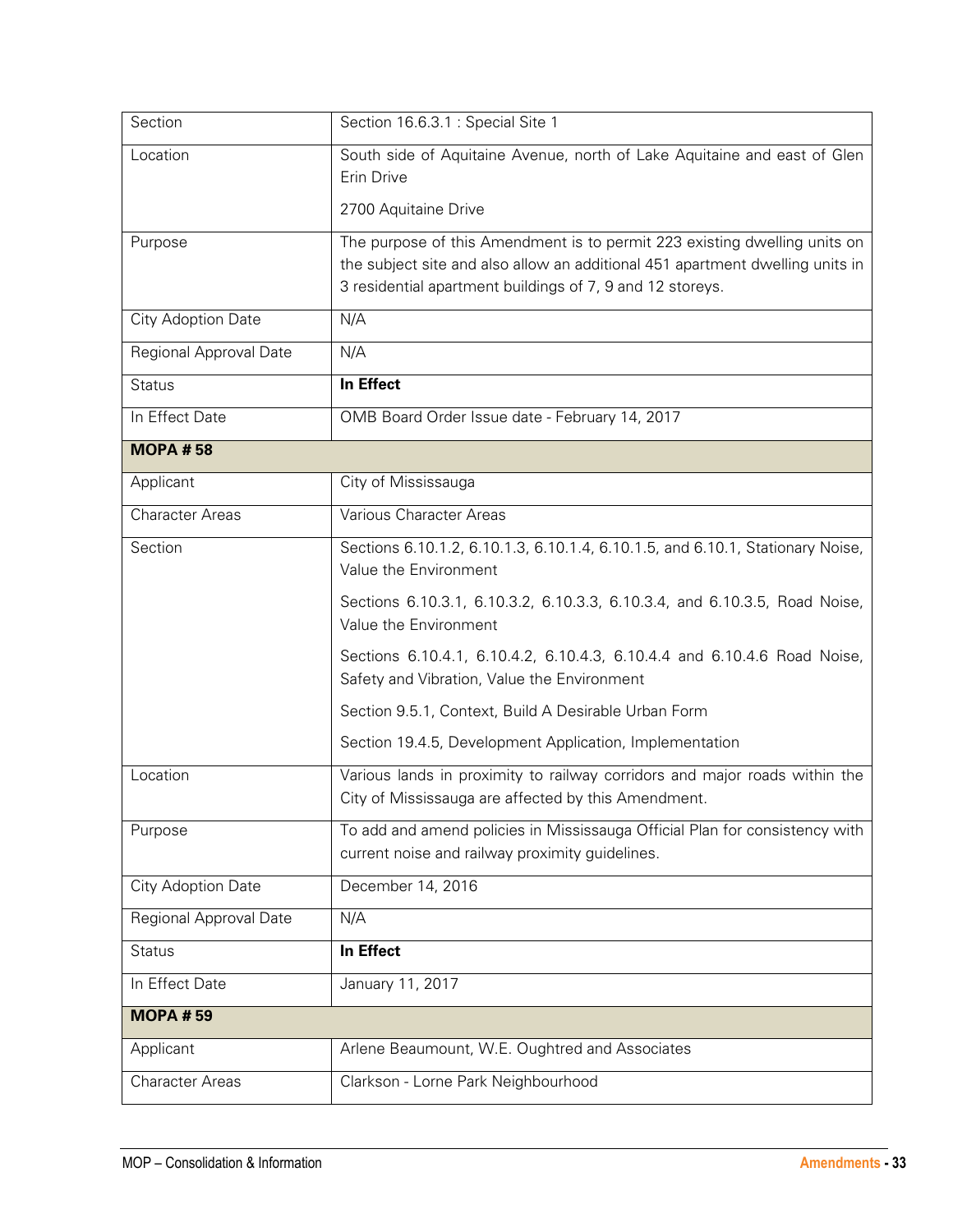| | |
|---|---|
| Section | Section 16.6.3.1 : Special Site 1 |
| Location | South side of Aquitaine Avenue, north of Lake Aquitaine and east of Glen Erin Drive<br><br>2700 Aquitaine Drive |
| Purpose | The purpose of this Amendment is to permit 223 existing dwelling units on the subject site and also allow an additional 451 apartment dwelling units in 3 residential apartment buildings of 7, 9 and 12 storeys. |
| City Adoption Date | N/A |
| Regional Approval Date | N/A |
| Status | **In Effect** |
| In Effect Date | OMB Board Order Issue date - February 14, 2017 |
| **MOPA # 58** | |
| Applicant | City of Mississauga |
| Character Areas | Various Character Areas |
| Section | Sections 6.10.1.2, 6.10.1.3, 6.10.1.4, 6.10.1.5, and 6.10.1, Stationary Noise, Value the Environment<br><br>Sections 6.10.3.1, 6.10.3.2, 6.10.3.3, 6.10.3.4, and 6.10.3.5, Road Noise, Value the Environment<br><br>Sections 6.10.4.1, 6.10.4.2, 6.10.4.3, 6.10.4.4 and 6.10.4.6 Road Noise, Safety and Vibration, Value the Environment<br><br>Section 9.5.1, Context, Build A Desirable Urban Form<br><br>Section 19.4.5, Development Application, Implementation |
| Location | Various lands in proximity to railway corridors and major roads within the City of Mississauga are affected by this Amendment. |
| Purpose | To add and amend policies in Mississauga Official Plan for consistency with current noise and railway proximity guidelines. |
| City Adoption Date | December 14, 2016 |
| Regional Approval Date | N/A |
| Status | **In Effect** |
| In Effect Date | January 11, 2017 |
| **MOPA # 59** | |
| Applicant | Arlene Beaumount, W.E. Oughtred and Associates |
| Character Areas | Clarkson - Lorne Park Neighbourhood |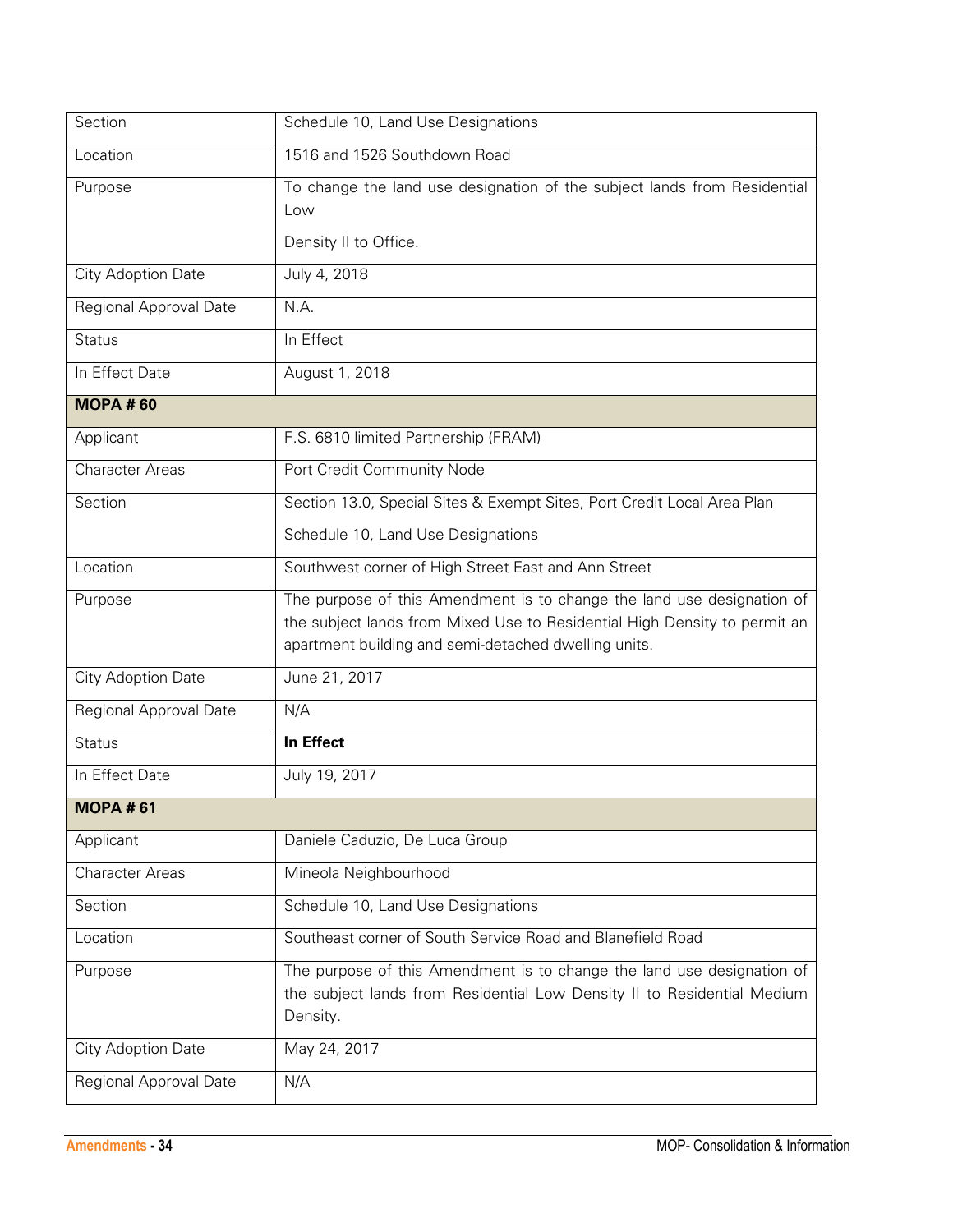| Section | Schedule 10, Land Use Designations |
|---|---|
| Location | 1516 and 1526 Southdown Road |
| Purpose | To change the land use designation of the subject lands from Residential Low<br><br>Density II to Office. |
| City Adoption Date | July 4, 2018 |
| Regional Approval Date | N.A. |
| Status | In Effect |
| In Effect Date | August 1, 2018 |
| **MOPA # 60** | |
| Applicant | F.S. 6810 limited Partnership (FRAM) |
| Character Areas | Port Credit Community Node |
| Section | Section 13.0, Special Sites & Exempt Sites, Port Credit Local Area Plan<br><br>Schedule 10, Land Use Designations |
| Location | Southwest corner of High Street East and Ann Street |
| Purpose | The purpose of this Amendment is to change the land use designation of the subject lands from Mixed Use to Residential High Density to permit an apartment building and semi-detached dwelling units. |
| City Adoption Date | June 21, 2017 |
| Regional Approval Date | N/A |
| Status | **In Effect** |
| In Effect Date | July 19, 2017 |
| **MOPA # 61** | |
| Applicant | Daniele Caduzio, De Luca Group |
| Character Areas | Mineola Neighbourhood |
| Section | Schedule 10, Land Use Designations |
| Location | Southeast corner of South Service Road and Blanefield Road |
| Purpose | The purpose of this Amendment is to change the land use designation of the subject lands from Residential Low Density II to Residential Medium Density. |
| City Adoption Date | May 24, 2017 |
| Regional Approval Date | N/A |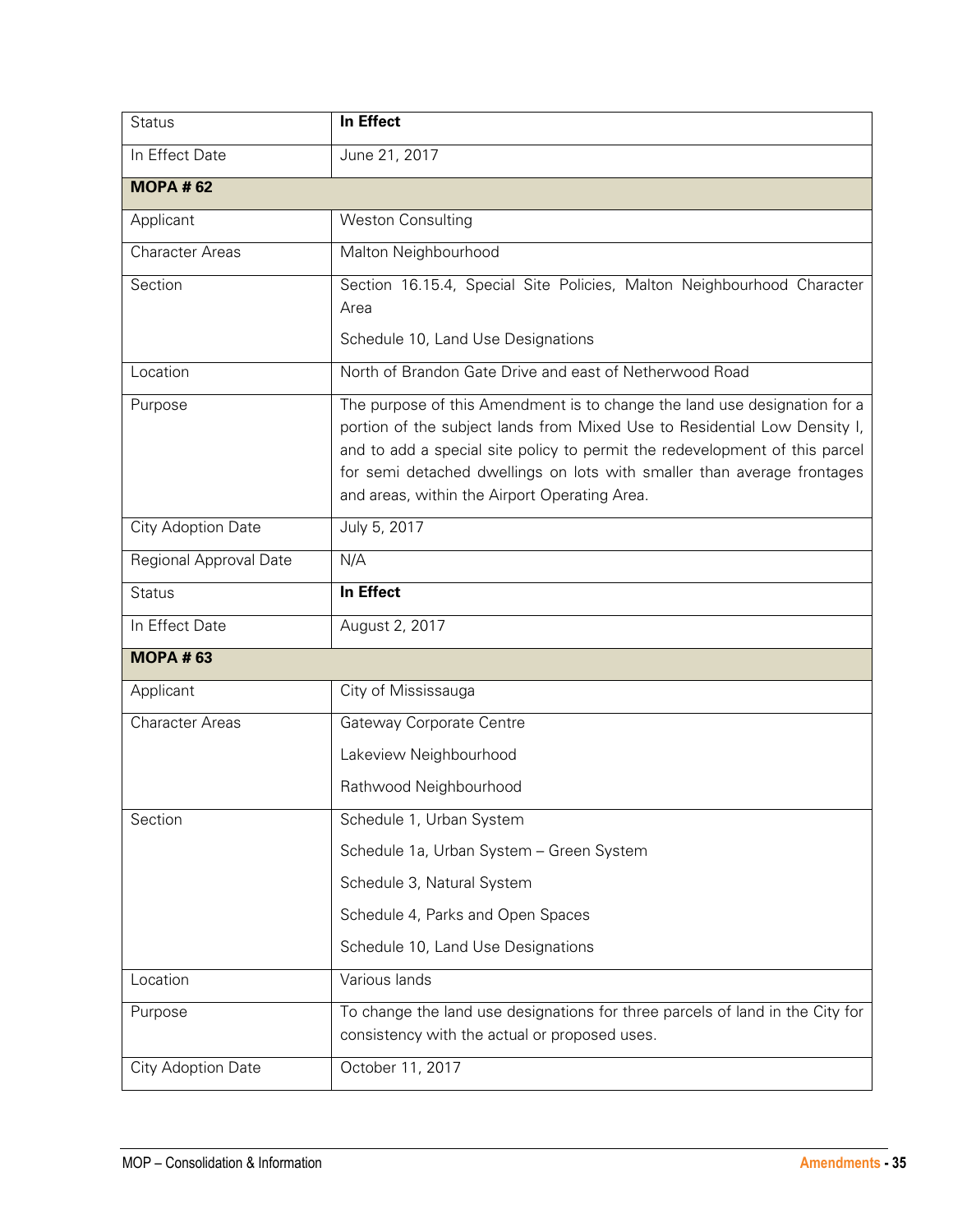| Status | **In Effect** |
|---|---|
| In Effect Date | June 21, 2017 |
| **MOPA # 62** | |
| Applicant | Weston Consulting |
| Character Areas | Malton Neighbourhood |
| Section | Section 16.15.4, Special Site Policies, Malton Neighbourhood Character Area<br><br>Schedule 10, Land Use Designations |
| Location | North of Brandon Gate Drive and east of Netherwood Road |
| Purpose | The purpose of this Amendment is to change the land use designation for a portion of the subject lands from Mixed Use to Residential Low Density I, and to add a special site policy to permit the redevelopment of this parcel for semi detached dwellings on lots with smaller than average frontages and areas, within the Airport Operating Area. |
| City Adoption Date | July 5, 2017 |
| Regional Approval Date | N/A |
| Status | **In Effect** |
| In Effect Date | August 2, 2017 |
| **MOPA # 63** | |
| Applicant | City of Mississauga |
| Character Areas | Gateway Corporate Centre<br><br>Lakeview Neighbourhood<br><br>Rathwood Neighbourhood |
| Section | Schedule 1, Urban System<br><br>Schedule 1a, Urban System – Green System<br><br>Schedule 3, Natural System<br><br>Schedule 4, Parks and Open Spaces<br><br>Schedule 10, Land Use Designations |
| Location | Various lands |
| Purpose | To change the land use designations for three parcels of land in the City for consistency with the actual or proposed uses. |
| City Adoption Date | October 11, 2017 |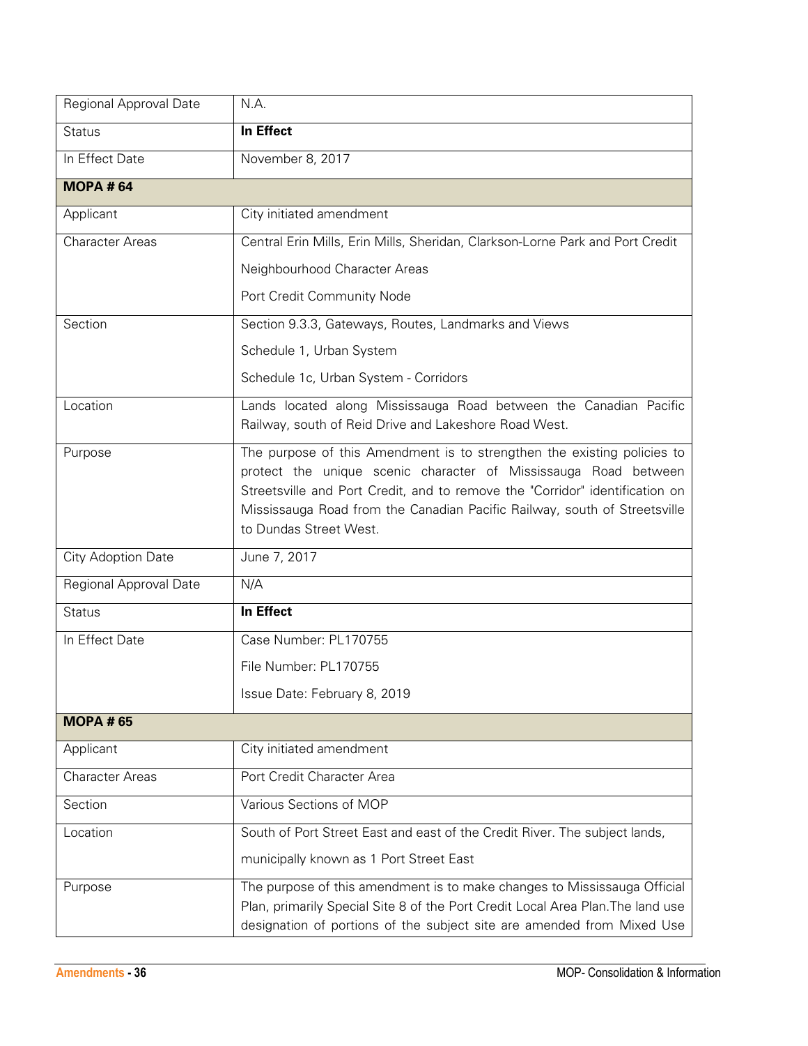| | |
|---|---|
| Regional Approval Date | N.A. |
| Status | **In Effect** |
| In Effect Date | November 8, 2017 |
| **MOPA # 64** | |
| Applicant | City initiated amendment |
| Character Areas | Central Erin Mills, Erin Mills, Sheridan, Clarkson-Lorne Park and Port Credit<br><br>Neighbourhood Character Areas<br><br>Port Credit Community Node |
| Section | Section 9.3.3, Gateways, Routes, Landmarks and Views<br><br>Schedule 1, Urban System<br><br>Schedule 1c, Urban System - Corridors |
| Location | Lands located along Mississauga Road between the Canadian Pacific Railway, south of Reid Drive and Lakeshore Road West. |
| Purpose | The purpose of this Amendment is to strengthen the existing policies to protect the unique scenic character of Mississauga Road between Streetsville and Port Credit, and to remove the "Corridor" identification on Mississauga Road from the Canadian Pacific Railway, south of Streetsville to Dundas Street West. |
| City Adoption Date | June 7, 2017 |
| Regional Approval Date | N/A |
| Status | **In Effect** |
| In Effect Date | Case Number: PL170755<br><br>File Number: PL170755<br><br>Issue Date: February 8, 2019 |
| **MOPA # 65** | |
| Applicant | City initiated amendment |
| Character Areas | Port Credit Character Area |
| Section | Various Sections of MOP |
| Location | South of Port Street East and east of the Credit River. The subject lands,<br><br>municipally known as 1 Port Street East |
| Purpose | The purpose of this amendment is to make changes to Mississauga Official Plan, primarily Special Site 8 of the Port Credit Local Area Plan.The land use designation of portions of the subject site are amended from Mixed Use |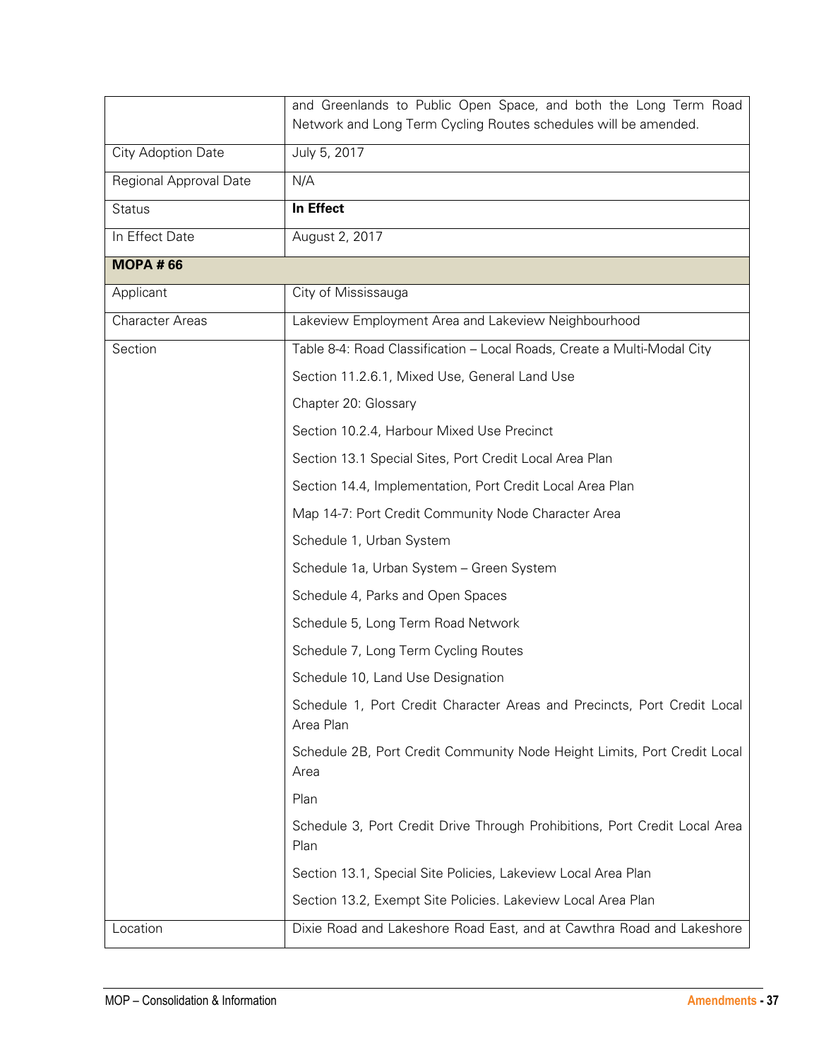| | |
|---|---|
| | and Greenlands to Public Open Space, and both the Long Term Road Network and Long Term Cycling Routes schedules will be amended. |
| City Adoption Date | July 5, 2017 |
| Regional Approval Date | N/A |
| Status | **In Effect** |
| In Effect Date | August 2, 2017 |
| **MOPA # 66** | |
| Applicant | City of Mississauga |
| Character Areas | Lakeview Employment Area and Lakeview Neighbourhood |
| Section | Table 8-4: Road Classification – Local Roads, Create a Multi-Modal City<br><br>Section 11.2.6.1, Mixed Use, General Land Use<br><br>Chapter 20: Glossary<br><br>Section 10.2.4, Harbour Mixed Use Precinct<br><br>Section 13.1 Special Sites, Port Credit Local Area Plan<br><br>Section 14.4, Implementation, Port Credit Local Area Plan<br><br>Map 14-7: Port Credit Community Node Character Area<br><br>Schedule 1, Urban System<br><br>Schedule 1a, Urban System – Green System<br><br>Schedule 4, Parks and Open Spaces<br><br>Schedule 5, Long Term Road Network<br><br>Schedule 7, Long Term Cycling Routes<br><br>Schedule 10, Land Use Designation<br><br>Schedule 1, Port Credit Character Areas and Precincts, Port Credit Local Area Plan<br><br>Schedule 2B, Port Credit Community Node Height Limits, Port Credit Local Area<br><br>Plan<br><br>Schedule 3, Port Credit Drive Through Prohibitions, Port Credit Local Area Plan<br><br>Section 13.1, Special Site Policies, Lakeview Local Area Plan<br><br>Section 13.2, Exempt Site Policies. Lakeview Local Area Plan |
| Location | Dixie Road and Lakeshore Road East, and at Cawthra Road and Lakeshore |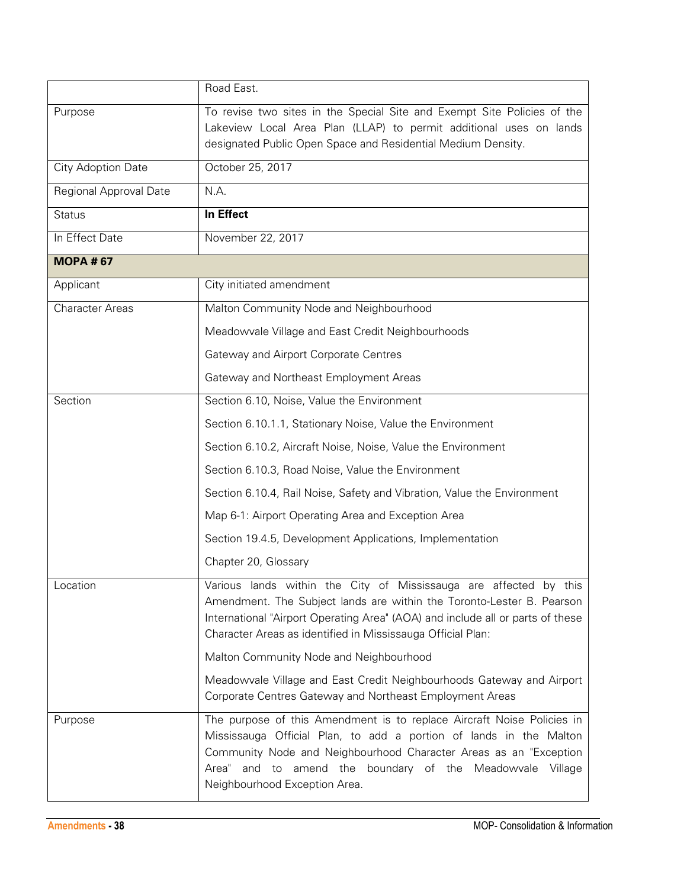| | |
|---|---|
| | Road East. |
| Purpose | To revise two sites in the Special Site and Exempt Site Policies of the Lakeview Local Area Plan (LLAP) to permit additional uses on lands designated Public Open Space and Residential Medium Density. |
| City Adoption Date | October 25, 2017 |
| Regional Approval Date | N.A. |
| Status | **In Effect** |
| In Effect Date | November 22, 2017 |
| **MOPA # 67** | |
| Applicant | City initiated amendment |
| Character Areas | Malton Community Node and Neighbourhood<br><br>Meadowvale Village and East Credit Neighbourhoods<br><br>Gateway and Airport Corporate Centres<br><br>Gateway and Northeast Employment Areas |
| Section | Section 6.10, Noise, Value the Environment<br><br>Section 6.10.1.1, Stationary Noise, Value the Environment<br><br>Section 6.10.2, Aircraft Noise, Noise, Value the Environment<br><br>Section 6.10.3, Road Noise, Value the Environment<br><br>Section 6.10.4, Rail Noise, Safety and Vibration, Value the Environment<br><br>Map 6-1: Airport Operating Area and Exception Area<br><br>Section 19.4.5, Development Applications, Implementation<br><br>Chapter 20, Glossary |
| Location | Various lands within the City of Mississauga are affected by this Amendment. The Subject lands are within the Toronto-Lester B. Pearson International "Airport Operating Area" (AOA) and include all or parts of these Character Areas as identified in Mississauga Official Plan:<br><br>Malton Community Node and Neighbourhood<br><br>Meadowvale Village and East Credit Neighbourhoods Gateway and Airport Corporate Centres Gateway and Northeast Employment Areas |
| Purpose | The purpose of this Amendment is to replace Aircraft Noise Policies in Mississauga Official Plan, to add a portion of lands in the Malton Community Node and Neighbourhood Character Areas as an "Exception Area" and to amend the boundary of the Meadowvale Village Neighbourhood Exception Area. |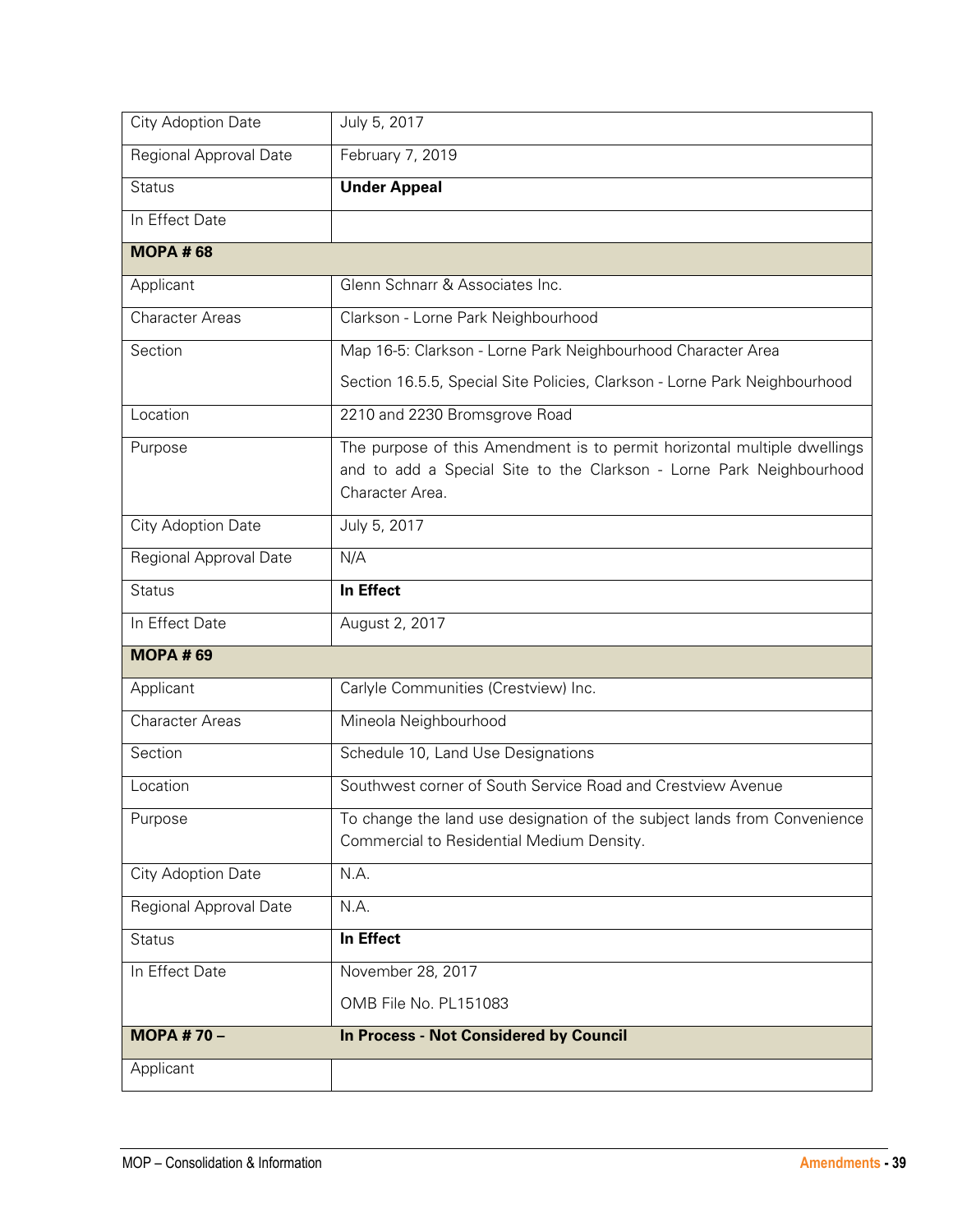| | |
|---|---|
| City Adoption Date | July 5, 2017 |
| Regional Approval Date | February 7, 2019 |
| Status | **Under Appeal** |
| In Effect Date | |
| **MOPA # 68** | |
| Applicant | Glenn Schnarr & Associates Inc. |
| Character Areas | Clarkson - Lorne Park Neighbourhood |
| Section | Map 16-5: Clarkson - Lorne Park Neighbourhood Character Area<br>Section 16.5.5, Special Site Policies, Clarkson - Lorne Park Neighbourhood |
| Location | 2210 and 2230 Bromsgrove Road |
| Purpose | The purpose of this Amendment is to permit horizontal multiple dwellings and to add a Special Site to the Clarkson - Lorne Park Neighbourhood Character Area. |
| City Adoption Date | July 5, 2017 |
| Regional Approval Date | N/A |
| Status | **In Effect** |
| In Effect Date | August 2, 2017 |
| **MOPA # 69** | |
| Applicant | Carlyle Communities (Crestview) Inc. |
| Character Areas | Mineola Neighbourhood |
| Section | Schedule 10, Land Use Designations |
| Location | Southwest corner of South Service Road and Crestview Avenue |
| Purpose | To change the land use designation of the subject lands from Convenience Commercial to Residential Medium Density. |
| City Adoption Date | N.A. |
| Regional Approval Date | N.A. |
| Status | **In Effect** |
| In Effect Date | November 28, 2017<br>OMB File No. PL151083 |
| **MOPA # 70 –** | **In Process - Not Considered by Council** |
| Applicant | |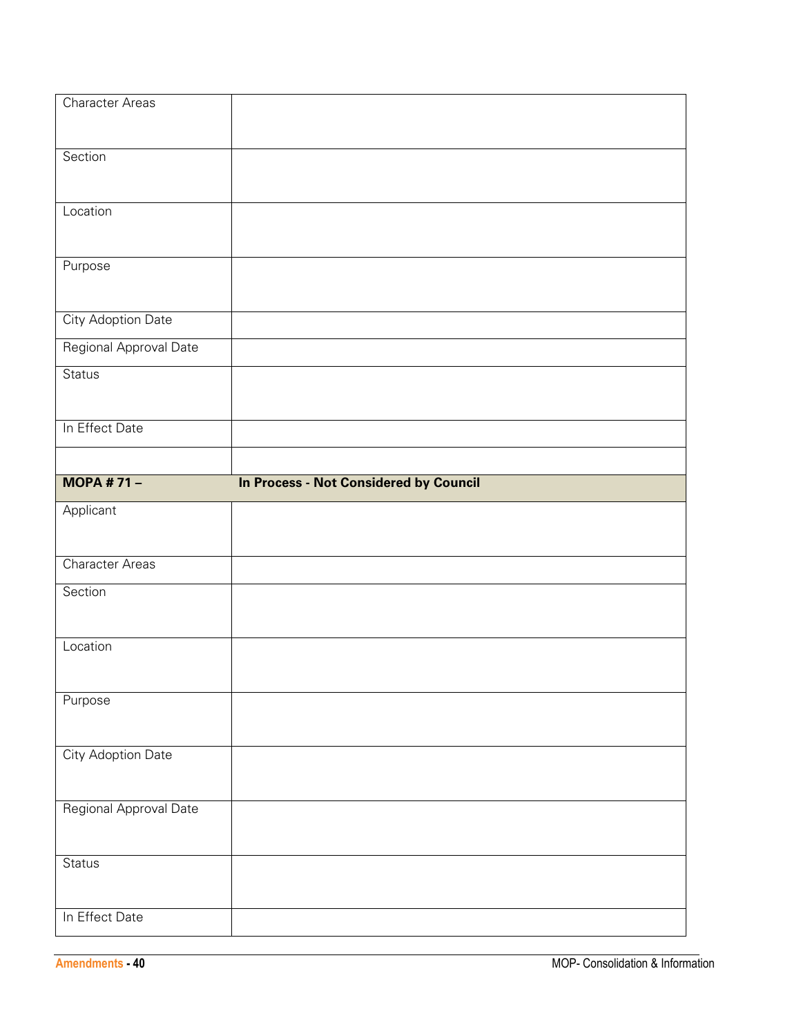| | |
|---|---|
| Character Areas | |
| Section | |
| Location | |
| Purpose | |
| City Adoption Date | |
| Regional Approval Date | |
| Status | |
| In Effect Date | |
| | |
| **MOPA # 71 –** | **In Process - Not Considered by Council** |
| Applicant | |
| Character Areas | |
| Section | |
| Location | |
| Purpose | |
| City Adoption Date | |
| Regional Approval Date | |
| Status | |
| In Effect Date | |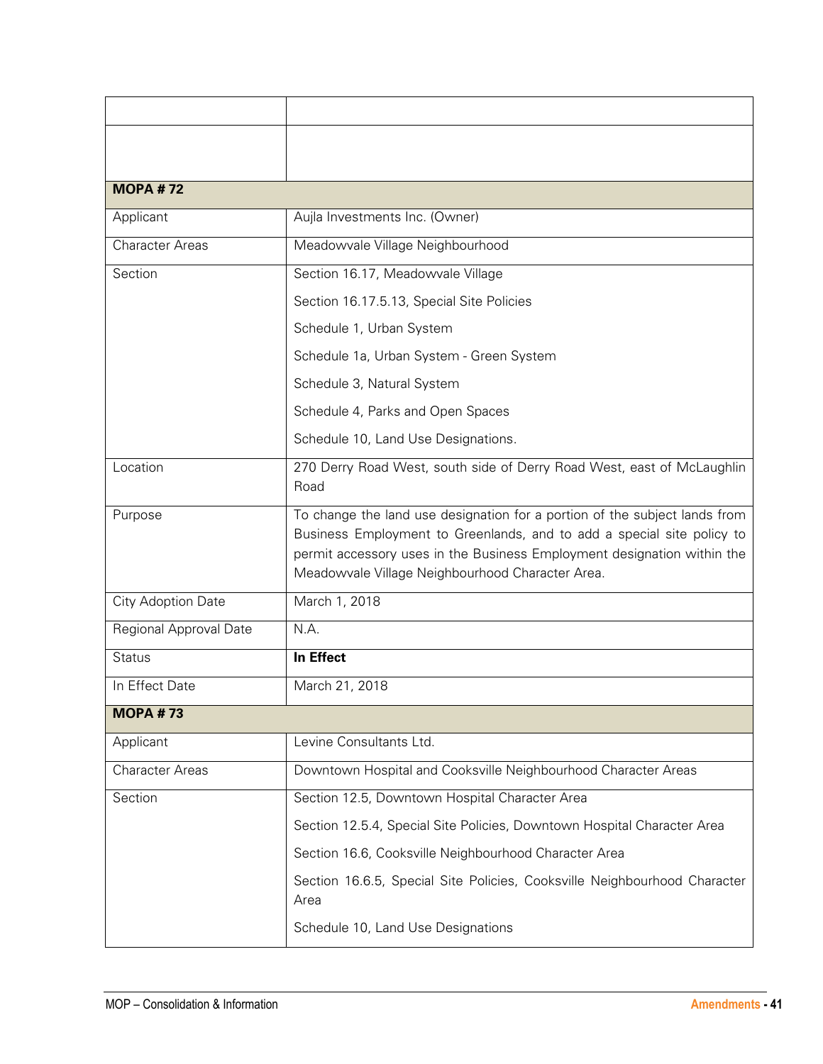| | |
|---|---|
| | |
| | |
| **MOPA # 72** | |
| Applicant | Aujla Investments Inc. (Owner) |
| Character Areas | Meadowvale Village Neighbourhood |
| Section | Section 16.17, Meadowvale Village<br>Section 16.17.5.13, Special Site Policies<br>Schedule 1, Urban System<br>Schedule 1a, Urban System - Green System<br>Schedule 3, Natural System<br>Schedule 4, Parks and Open Spaces<br>Schedule 10, Land Use Designations. |
| Location | 270 Derry Road West, south side of Derry Road West, east of McLaughlin Road |
| Purpose | To change the land use designation for a portion of the subject lands from Business Employment to Greenlands, and to add a special site policy to permit accessory uses in the Business Employment designation within the Meadowvale Village Neighbourhood Character Area. |
| City Adoption Date | March 1, 2018 |
| Regional Approval Date | N.A. |
| Status | **In Effect** |
| In Effect Date | March 21, 2018 |
| **MOPA # 73** | |
| Applicant | Levine Consultants Ltd. |
| Character Areas | Downtown Hospital and Cooksville Neighbourhood Character Areas |
| Section | Section 12.5, Downtown Hospital Character Area<br>Section 12.5.4, Special Site Policies, Downtown Hospital Character Area<br>Section 16.6, Cooksville Neighbourhood Character Area<br>Section 16.6.5, Special Site Policies, Cooksville Neighbourhood Character Area<br>Schedule 10, Land Use Designations |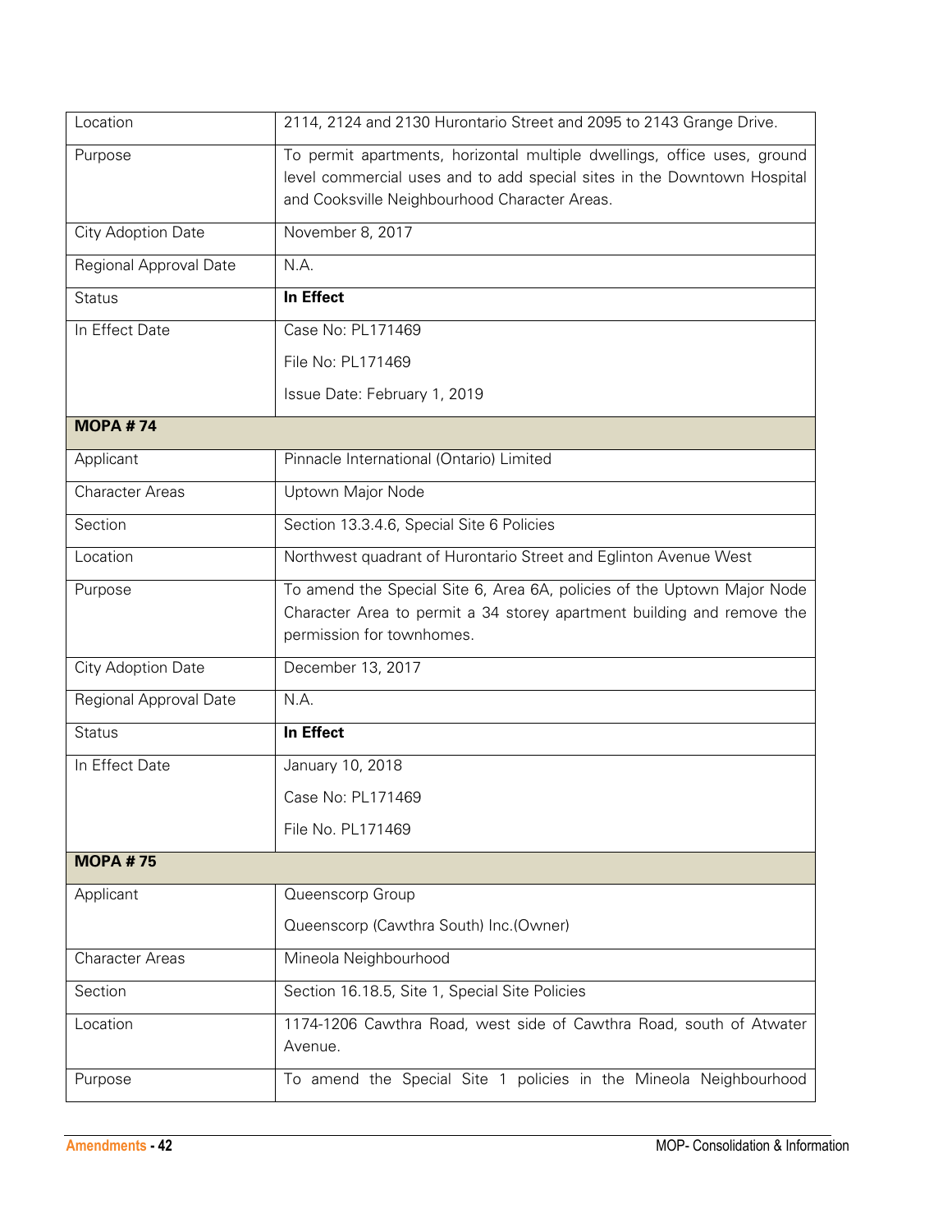| | |
|---|---|
| Location | 2114, 2124 and 2130 Hurontario Street and 2095 to 2143 Grange Drive. |
| Purpose | To permit apartments, horizontal multiple dwellings, office uses, ground level commercial uses and to add special sites in the Downtown Hospital and Cooksville Neighbourhood Character Areas. |
| City Adoption Date | November 8, 2017 |
| Regional Approval Date | N.A. |
| Status | **In Effect** |
| In Effect Date | Case No: PL171469<br>File No: PL171469<br>Issue Date: February 1, 2019 |
| **MOPA # 74** | |
| Applicant | Pinnacle International (Ontario) Limited |
| Character Areas | Uptown Major Node |
| Section | Section 13.3.4.6, Special Site 6 Policies |
| Location | Northwest quadrant of Hurontario Street and Eglinton Avenue West |
| Purpose | To amend the Special Site 6, Area 6A, policies of the Uptown Major Node Character Area to permit a 34 storey apartment building and remove the permission for townhomes. |
| City Adoption Date | December 13, 2017 |
| Regional Approval Date | N.A. |
| Status | **In Effect** |
| In Effect Date | January 10, 2018<br>Case No: PL171469<br>File No. PL171469 |
| **MOPA # 75** | |
| Applicant | Queenscorp Group<br>Queenscorp (Cawthra South) Inc.(Owner) |
| Character Areas | Mineola Neighbourhood |
| Section | Section 16.18.5, Site 1, Special Site Policies |
| Location | 1174-1206 Cawthra Road, west side of Cawthra Road, south of Atwater Avenue. |
| Purpose | To amend the Special Site 1 policies in the Mineola Neighbourhood |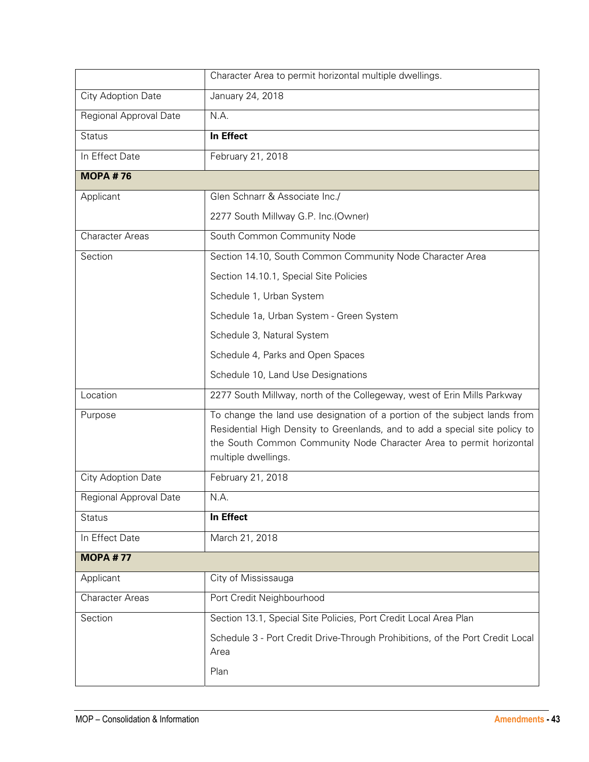| | |
|---|---|
| | Character Area to permit horizontal multiple dwellings. |
| City Adoption Date | January 24, 2018 |
| Regional Approval Date | N.A. |
| Status | **In Effect** |
| In Effect Date | February 21, 2018 |
| **MOPA # 76** | |
| Applicant | Glen Schnarr & Associate Inc./<br>2277 South Millway G.P. Inc.(Owner) |
| Character Areas | South Common Community Node |
| Section | Section 14.10, South Common Community Node Character Area<br>Section 14.10.1, Special Site Policies<br>Schedule 1, Urban System<br>Schedule 1a, Urban System - Green System<br>Schedule 3, Natural System<br>Schedule 4, Parks and Open Spaces<br>Schedule 10, Land Use Designations |
| Location | 2277 South Millway, north of the Collegeway, west of Erin Mills Parkway |
| Purpose | To change the land use designation of a portion of the subject lands from Residential High Density to Greenlands, and to add a special site policy to the South Common Community Node Character Area to permit horizontal multiple dwellings. |
| City Adoption Date | February 21, 2018 |
| Regional Approval Date | N.A. |
| Status | **In Effect** |
| In Effect Date | March 21, 2018 |
| **MOPA # 77** | |
| Applicant | City of Mississauga |
| Character Areas | Port Credit Neighbourhood |
| Section | Section 13.1, Special Site Policies, Port Credit Local Area Plan<br>Schedule 3 - Port Credit Drive-Through Prohibitions, of the Port Credit Local Area<br>Plan |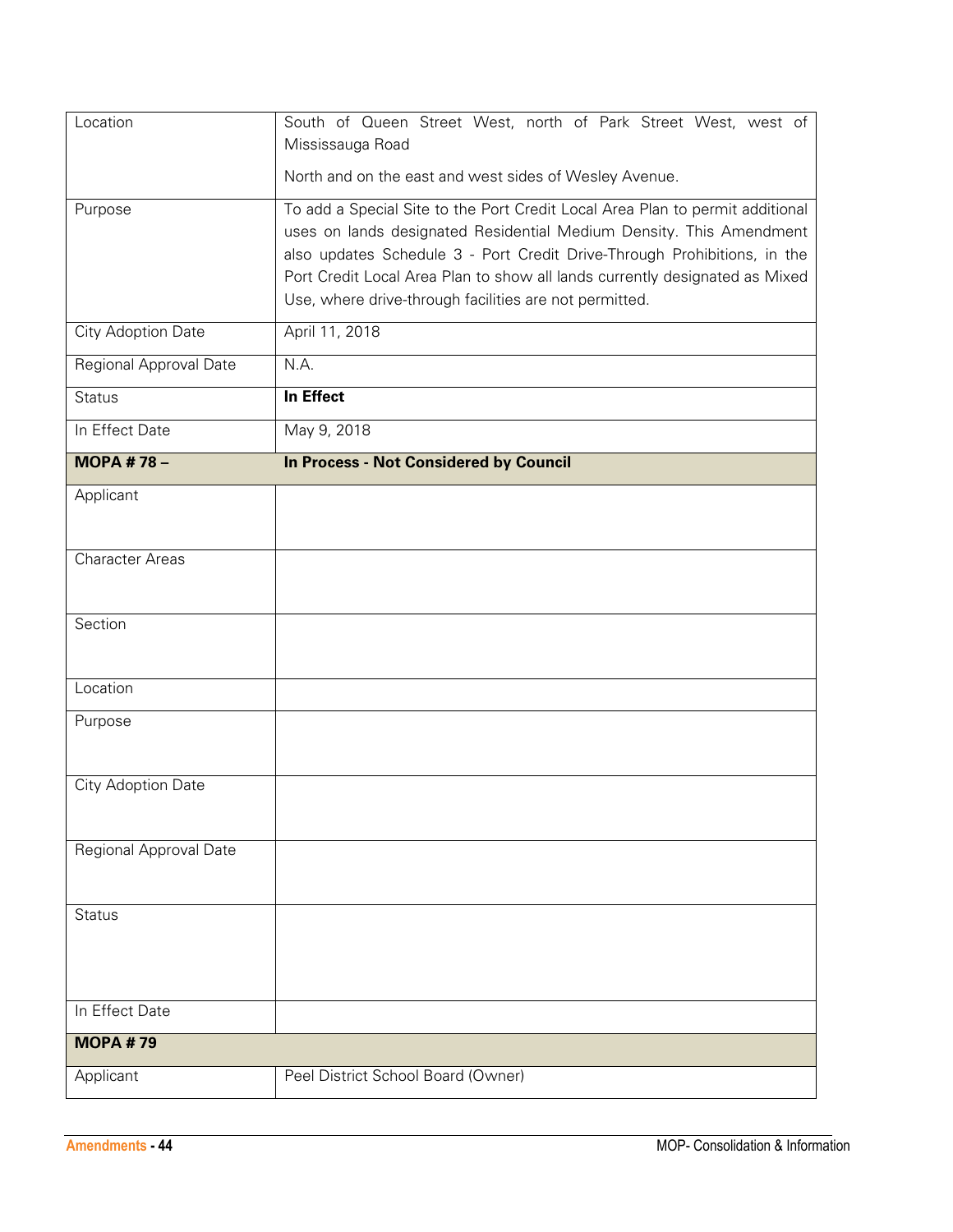| | |
|---|---|
| Location | South of Queen Street West, north of Park Street West, west of Mississauga Road<br><br>North and on the east and west sides of Wesley Avenue. |
| Purpose | To add a Special Site to the Port Credit Local Area Plan to permit additional uses on lands designated Residential Medium Density. This Amendment also updates Schedule 3 - Port Credit Drive-Through Prohibitions, in the Port Credit Local Area Plan to show all lands currently designated as Mixed Use, where drive-through facilities are not permitted. |
| City Adoption Date | April 11, 2018 |
| Regional Approval Date | N.A. |
| Status | **In Effect** |
| In Effect Date | May 9, 2018 |
| **MOPA # 78 –** | **In Process - Not Considered by Council** |
| Applicant | |
| Character Areas | |
| Section | |
| Location | |
| Purpose | |
| City Adoption Date | |
| Regional Approval Date | |
| Status | |
| In Effect Date | |
| **MOPA # 79** | |
| Applicant | Peel District School Board (Owner) |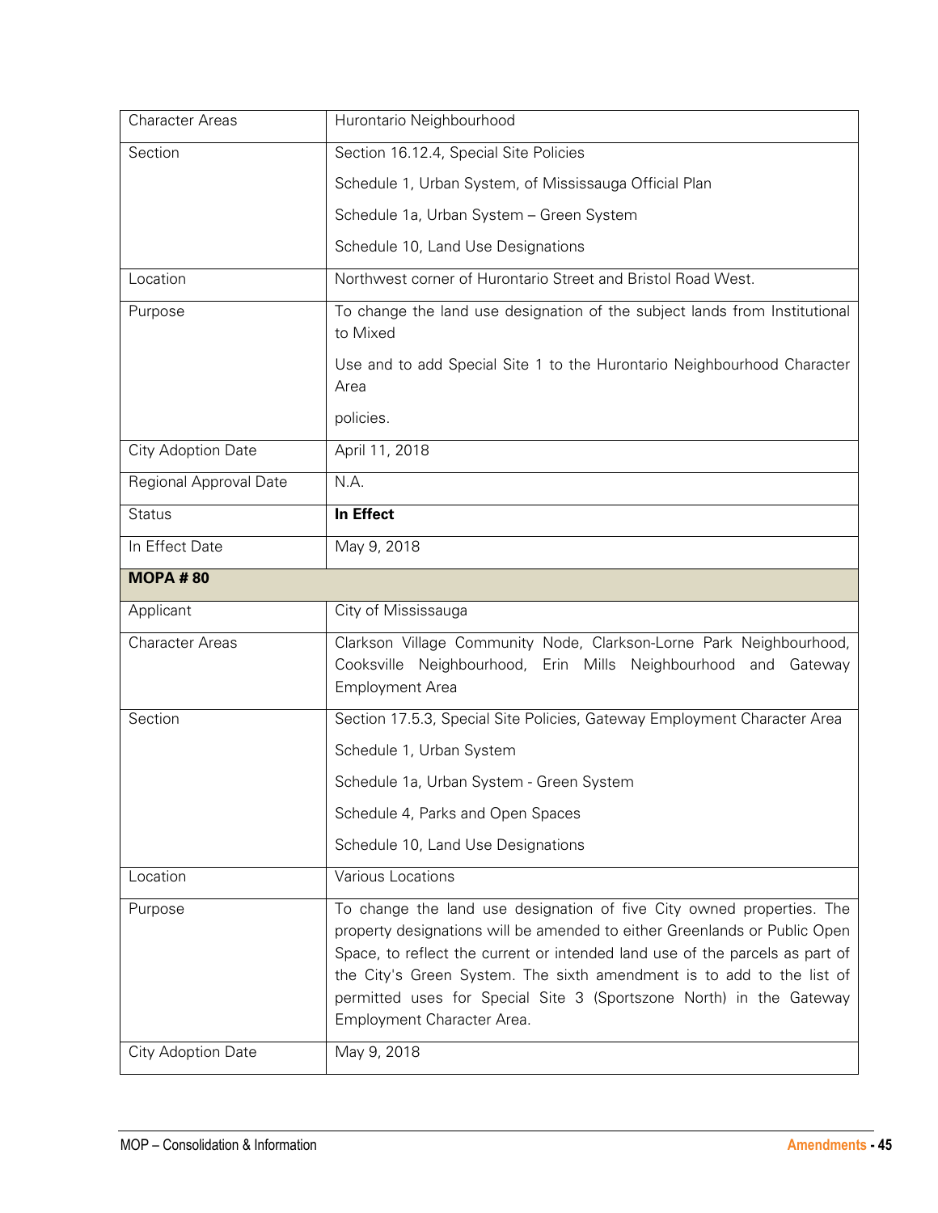| | |
|---|---|
| Character Areas | Hurontario Neighbourhood |
| Section | Section 16.12.4, Special Site Policies<br><br>Schedule 1, Urban System, of Mississauga Official Plan<br><br>Schedule 1a, Urban System – Green System<br><br>Schedule 10, Land Use Designations |
| Location | Northwest corner of Hurontario Street and Bristol Road West. |
| Purpose | To change the land use designation of the subject lands from Institutional to Mixed<br><br>Use and to add Special Site 1 to the Hurontario Neighbourhood Character Area<br><br>policies. |
| City Adoption Date | April 11, 2018 |
| Regional Approval Date | N.A. |
| Status | **In Effect** |
| In Effect Date | May 9, 2018 |

| **MOPA # 80** | |
|---|---|
| Applicant | City of Mississauga |
| Character Areas | Clarkson Village Community Node, Clarkson-Lorne Park Neighbourhood, Cooksville Neighbourhood, Erin Mills Neighbourhood and Gateway Employment Area |
| Section | Section 17.5.3, Special Site Policies, Gateway Employment Character Area<br><br>Schedule 1, Urban System<br><br>Schedule 1a, Urban System - Green System<br><br>Schedule 4, Parks and Open Spaces<br><br>Schedule 10, Land Use Designations |
| Location | Various Locations |
| Purpose | To change the land use designation of five City owned properties. The property designations will be amended to either Greenlands or Public Open Space, to reflect the current or intended land use of the parcels as part of the City's Green System. The sixth amendment is to add to the list of permitted uses for Special Site 3 (Sportszone North) in the Gateway Employment Character Area. |
| City Adoption Date | May 9, 2018 |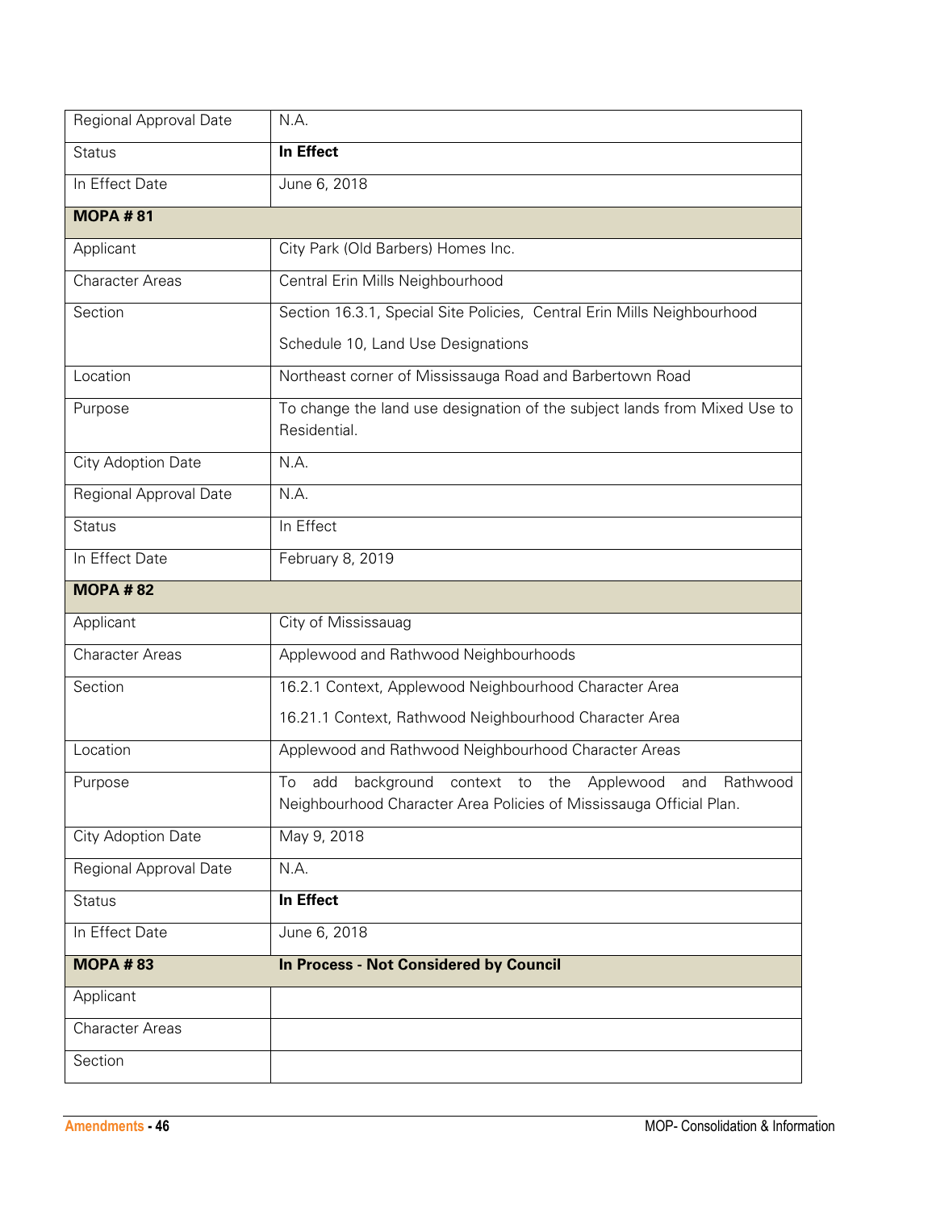| | |
|---|---|
| Regional Approval Date | N.A. |
| Status | **In Effect** |
| In Effect Date | June 6, 2018 |
| **MOPA # 81** | |
| Applicant | City Park (Old Barbers) Homes Inc. |
| Character Areas | Central Erin Mills Neighbourhood |
| Section | Section 16.3.1, Special Site Policies, Central Erin Mills Neighbourhood<br>Schedule 10, Land Use Designations |
| Location | Northeast corner of Mississauga Road and Barbertown Road |
| Purpose | To change the land use designation of the subject lands from Mixed Use to Residential. |
| City Adoption Date | N.A. |
| Regional Approval Date | N.A. |
| Status | In Effect |
| In Effect Date | February 8, 2019 |
| **MOPA # 82** | |
| Applicant | City of Mississauag |
| Character Areas | Applewood and Rathwood Neighbourhoods |
| Section | 16.2.1 Context, Applewood Neighbourhood Character Area<br>16.21.1 Context, Rathwood Neighbourhood Character Area |
| Location | Applewood and Rathwood Neighbourhood Character Areas |
| Purpose | To add background context to the Applewood and Rathwood Neighbourhood Character Area Policies of Mississauga Official Plan. |
| City Adoption Date | May 9, 2018 |
| Regional Approval Date | N.A. |
| Status | **In Effect** |
| In Effect Date | June 6, 2018 |
| **MOPA # 83** | **In Process - Not Considered by Council** |
| Applicant | |
| Character Areas | |
| Section | |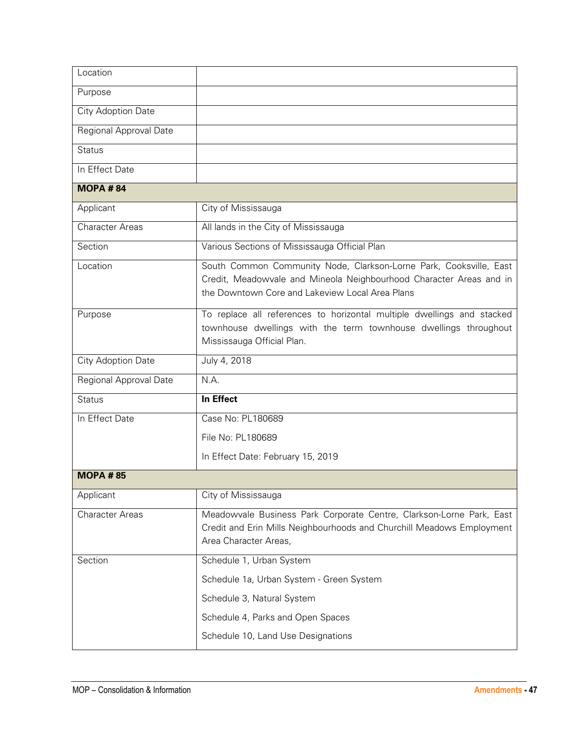| | |
|---|---|
| Location | |
| Purpose | |
| City Adoption Date | |
| Regional Approval Date | |
| Status | |
| In Effect Date | |
| **MOPA # 84** | |
| Applicant | City of Mississauga |
| Character Areas | All lands in the City of Mississauga |
| Section | Various Sections of Mississauga Official Plan |
| Location | South Common Community Node, Clarkson-Lorne Park, Cooksville, East Credit, Meadowvale and Mineola Neighbourhood Character Areas and in the Downtown Core and Lakeview Local Area Plans |
| Purpose | To replace all references to horizontal multiple dwellings and stacked townhouse dwellings with the term townhouse dwellings throughout Mississauga Official Plan. |
| City Adoption Date | July 4, 2018 |
| Regional Approval Date | N.A. |
| Status | **In Effect** |
| In Effect Date | Case No: PL180689<br>File No: PL180689<br>In Effect Date: February 15, 2019 |
| **MOPA # 85** | |
| Applicant | City of Mississauga |
| Character Areas | Meadowvale Business Park Corporate Centre, Clarkson-Lorne Park, East Credit and Erin Mills Neighbourhoods and Churchill Meadows Employment Area Character Areas, |
| Section | Schedule 1, Urban System<br>Schedule 1a, Urban System - Green System<br>Schedule 3, Natural System<br>Schedule 4, Parks and Open Spaces<br>Schedule 10, Land Use Designations |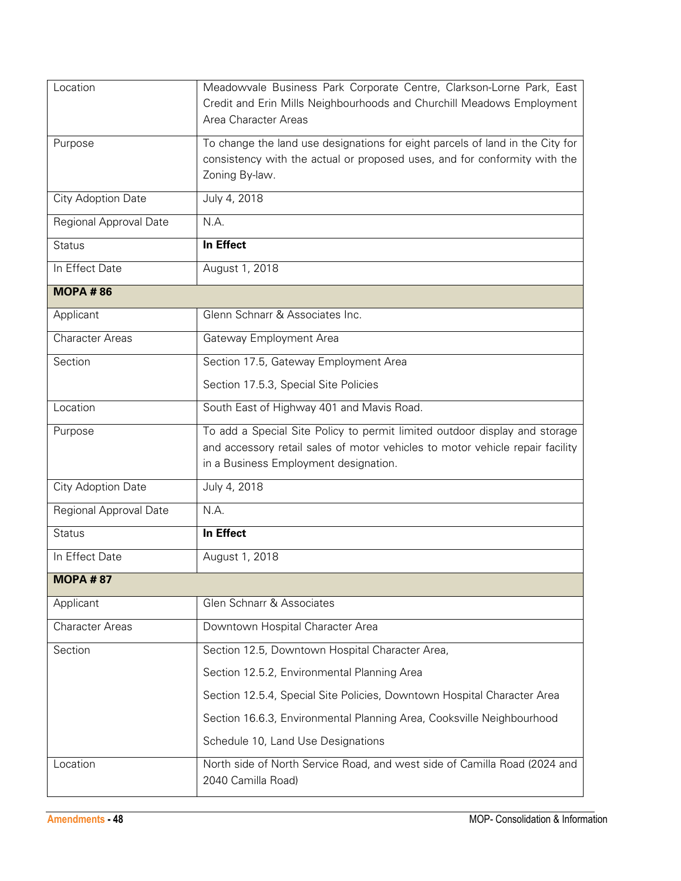| | |
|---|---|
| Location | Meadowvale Business Park Corporate Centre, Clarkson-Lorne Park, East Credit and Erin Mills Neighbourhoods and Churchill Meadows Employment Area Character Areas |
| Purpose | To change the land use designations for eight parcels of land in the City for consistency with the actual or proposed uses, and for conformity with the Zoning By-law. |
| City Adoption Date | July 4, 2018 |
| Regional Approval Date | N.A. |
| Status | **In Effect** |
| In Effect Date | August 1, 2018 |
| **MOPA # 86** | |
| Applicant | Glenn Schnarr & Associates Inc. |
| Character Areas | Gateway Employment Area |
| Section | Section 17.5, Gateway Employment Area<br>Section 17.5.3, Special Site Policies |
| Location | South East of Highway 401 and Mavis Road. |
| Purpose | To add a Special Site Policy to permit limited outdoor display and storage and accessory retail sales of motor vehicles to motor vehicle repair facility in a Business Employment designation. |
| City Adoption Date | July 4, 2018 |
| Regional Approval Date | N.A. |
| Status | **In Effect** |
| In Effect Date | August 1, 2018 |
| **MOPA # 87** | |
| Applicant | Glen Schnarr & Associates |
| Character Areas | Downtown Hospital Character Area |
| Section | Section 12.5, Downtown Hospital Character Area,<br>Section 12.5.2, Environmental Planning Area<br>Section 12.5.4, Special Site Policies, Downtown Hospital Character Area<br>Section 16.6.3, Environmental Planning Area, Cooksville Neighbourhood<br>Schedule 10, Land Use Designations |
| Location | North side of North Service Road, and west side of Camilla Road (2024 and 2040 Camilla Road) |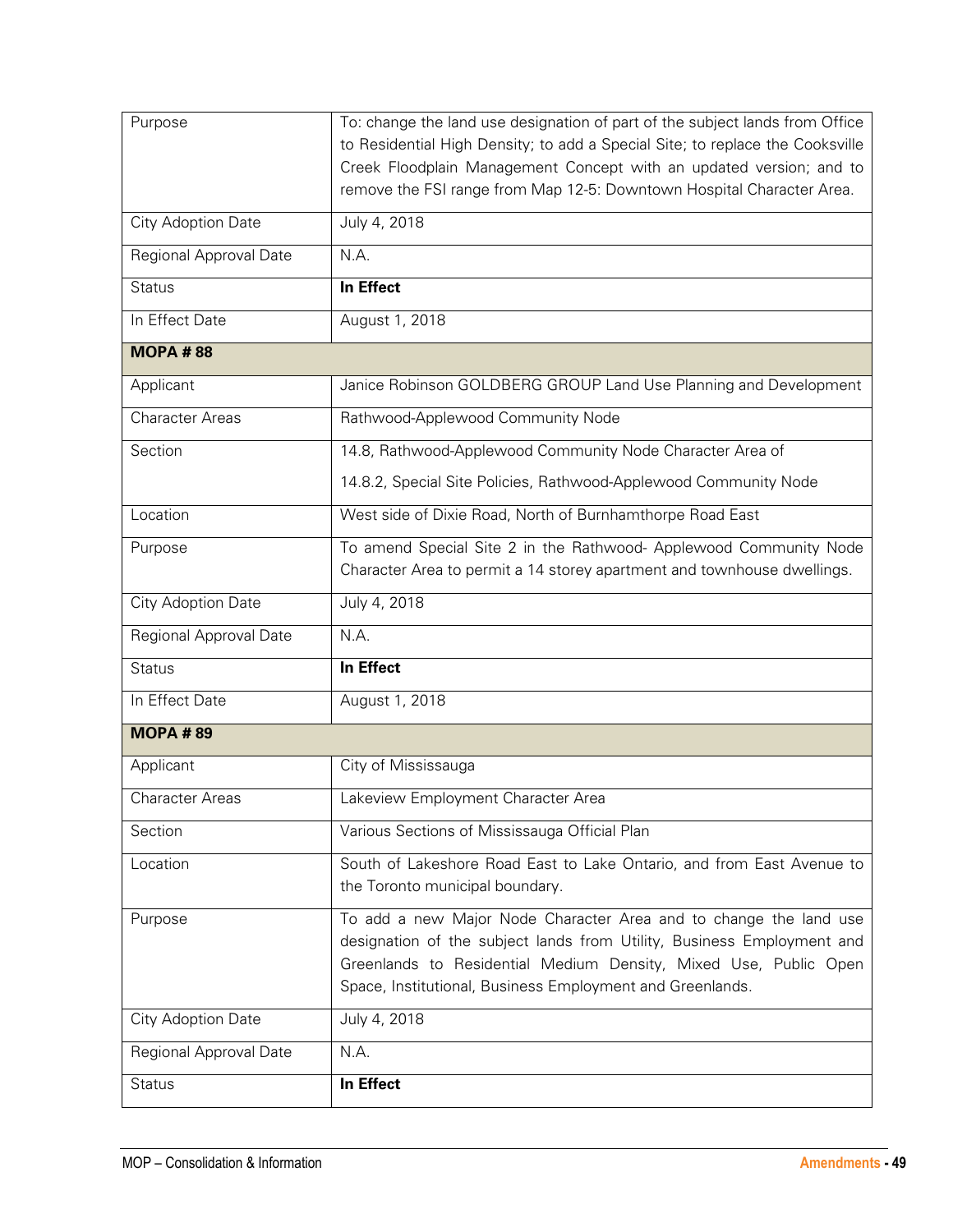| | |
|---|---|
| Purpose | To: change the land use designation of part of the subject lands from Office to Residential High Density; to add a Special Site; to replace the Cooksville Creek Floodplain Management Concept with an updated version; and to remove the FSI range from Map 12-5: Downtown Hospital Character Area. |
| City Adoption Date | July 4, 2018 |
| Regional Approval Date | N.A. |
| Status | **In Effect** |
| In Effect Date | August 1, 2018 |
| **MOPA # 88** | |
| Applicant | Janice Robinson GOLDBERG GROUP Land Use Planning and Development |
| Character Areas | Rathwood-Applewood Community Node |
| Section | 14.8, Rathwood-Applewood Community Node Character Area of<br>14.8.2, Special Site Policies, Rathwood-Applewood Community Node |
| Location | West side of Dixie Road, North of Burnhamthorpe Road East |
| Purpose | To amend Special Site 2 in the Rathwood- Applewood Community Node Character Area to permit a 14 storey apartment and townhouse dwellings. |
| City Adoption Date | July 4, 2018 |
| Regional Approval Date | N.A. |
| Status | **In Effect** |
| In Effect Date | August 1, 2018 |
| **MOPA # 89** | |
| Applicant | City of Mississauga |
| Character Areas | Lakeview Employment Character Area |
| Section | Various Sections of Mississauga Official Plan |
| Location | South of Lakeshore Road East to Lake Ontario, and from East Avenue to the Toronto municipal boundary. |
| Purpose | To add a new Major Node Character Area and to change the land use designation of the subject lands from Utility, Business Employment and Greenlands to Residential Medium Density, Mixed Use, Public Open Space, Institutional, Business Employment and Greenlands. |
| City Adoption Date | July 4, 2018 |
| Regional Approval Date | N.A. |
| Status | **In Effect** |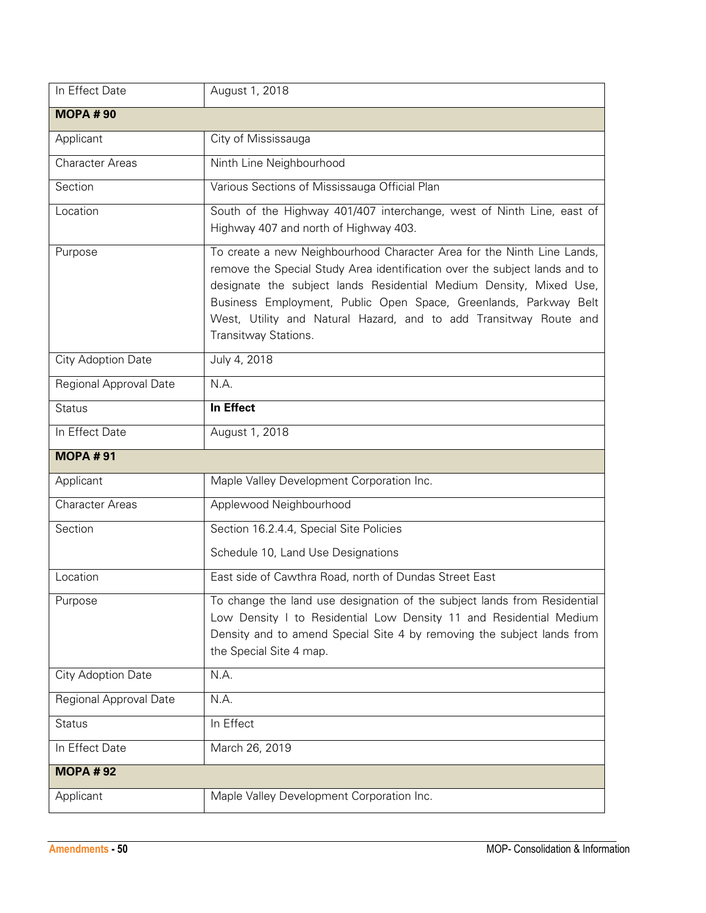| In Effect Date | August 1, 2018 |
|---|---|
| **MOPA # 90** | |
| Applicant | City of Mississauga |
| Character Areas | Ninth Line Neighbourhood |
| Section | Various Sections of Mississauga Official Plan |
| Location | South of the Highway 401/407 interchange, west of Ninth Line, east of Highway 407 and north of Highway 403. |
| Purpose | To create a new Neighbourhood Character Area for the Ninth Line Lands, remove the Special Study Area identification over the subject lands and to designate the subject lands Residential Medium Density, Mixed Use, Business Employment, Public Open Space, Greenlands, Parkway Belt West, Utility and Natural Hazard, and to add Transitway Route and Transitway Stations. |
| City Adoption Date | July 4, 2018 |
| Regional Approval Date | N.A. |
| Status | **In Effect** |
| In Effect Date | August 1, 2018 |
| **MOPA # 91** | |
| Applicant | Maple Valley Development Corporation Inc. |
| Character Areas | Applewood Neighbourhood |
| Section | Section 16.2.4.4, Special Site Policies<br>Schedule 10, Land Use Designations |
| Location | East side of Cawthra Road, north of Dundas Street East |
| Purpose | To change the land use designation of the subject lands from Residential Low Density I to Residential Low Density 11 and Residential Medium Density and to amend Special Site 4 by removing the subject lands from the Special Site 4 map. |
| City Adoption Date | N.A. |
| Regional Approval Date | N.A. |
| Status | In Effect |
| In Effect Date | March 26, 2019 |
| **MOPA # 92** | |
| Applicant | Maple Valley Development Corporation Inc. |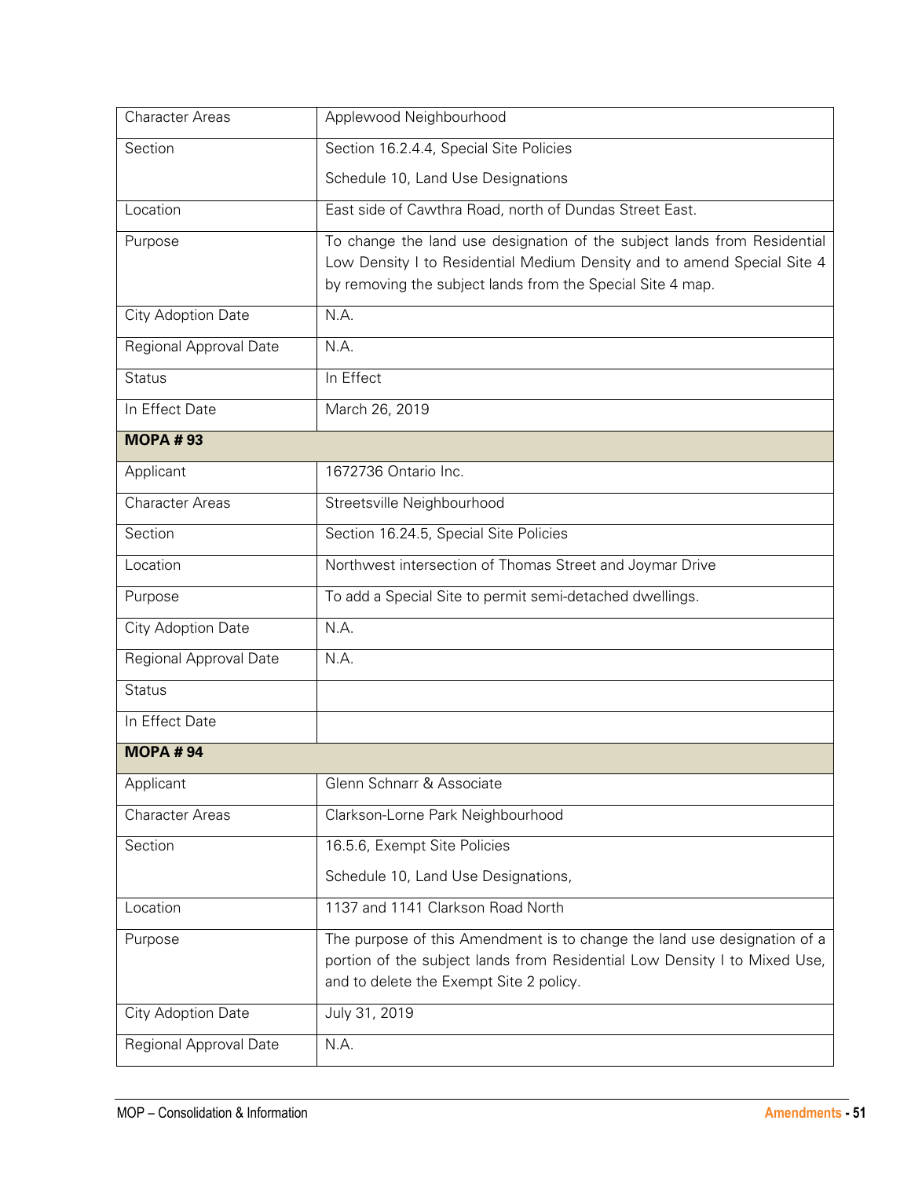| | |
|---|---|
| Character Areas | Applewood Neighbourhood |
| Section | Section 16.2.4.4, Special Site Policies<br><br>Schedule 10, Land Use Designations |
| Location | East side of Cawthra Road, north of Dundas Street East. |
| Purpose | To change the land use designation of the subject lands from Residential Low Density I to Residential Medium Density and to amend Special Site 4 by removing the subject lands from the Special Site 4 map. |
| City Adoption Date | N.A. |
| Regional Approval Date | N.A. |
| Status | In Effect |
| In Effect Date | March 26, 2019 |
| **MOPA # 93** | |
| Applicant | 1672736 Ontario Inc. |
| Character Areas | Streetsville Neighbourhood |
| Section | Section 16.24.5, Special Site Policies |
| Location | Northwest intersection of Thomas Street and Joymar Drive |
| Purpose | To add a Special Site to permit semi-detached dwellings. |
| City Adoption Date | N.A. |
| Regional Approval Date | N.A. |
| Status | |
| In Effect Date | |
| **MOPA # 94** | |
| Applicant | Glenn Schnarr & Associate |
| Character Areas | Clarkson-Lorne Park Neighbourhood |
| Section | 16.5.6, Exempt Site Policies<br><br>Schedule 10, Land Use Designations, |
| Location | 1137 and 1141 Clarkson Road North |
| Purpose | The purpose of this Amendment is to change the land use designation of a portion of the subject lands from Residential Low Density I to Mixed Use, and to delete the Exempt Site 2 policy. |
| City Adoption Date | July 31, 2019 |
| Regional Approval Date | N.A. |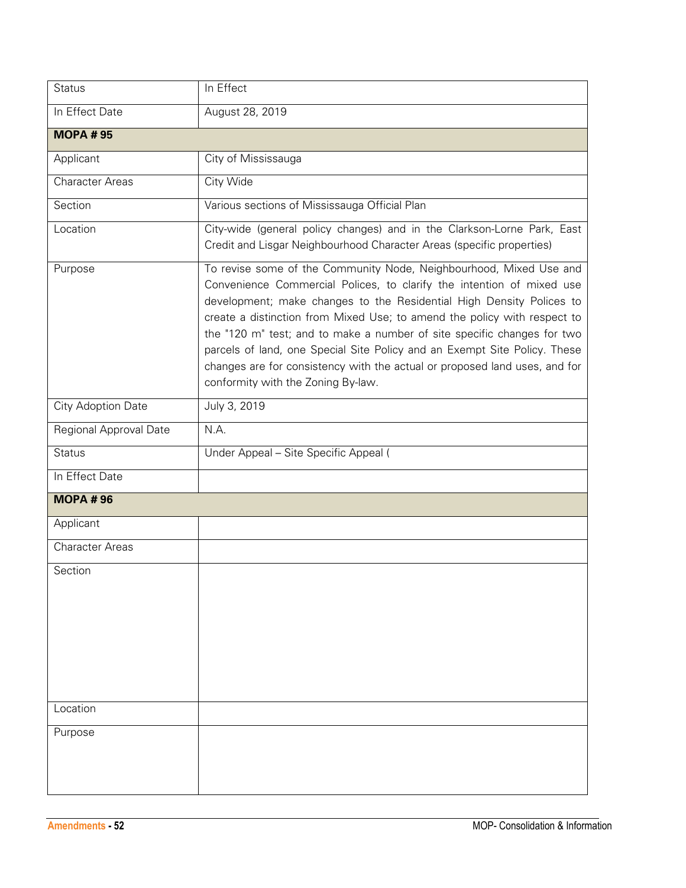| | |
|---|---|
| Status | In Effect |
| In Effect Date | August 28, 2019 |
| **MOPA # 95** | |
| Applicant | City of Mississauga |
| Character Areas | City Wide |
| Section | Various sections of Mississauga Official Plan |
| Location | City-wide (general policy changes) and in the Clarkson-Lorne Park, East Credit and Lisgar Neighbourhood Character Areas (specific properties) |
| Purpose | To revise some of the Community Node, Neighbourhood, Mixed Use and Convenience Commercial Polices, to clarify the intention of mixed use development; make changes to the Residential High Density Polices to create a distinction from Mixed Use; to amend the policy with respect to the "120 m" test; and to make a number of site specific changes for two parcels of land, one Special Site Policy and an Exempt Site Policy. These changes are for consistency with the actual or proposed land uses, and for conformity with the Zoning By-law. |
| City Adoption Date | July 3, 2019 |
| Regional Approval Date | N.A. |
| Status | Under Appeal – Site Specific Appeal ( |
| In Effect Date | |
| **MOPA # 96** | |
| Applicant | |
| Character Areas | |
| Section | |
| Location | |
| Purpose | |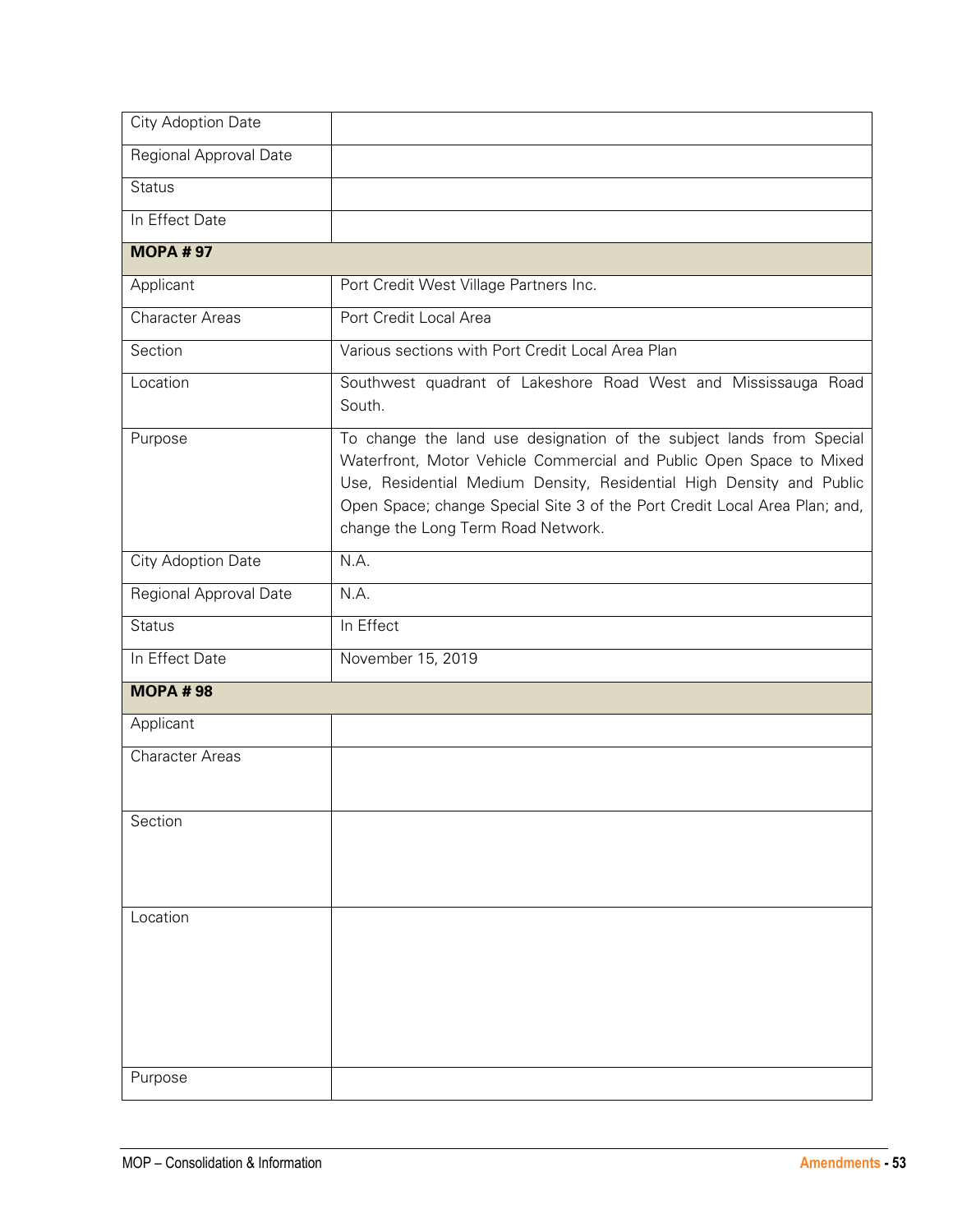| | |
|---|---|
| City Adoption Date | |
| Regional Approval Date | |
| Status | |
| In Effect Date | |
| **MOPA # 97** | |
| Applicant | Port Credit West Village Partners Inc. |
| Character Areas | Port Credit Local Area |
| Section | Various sections with Port Credit Local Area Plan |
| Location | Southwest quadrant of Lakeshore Road West and Mississauga Road South. |
| Purpose | To change the land use designation of the subject lands from Special Waterfront, Motor Vehicle Commercial and Public Open Space to Mixed Use, Residential Medium Density, Residential High Density and Public Open Space; change Special Site 3 of the Port Credit Local Area Plan; and, change the Long Term Road Network. |
| City Adoption Date | N.A. |
| Regional Approval Date | N.A. |
| Status | In Effect |
| In Effect Date | November 15, 2019 |
| **MOPA # 98** | |
| Applicant | |
| Character Areas | |
| Section | |
| Location | |
| Purpose | |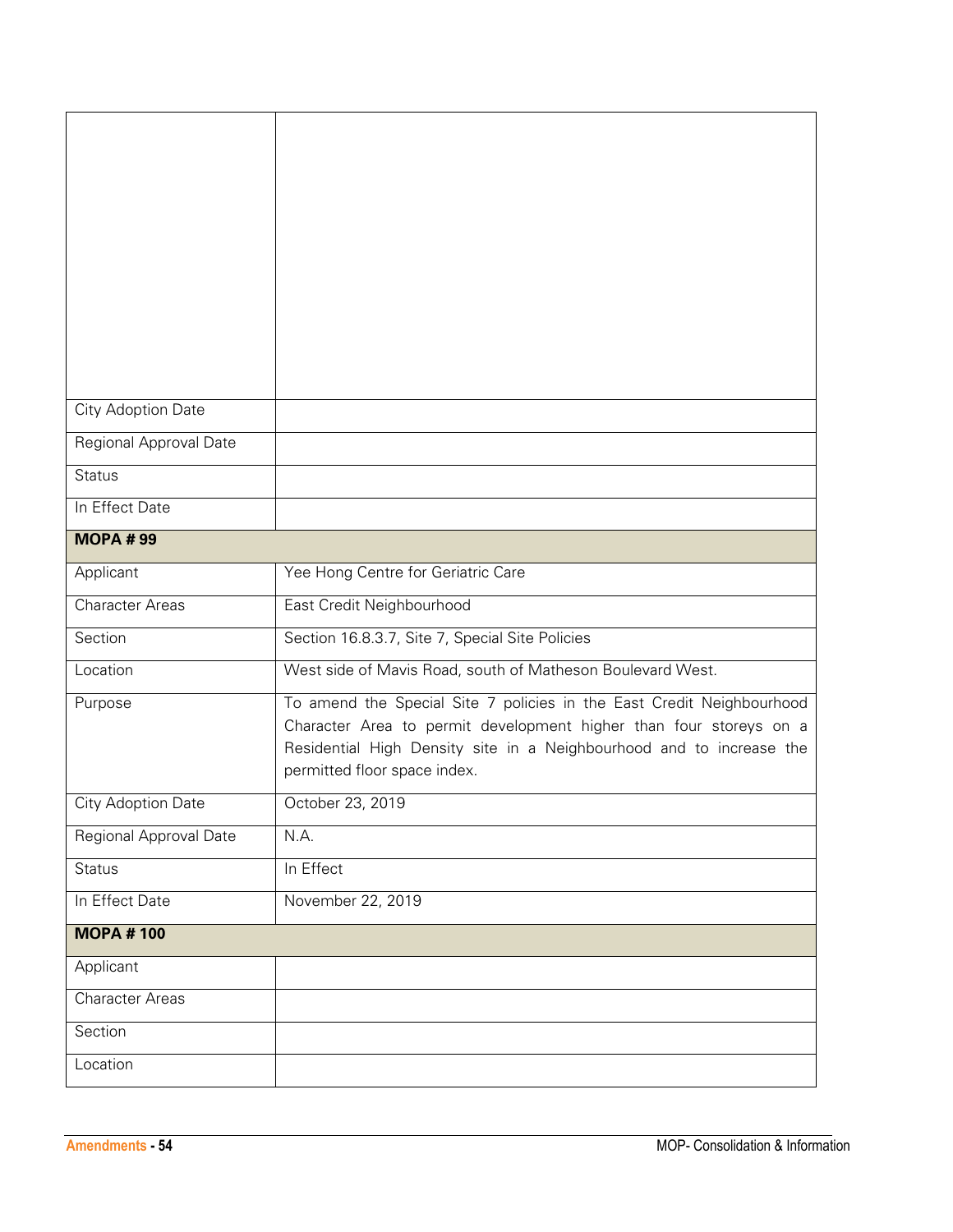| | |
|---|---|
| | |
| City Adoption Date | |
| Regional Approval Date | |
| Status | |
| In Effect Date | |
| **MOPA # 99** | |
| Applicant | Yee Hong Centre for Geriatric Care |
| Character Areas | East Credit Neighbourhood |
| Section | Section 16.8.3.7, Site 7, Special Site Policies |
| Location | West side of Mavis Road, south of Matheson Boulevard West. |
| Purpose | To amend the Special Site 7 policies in the East Credit Neighbourhood Character Area to permit development higher than four storeys on a Residential High Density site in a Neighbourhood and to increase the permitted floor space index. |
| City Adoption Date | October 23, 2019 |
| Regional Approval Date | N.A. |
| Status | In Effect |
| In Effect Date | November 22, 2019 |
| **MOPA # 100** | |
| Applicant | |
| Character Areas | |
| Section | |
| Location | |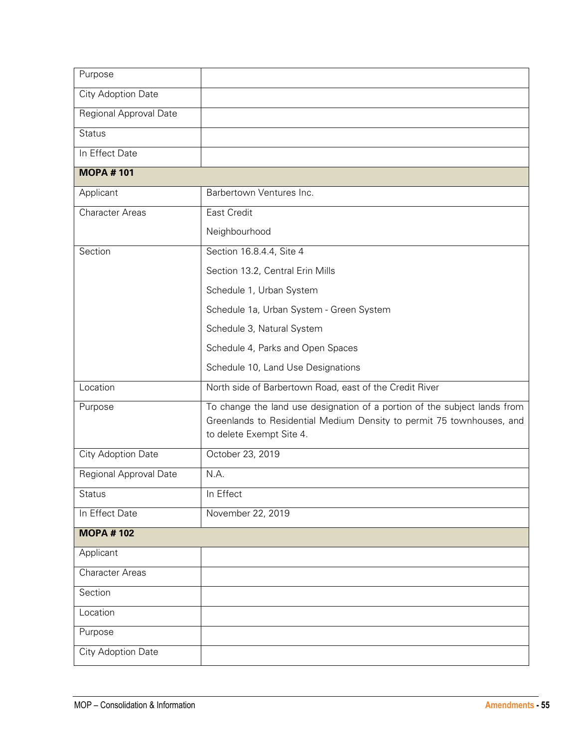| Purpose | |
|---|---|
| City Adoption Date | |
| Regional Approval Date | |
| Status | |
| In Effect Date | |
| **MOPA # 101** | |
| Applicant | Barbertown Ventures Inc. |
| Character Areas | East Credit<br>Neighbourhood |
| Section | Section 16.8.4.4, Site 4<br>Section 13.2, Central Erin Mills<br>Schedule 1, Urban System<br>Schedule 1a, Urban System - Green System<br>Schedule 3, Natural System<br>Schedule 4, Parks and Open Spaces<br>Schedule 10, Land Use Designations |
| Location | North side of Barbertown Road, east of the Credit River |
| Purpose | To change the land use designation of a portion of the subject lands from Greenlands to Residential Medium Density to permit 75 townhouses, and to delete Exempt Site 4. |
| City Adoption Date | October 23, 2019 |
| Regional Approval Date | N.A. |
| Status | In Effect |
| In Effect Date | November 22, 2019 |
| **MOPA # 102** | |
| Applicant | |
| Character Areas | |
| Section | |
| Location | |
| Purpose | |
| City Adoption Date | |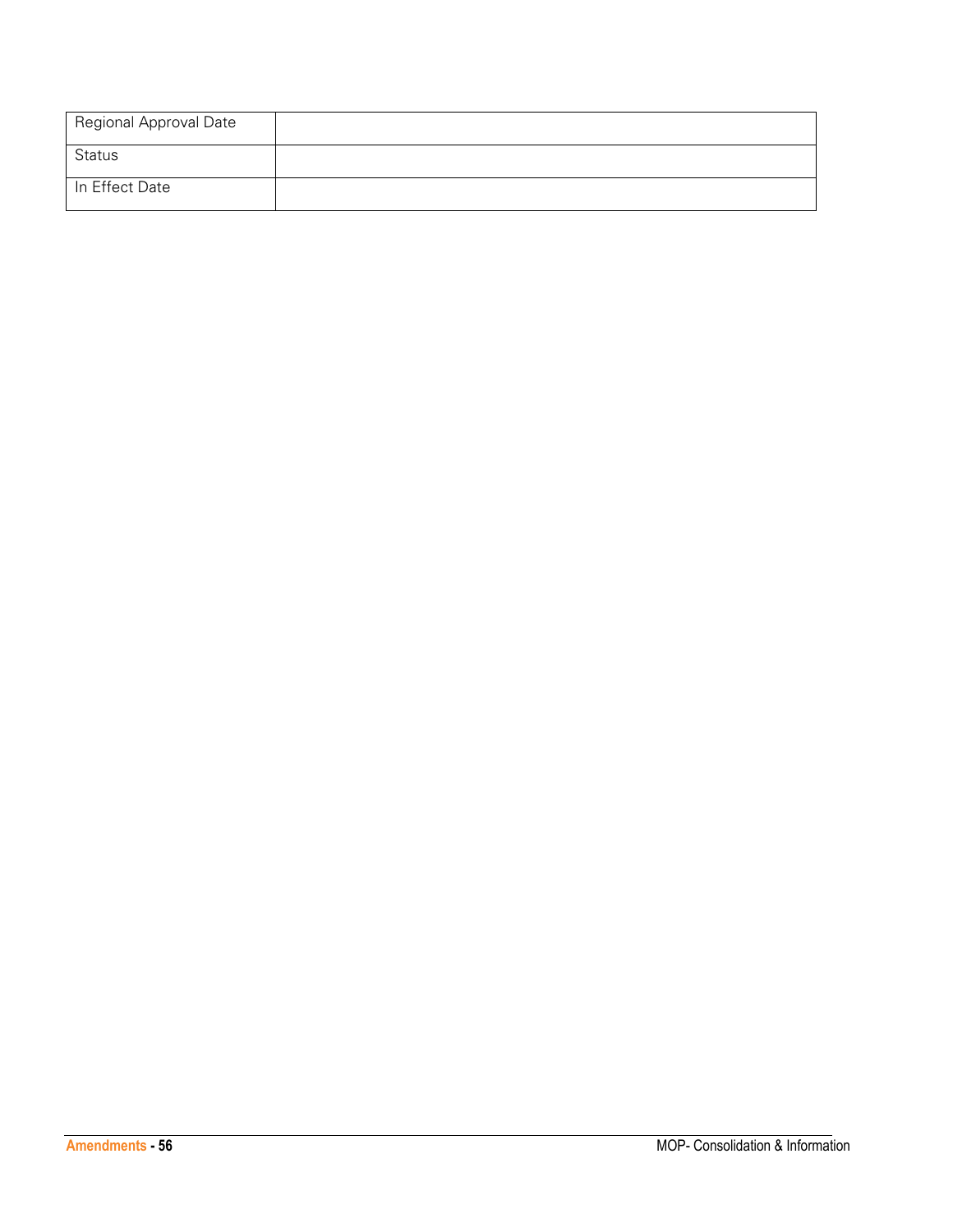| | |
|---|---|
| Regional Approval Date | |
| Status | |
| In Effect Date | |